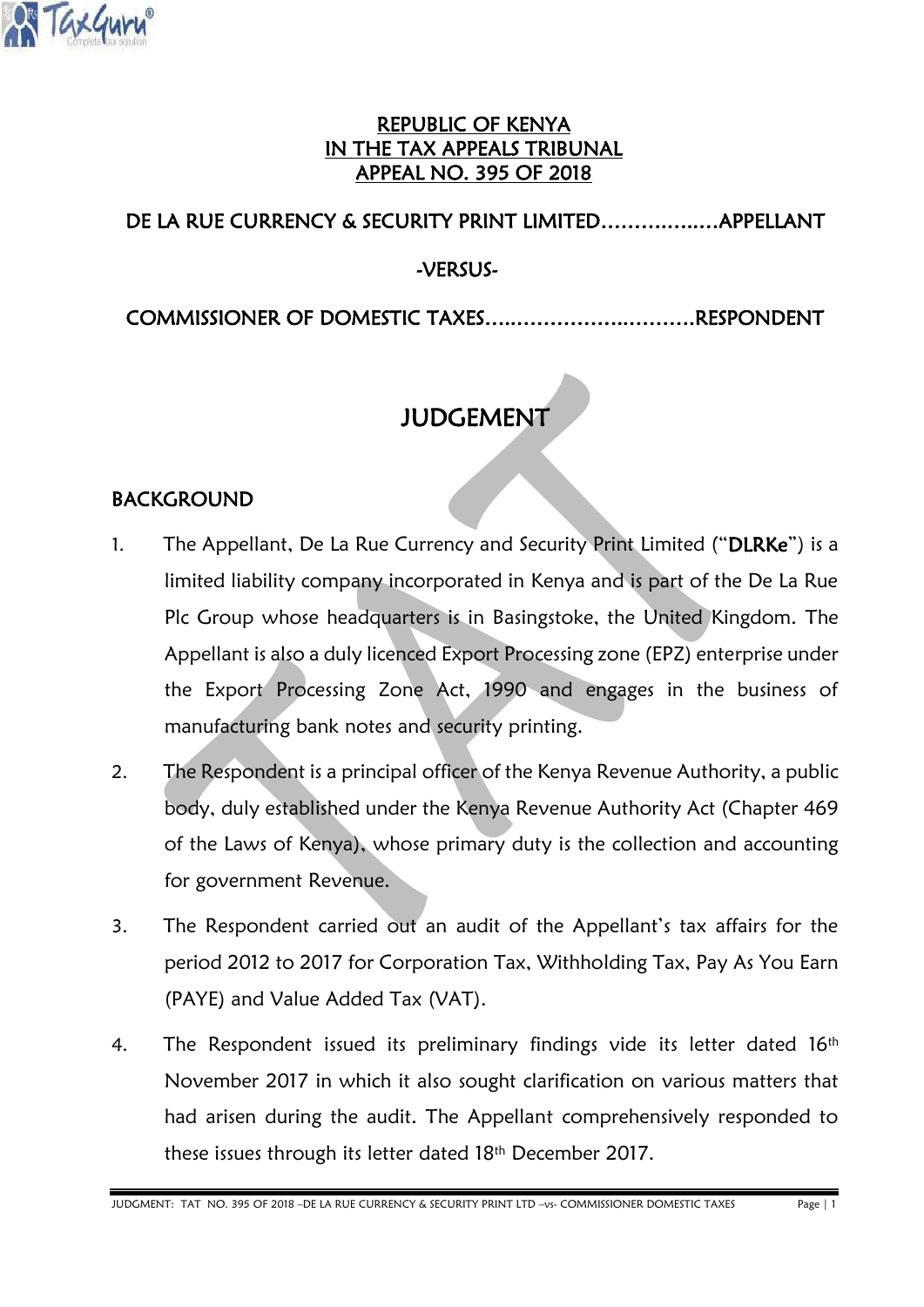**REPUBLIC OF KENYA**
**IN THE TAX APPEALS TRIBUNAL**
**APPEAL NO. 395 OF 2018**

DE LA RUE CURRENCY & SECURITY PRINT LIMITED……………..APPELLANT

-VERSUS-

COMMISSIONER OF DOMESTIC TAXES…..………………..……….RESPONDENT

# JUDGEMENT

## BACKGROUND

1. The Appellant, De La Rue Currency and Security Print Limited ("**DLRKe**") is a limited liability company incorporated in Kenya and is part of the De La Rue Plc Group whose headquarters is in Basingstoke, the United Kingdom. The Appellant is also a duly licenced Export Processing zone (EPZ) enterprise under the Export Processing Zone Act, 1990 and engages in the business of manufacturing bank notes and security printing.

2. The Respondent is a principal officer of the Kenya Revenue Authority, a public body, duly established under the Kenya Revenue Authority Act (Chapter 469 of the Laws of Kenya), whose primary duty is the collection and accounting for government Revenue.

3. The Respondent carried out an audit of the Appellant's tax affairs for the period 2012 to 2017 for Corporation Tax, Withholding Tax, Pay As You Earn (PAYE) and Value Added Tax (VAT).

4. The Respondent issued its preliminary findings vide its letter dated 16th November 2017 in which it also sought clarification on various matters that had arisen during the audit. The Appellant comprehensively responded to these issues through its letter dated 18th December 2017.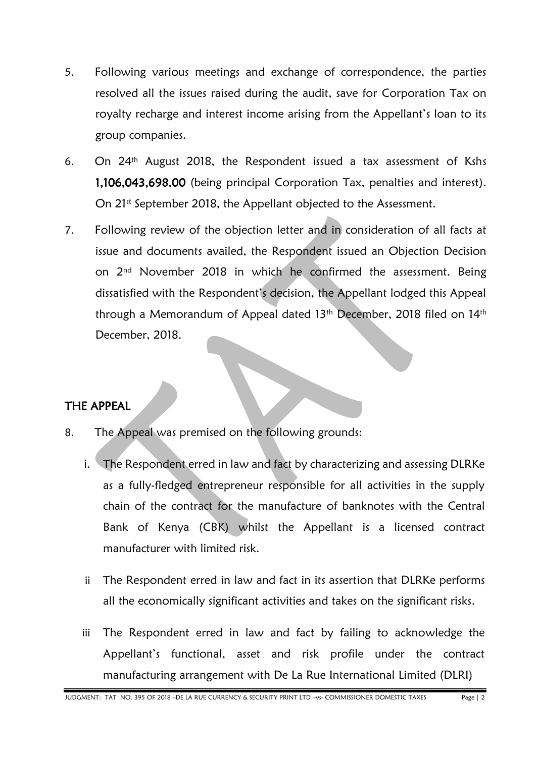5. Following various meetings and exchange of correspondence, the parties resolved all the issues raised during the audit, save for Corporation Tax on royalty recharge and interest income arising from the Appellant's loan to its group companies.

6. On 24th August 2018, the Respondent issued a tax assessment of Kshs **1,106,043,698.00** (being principal Corporation Tax, penalties and interest). On 21st September 2018, the Appellant objected to the Assessment.

7. Following review of the objection letter and in consideration of all facts at issue and documents availed, the Respondent issued an Objection Decision on 2nd November 2018 in which he confirmed the assessment. Being dissatisfied with the Respondent's decision, the Appellant lodged this Appeal through a Memorandum of Appeal dated 13th December, 2018 filed on 14th December, 2018.

## THE APPEAL

8. The Appeal was premised on the following grounds:

   i. The Respondent erred in law and fact by characterizing and assessing DLRKe as a fully-fledged entrepreneur responsible for all activities in the supply chain of the contract for the manufacture of banknotes with the Central Bank of Kenya (CBK) whilst the Appellant is a licensed contract manufacturer with limited risk.

   ii The Respondent erred in law and fact in its assertion that DLRKe performs all the economically significant activities and takes on the significant risks.

   iii The Respondent erred in law and fact by failing to acknowledge the Appellant's functional, asset and risk profile under the contract manufacturing arrangement with De La Rue International Limited (DLRI)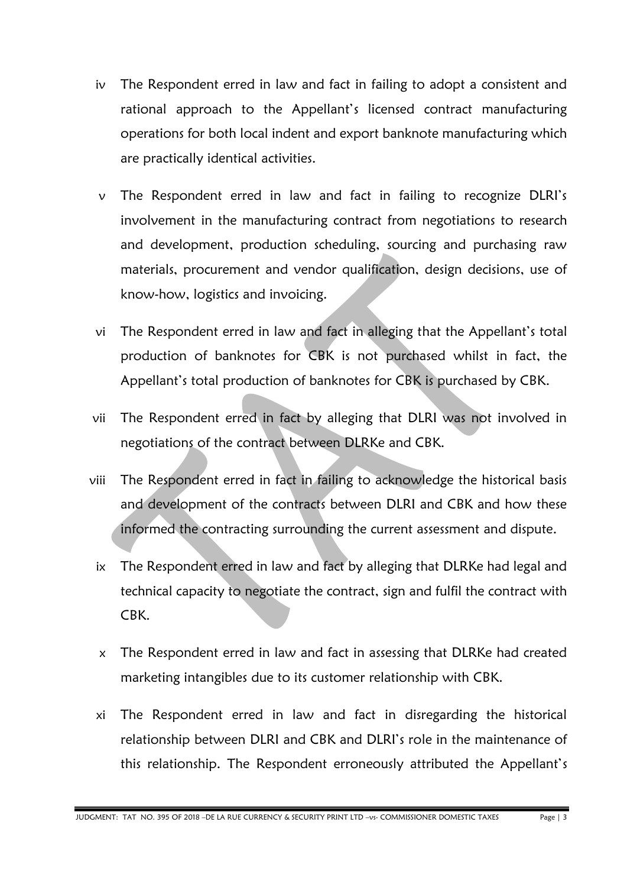iv The Respondent erred in law and fact in failing to adopt a consistent and rational approach to the Appellant's licensed contract manufacturing operations for both local indent and export banknote manufacturing which are practically identical activities.

v The Respondent erred in law and fact in failing to recognize DLRI's involvement in the manufacturing contract from negotiations to research and development, production scheduling, sourcing and purchasing raw materials, procurement and vendor qualification, design decisions, use of know-how, logistics and invoicing.

vi The Respondent erred in law and fact in alleging that the Appellant's total production of banknotes for CBK is not purchased whilst in fact, the Appellant's total production of banknotes for CBK is purchased by CBK.

vii The Respondent erred in fact by alleging that DLRI was not involved in negotiations of the contract between DLRKe and CBK.

viii The Respondent erred in fact in failing to acknowledge the historical basis and development of the contracts between DLRI and CBK and how these informed the contracting surrounding the current assessment and dispute.

ix The Respondent erred in law and fact by alleging that DLRKe had legal and technical capacity to negotiate the contract, sign and fulfil the contract with CBK.

x The Respondent erred in law and fact in assessing that DLRKe had created marketing intangibles due to its customer relationship with CBK.

xi The Respondent erred in law and fact in disregarding the historical relationship between DLRI and CBK and DLRI's role in the maintenance of this relationship. The Respondent erroneously attributed the Appellant's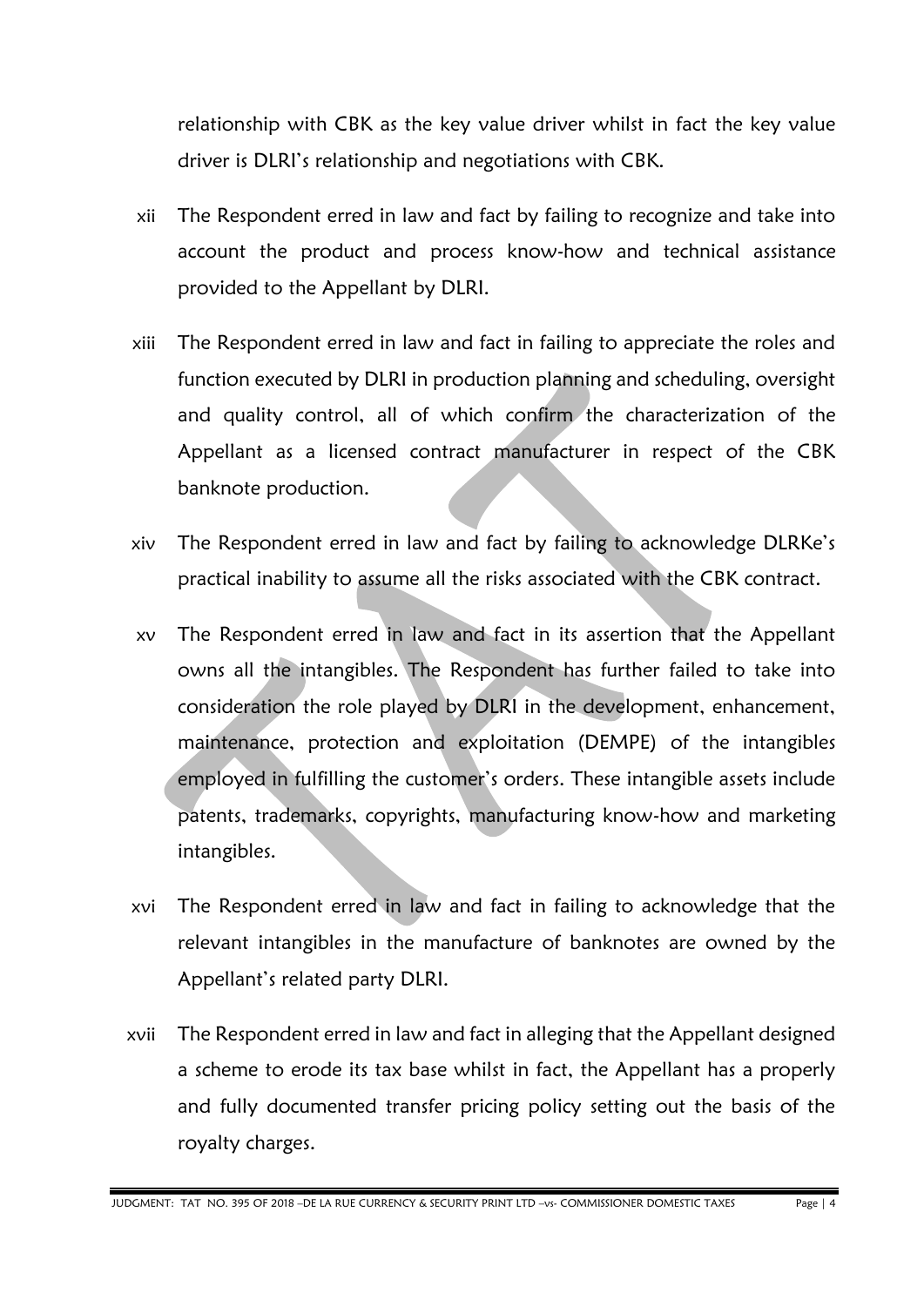relationship with CBK as the key value driver whilst in fact the key value driver is DLRI's relationship and negotiations with CBK.

xii The Respondent erred in law and fact by failing to recognize and take into account the product and process know-how and technical assistance provided to the Appellant by DLRI.

xiii The Respondent erred in law and fact in failing to appreciate the roles and function executed by DLRI in production planning and scheduling, oversight and quality control, all of which confirm the characterization of the Appellant as a licensed contract manufacturer in respect of the CBK banknote production.

xiv The Respondent erred in law and fact by failing to acknowledge DLRKe's practical inability to assume all the risks associated with the CBK contract.

xv The Respondent erred in law and fact in its assertion that the Appellant owns all the intangibles. The Respondent has further failed to take into consideration the role played by DLRI in the development, enhancement, maintenance, protection and exploitation (DEMPE) of the intangibles employed in fulfilling the customer's orders. These intangible assets include patents, trademarks, copyrights, manufacturing know-how and marketing intangibles.

xvi The Respondent erred in law and fact in failing to acknowledge that the relevant intangibles in the manufacture of banknotes are owned by the Appellant's related party DLRI.

xvii The Respondent erred in law and fact in alleging that the Appellant designed a scheme to erode its tax base whilst in fact, the Appellant has a properly and fully documented transfer pricing policy setting out the basis of the royalty charges.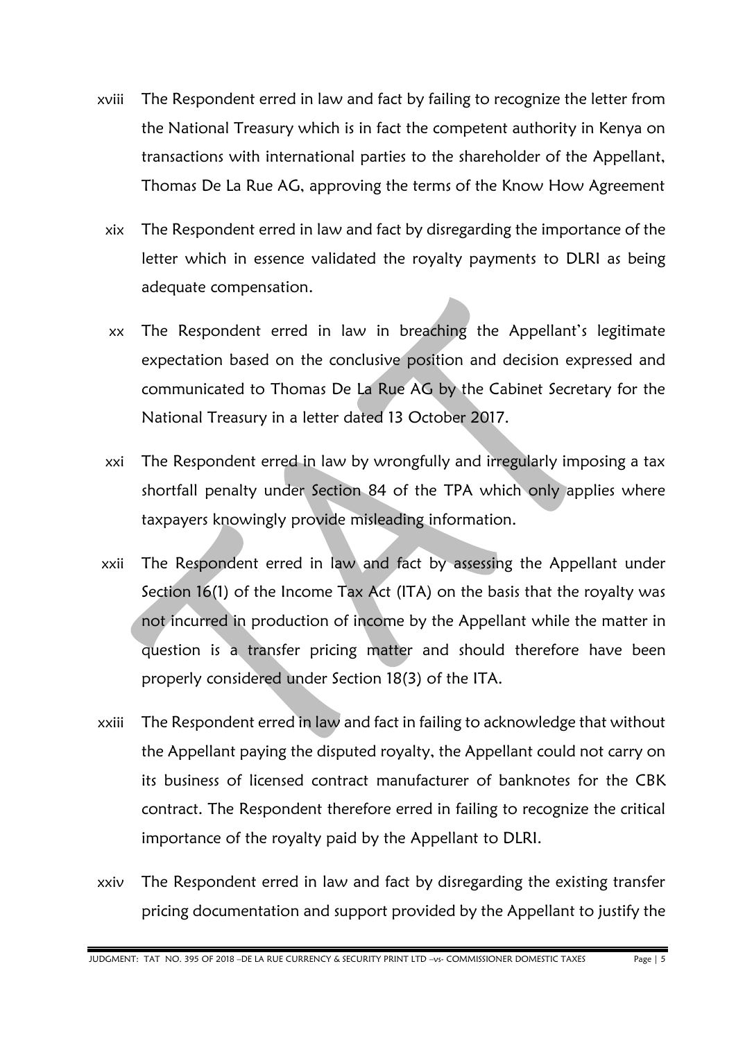xviii The Respondent erred in law and fact by failing to recognize the letter from the National Treasury which is in fact the competent authority in Kenya on transactions with international parties to the shareholder of the Appellant, Thomas De La Rue AG, approving the terms of the Know How Agreement

xix The Respondent erred in law and fact by disregarding the importance of the letter which in essence validated the royalty payments to DLRI as being adequate compensation.

xx The Respondent erred in law in breaching the Appellant's legitimate expectation based on the conclusive position and decision expressed and communicated to Thomas De La Rue AG by the Cabinet Secretary for the National Treasury in a letter dated 13 October 2017.

xxi The Respondent erred in law by wrongfully and irregularly imposing a tax shortfall penalty under Section 84 of the TPA which only applies where taxpayers knowingly provide misleading information.

xxii The Respondent erred in law and fact by assessing the Appellant under Section 16(1) of the Income Tax Act (ITA) on the basis that the royalty was not incurred in production of income by the Appellant while the matter in question is a transfer pricing matter and should therefore have been properly considered under Section 18(3) of the ITA.

xxiii The Respondent erred in law and fact in failing to acknowledge that without the Appellant paying the disputed royalty, the Appellant could not carry on its business of licensed contract manufacturer of banknotes for the CBK contract. The Respondent therefore erred in failing to recognize the critical importance of the royalty paid by the Appellant to DLRI.

xxiv The Respondent erred in law and fact by disregarding the existing transfer pricing documentation and support provided by the Appellant to justify the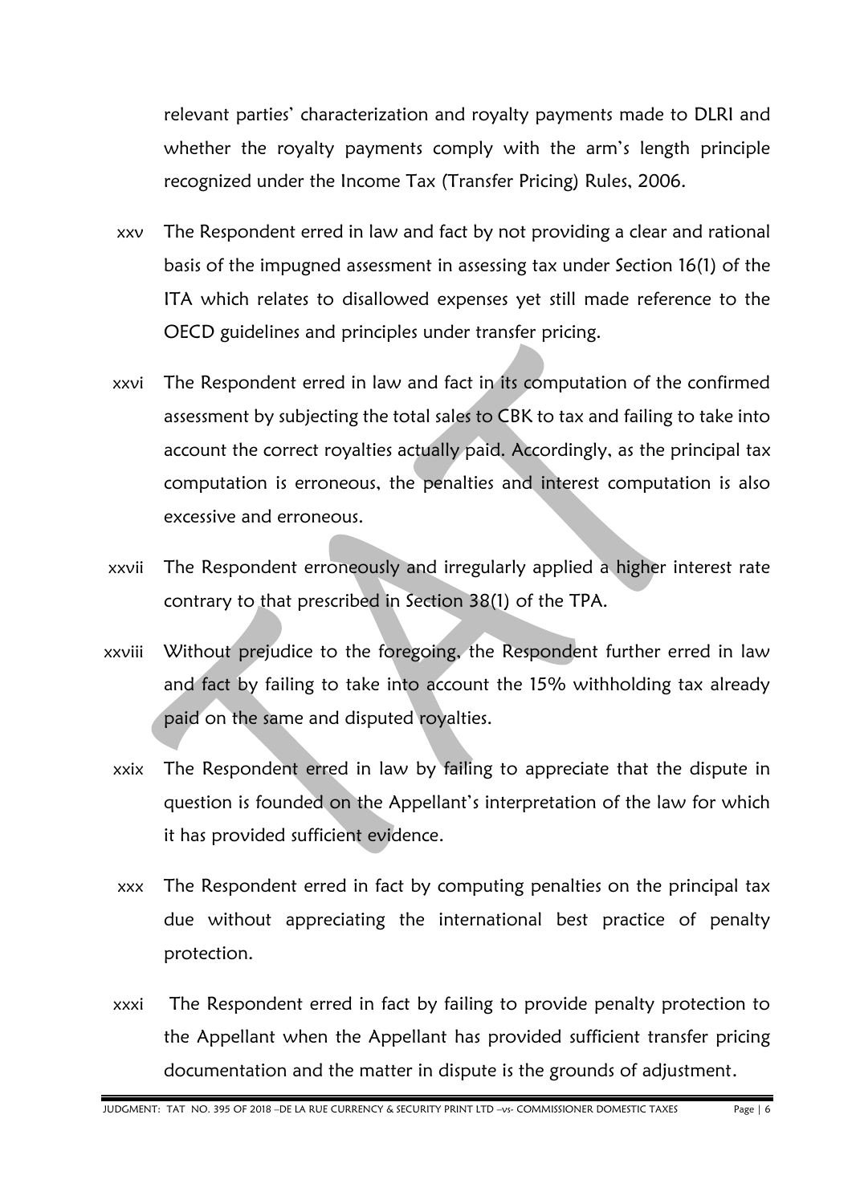relevant parties' characterization and royalty payments made to DLRI and whether the royalty payments comply with the arm's length principle recognized under the Income Tax (Transfer Pricing) Rules, 2006.

xxv The Respondent erred in law and fact by not providing a clear and rational basis of the impugned assessment in assessing tax under Section 16(1) of the ITA which relates to disallowed expenses yet still made reference to the OECD guidelines and principles under transfer pricing.

xxvi The Respondent erred in law and fact in its computation of the confirmed assessment by subjecting the total sales to CBK to tax and failing to take into account the correct royalties actually paid. Accordingly, as the principal tax computation is erroneous, the penalties and interest computation is also excessive and erroneous.

xxvii The Respondent erroneously and irregularly applied a higher interest rate contrary to that prescribed in Section 38(1) of the TPA.

xxviii Without prejudice to the foregoing, the Respondent further erred in law and fact by failing to take into account the 15% withholding tax already paid on the same and disputed royalties.

xxix The Respondent erred in law by failing to appreciate that the dispute in question is founded on the Appellant's interpretation of the law for which it has provided sufficient evidence.

xxx The Respondent erred in fact by computing penalties on the principal tax due without appreciating the international best practice of penalty protection.

xxxi The Respondent erred in fact by failing to provide penalty protection to the Appellant when the Appellant has provided sufficient transfer pricing documentation and the matter in dispute is the grounds of adjustment.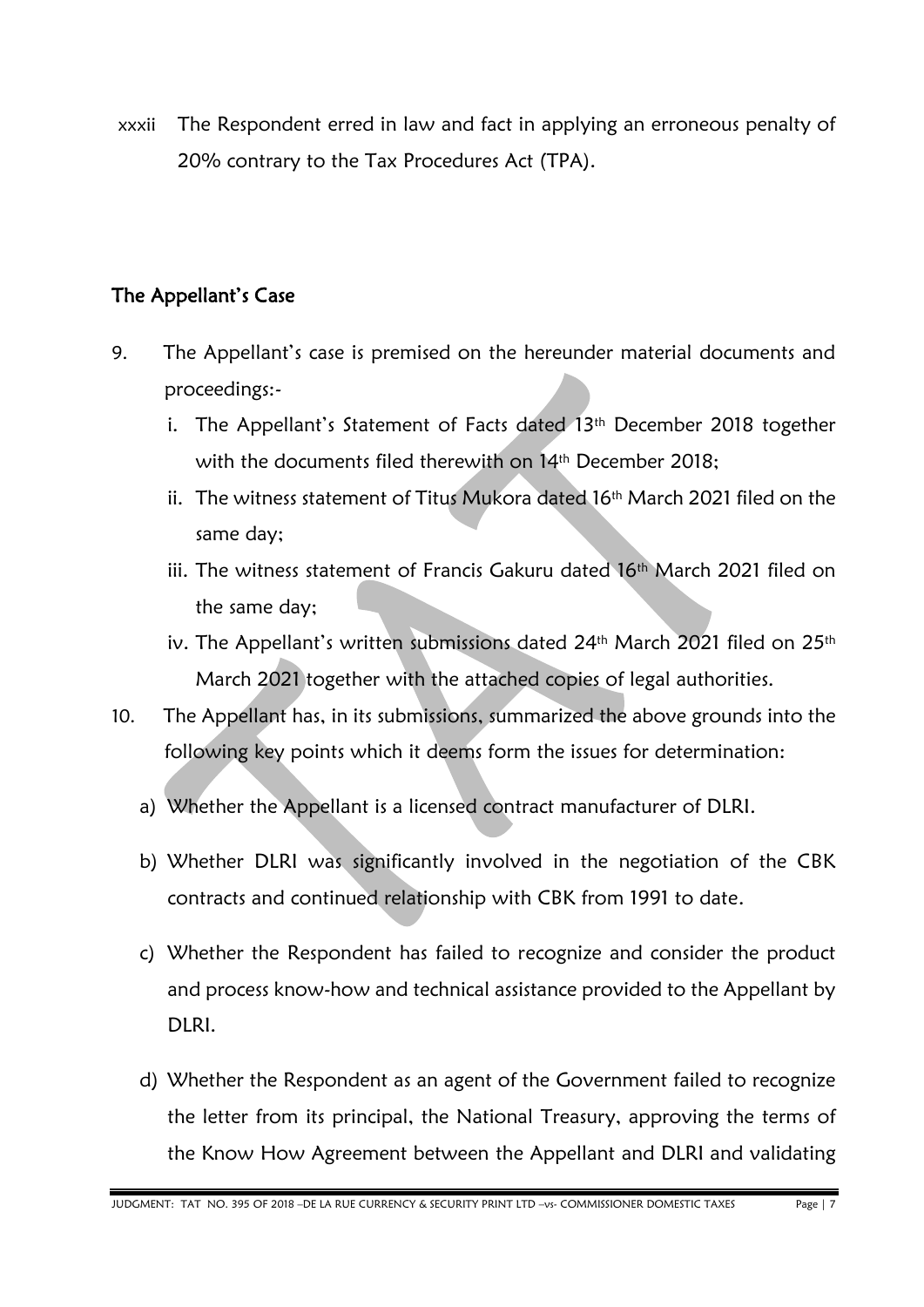xxxii The Respondent erred in law and fact in applying an erroneous penalty of 20% contrary to the Tax Procedures Act (TPA).

## The Appellant's Case

9. The Appellant's case is premised on the hereunder material documents and proceedings:-
   i. The Appellant's Statement of Facts dated 13th December 2018 together with the documents filed therewith on 14th December 2018;
   ii. The witness statement of Titus Mukora dated 16th March 2021 filed on the same day;
   iii. The witness statement of Francis Gakuru dated 16th March 2021 filed on the same day;
   iv. The Appellant's written submissions dated 24th March 2021 filed on 25th March 2021 together with the attached copies of legal authorities.

10. The Appellant has, in its submissions, summarized the above grounds into the following key points which it deems form the issues for determination:

    a) Whether the Appellant is a licensed contract manufacturer of DLRI.

    b) Whether DLRI was significantly involved in the negotiation of the CBK contracts and continued relationship with CBK from 1991 to date.

    c) Whether the Respondent has failed to recognize and consider the product and process know-how and technical assistance provided to the Appellant by DLRI.

    d) Whether the Respondent as an agent of the Government failed to recognize the letter from its principal, the National Treasury, approving the terms of the Know How Agreement between the Appellant and DLRI and validating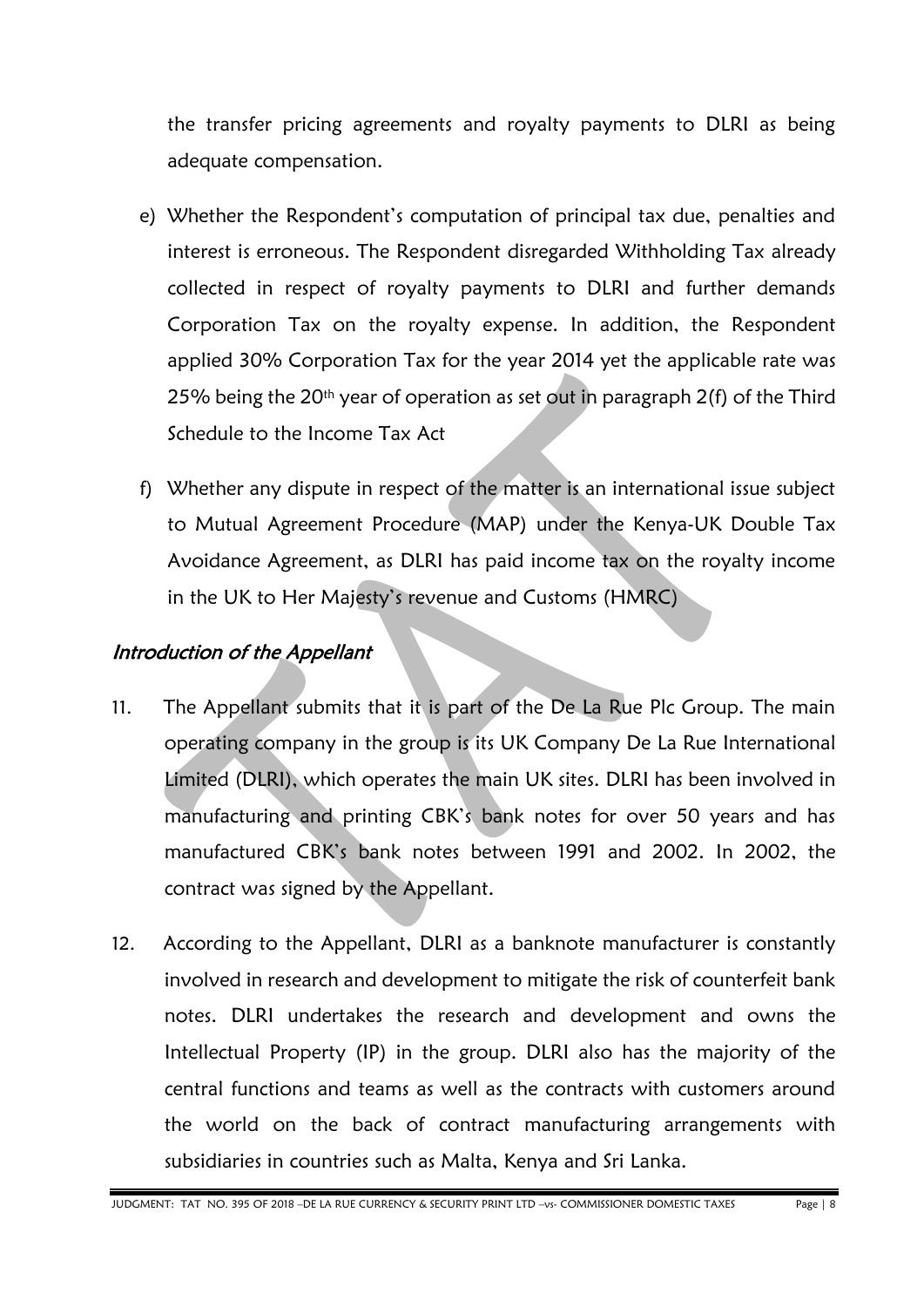the transfer pricing agreements and royalty payments to DLRI as being adequate compensation.

e) Whether the Respondent's computation of principal tax due, penalties and interest is erroneous. The Respondent disregarded Withholding Tax already collected in respect of royalty payments to DLRI and further demands Corporation Tax on the royalty expense. In addition, the Respondent applied 30% Corporation Tax for the year 2014 yet the applicable rate was 25% being the 20th year of operation as set out in paragraph 2(f) of the Third Schedule to the Income Tax Act

f) Whether any dispute in respect of the matter is an international issue subject to Mutual Agreement Procedure (MAP) under the Kenya-UK Double Tax Avoidance Agreement, as DLRI has paid income tax on the royalty income in the UK to Her Majesty's revenue and Customs (HMRC)

## *Introduction of the Appellant*

11. The Appellant submits that it is part of the De La Rue Plc Group. The main operating company in the group is its UK Company De La Rue International Limited (DLRI), which operates the main UK sites. DLRI has been involved in manufacturing and printing CBK's bank notes for over 50 years and has manufactured CBK's bank notes between 1991 and 2002. In 2002, the contract was signed by the Appellant.

12. According to the Appellant, DLRI as a banknote manufacturer is constantly involved in research and development to mitigate the risk of counterfeit bank notes. DLRI undertakes the research and development and owns the Intellectual Property (IP) in the group. DLRI also has the majority of the central functions and teams as well as the contracts with customers around the world on the back of contract manufacturing arrangements with subsidiaries in countries such as Malta, Kenya and Sri Lanka.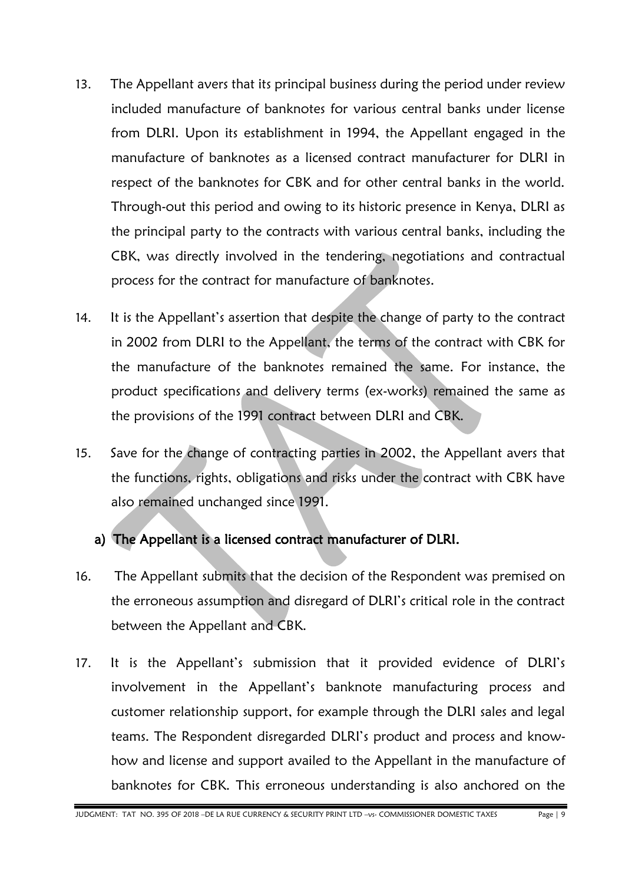13. The Appellant avers that its principal business during the period under review included manufacture of banknotes for various central banks under license from DLRI. Upon its establishment in 1994, the Appellant engaged in the manufacture of banknotes as a licensed contract manufacturer for DLRI in respect of the banknotes for CBK and for other central banks in the world. Through-out this period and owing to its historic presence in Kenya, DLRI as the principal party to the contracts with various central banks, including the CBK, was directly involved in the tendering, negotiations and contractual process for the contract for manufacture of banknotes.

14. It is the Appellant's assertion that despite the change of party to the contract in 2002 from DLRI to the Appellant, the terms of the contract with CBK for the manufacture of the banknotes remained the same. For instance, the product specifications and delivery terms (ex-works) remained the same as the provisions of the 1991 contract between DLRI and CBK.

15. Save for the change of contracting parties in 2002, the Appellant avers that the functions, rights, obligations and risks under the contract with CBK have also remained unchanged since 1991.

**a) The Appellant is a licensed contract manufacturer of DLRI.**

16. The Appellant submits that the decision of the Respondent was premised on the erroneous assumption and disregard of DLRI's critical role in the contract between the Appellant and CBK.

17. It is the Appellant's submission that it provided evidence of DLRI's involvement in the Appellant's banknote manufacturing process and customer relationship support, for example through the DLRI sales and legal teams. The Respondent disregarded DLRI's product and process and know-how and license and support availed to the Appellant in the manufacture of banknotes for CBK. This erroneous understanding is also anchored on the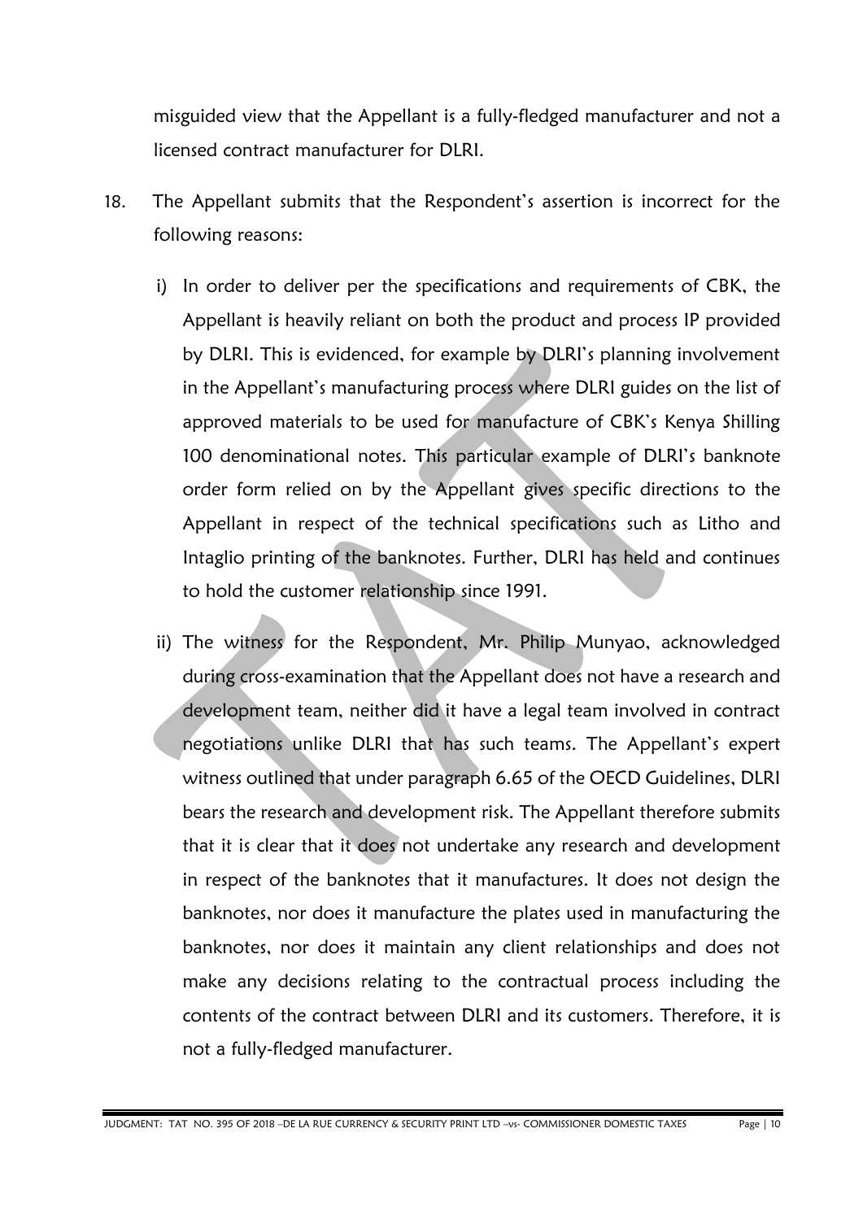misguided view that the Appellant is a fully-fledged manufacturer and not a licensed contract manufacturer for DLRI.

18. The Appellant submits that the Respondent's assertion is incorrect for the following reasons:

    i) In order to deliver per the specifications and requirements of CBK, the Appellant is heavily reliant on both the product and process IP provided by DLRI. This is evidenced, for example by DLRI's planning involvement in the Appellant's manufacturing process where DLRI guides on the list of approved materials to be used for manufacture of CBK's Kenya Shilling 100 denominational notes. This particular example of DLRI's banknote order form relied on by the Appellant gives specific directions to the Appellant in respect of the technical specifications such as Litho and Intaglio printing of the banknotes. Further, DLRI has held and continues to hold the customer relationship since 1991.

    ii) The witness for the Respondent, Mr. Philip Munyao, acknowledged during cross-examination that the Appellant does not have a research and development team, neither did it have a legal team involved in contract negotiations unlike DLRI that has such teams. The Appellant's expert witness outlined that under paragraph 6.65 of the OECD Guidelines, DLRI bears the research and development risk. The Appellant therefore submits that it is clear that it does not undertake any research and development in respect of the banknotes that it manufactures. It does not design the banknotes, nor does it manufacture the plates used in manufacturing the banknotes, nor does it maintain any client relationships and does not make any decisions relating to the contractual process including the contents of the contract between DLRI and its customers. Therefore, it is not a fully-fledged manufacturer.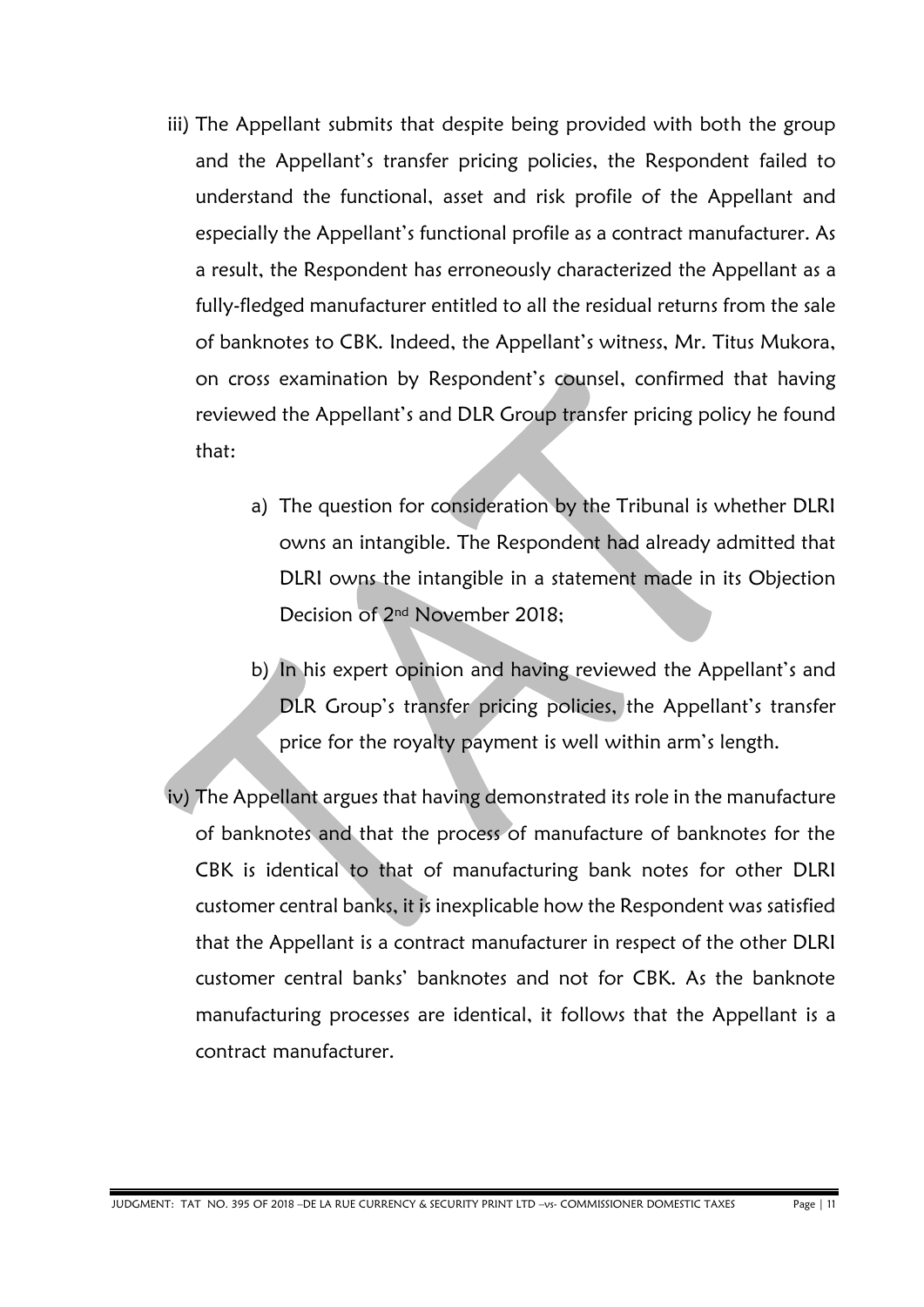iii) The Appellant submits that despite being provided with both the group and the Appellant's transfer pricing policies, the Respondent failed to understand the functional, asset and risk profile of the Appellant and especially the Appellant's functional profile as a contract manufacturer. As a result, the Respondent has erroneously characterized the Appellant as a fully-fledged manufacturer entitled to all the residual returns from the sale of banknotes to CBK. Indeed, the Appellant's witness, Mr. Titus Mukora, on cross examination by Respondent's counsel, confirmed that having reviewed the Appellant's and DLR Group transfer pricing policy he found that:

   a) The question for consideration by the Tribunal is whether DLRI owns an intangible. The Respondent had already admitted that DLRI owns the intangible in a statement made in its Objection Decision of 2nd November 2018;

   b) In his expert opinion and having reviewed the Appellant's and DLR Group's transfer pricing policies, the Appellant's transfer price for the royalty payment is well within arm's length.

iv) The Appellant argues that having demonstrated its role in the manufacture of banknotes and that the process of manufacture of banknotes for the CBK is identical to that of manufacturing bank notes for other DLRI customer central banks, it is inexplicable how the Respondent was satisfied that the Appellant is a contract manufacturer in respect of the other DLRI customer central banks' banknotes and not for CBK. As the banknote manufacturing processes are identical, it follows that the Appellant is a contract manufacturer.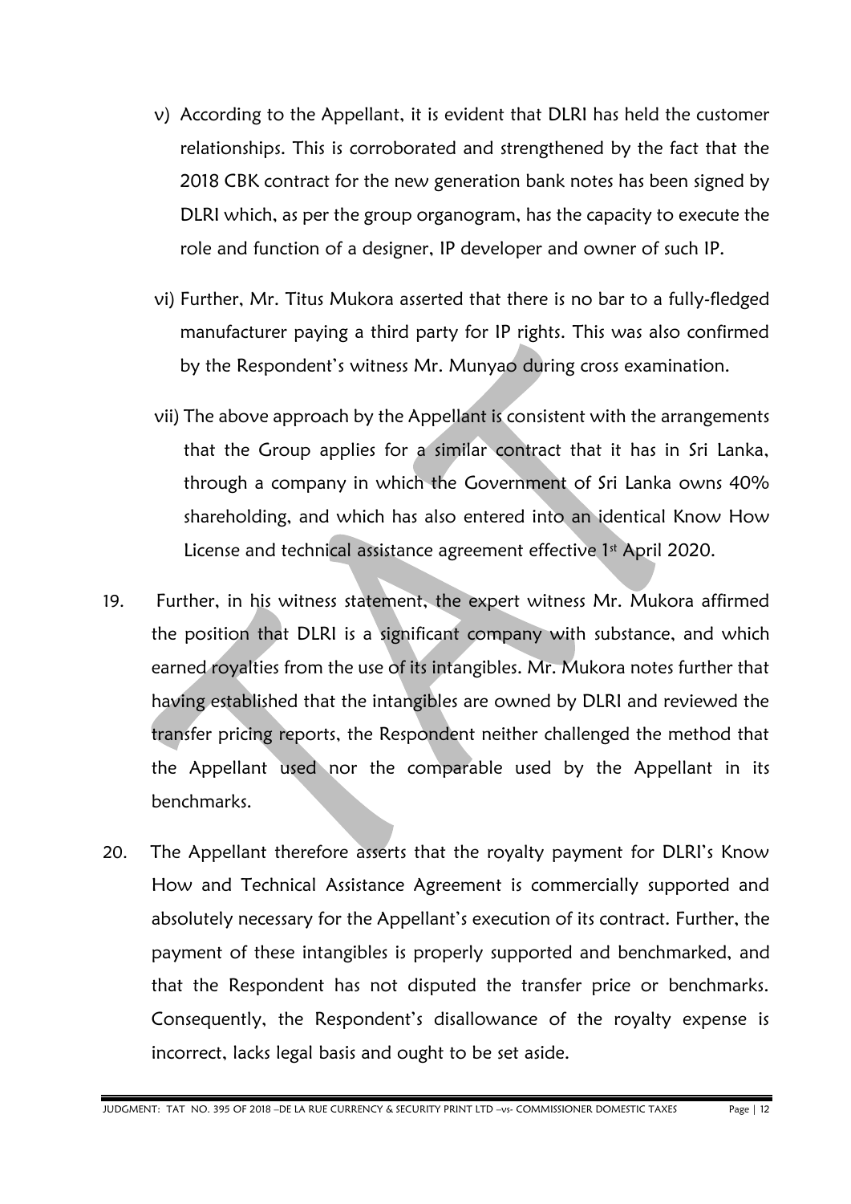v) According to the Appellant, it is evident that DLRI has held the customer relationships. This is corroborated and strengthened by the fact that the 2018 CBK contract for the new generation bank notes has been signed by DLRI which, as per the group organogram, has the capacity to execute the role and function of a designer, IP developer and owner of such IP.

vi) Further, Mr. Titus Mukora asserted that there is no bar to a fully-fledged manufacturer paying a third party for IP rights. This was also confirmed by the Respondent's witness Mr. Munyao during cross examination.

vii) The above approach by the Appellant is consistent with the arrangements that the Group applies for a similar contract that it has in Sri Lanka, through a company in which the Government of Sri Lanka owns 40% shareholding, and which has also entered into an identical Know How License and technical assistance agreement effective 1st April 2020.

19. Further, in his witness statement, the expert witness Mr. Mukora affirmed the position that DLRI is a significant company with substance, and which earned royalties from the use of its intangibles. Mr. Mukora notes further that having established that the intangibles are owned by DLRI and reviewed the transfer pricing reports, the Respondent neither challenged the method that the Appellant used nor the comparable used by the Appellant in its benchmarks.

20. The Appellant therefore asserts that the royalty payment for DLRI's Know How and Technical Assistance Agreement is commercially supported and absolutely necessary for the Appellant's execution of its contract. Further, the payment of these intangibles is properly supported and benchmarked, and that the Respondent has not disputed the transfer price or benchmarks. Consequently, the Respondent's disallowance of the royalty expense is incorrect, lacks legal basis and ought to be set aside.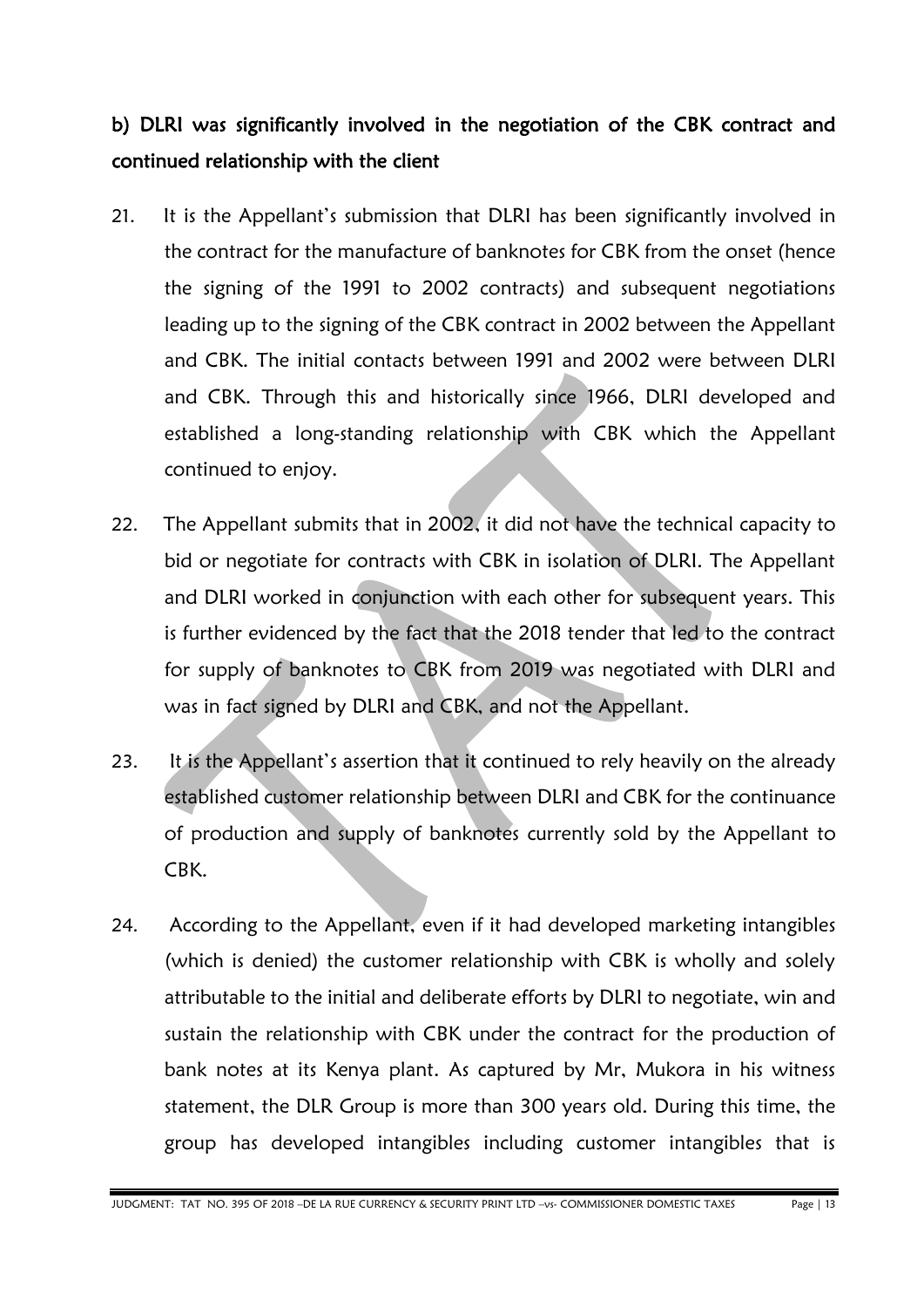**b) DLRI was significantly involved in the negotiation of the CBK contract and continued relationship with the client**

21. It is the Appellant's submission that DLRI has been significantly involved in the contract for the manufacture of banknotes for CBK from the onset (hence the signing of the 1991 to 2002 contracts) and subsequent negotiations leading up to the signing of the CBK contract in 2002 between the Appellant and CBK. The initial contacts between 1991 and 2002 were between DLRI and CBK. Through this and historically since 1966, DLRI developed and established a long-standing relationship with CBK which the Appellant continued to enjoy.

22. The Appellant submits that in 2002, it did not have the technical capacity to bid or negotiate for contracts with CBK in isolation of DLRI. The Appellant and DLRI worked in conjunction with each other for subsequent years. This is further evidenced by the fact that the 2018 tender that led to the contract for supply of banknotes to CBK from 2019 was negotiated with DLRI and was in fact signed by DLRI and CBK, and not the Appellant.

23. It is the Appellant's assertion that it continued to rely heavily on the already established customer relationship between DLRI and CBK for the continuance of production and supply of banknotes currently sold by the Appellant to CBK.

24. According to the Appellant, even if it had developed marketing intangibles (which is denied) the customer relationship with CBK is wholly and solely attributable to the initial and deliberate efforts by DLRI to negotiate, win and sustain the relationship with CBK under the contract for the production of bank notes at its Kenya plant. As captured by Mr, Mukora in his witness statement, the DLR Group is more than 300 years old. During this time, the group has developed intangibles including customer intangibles that is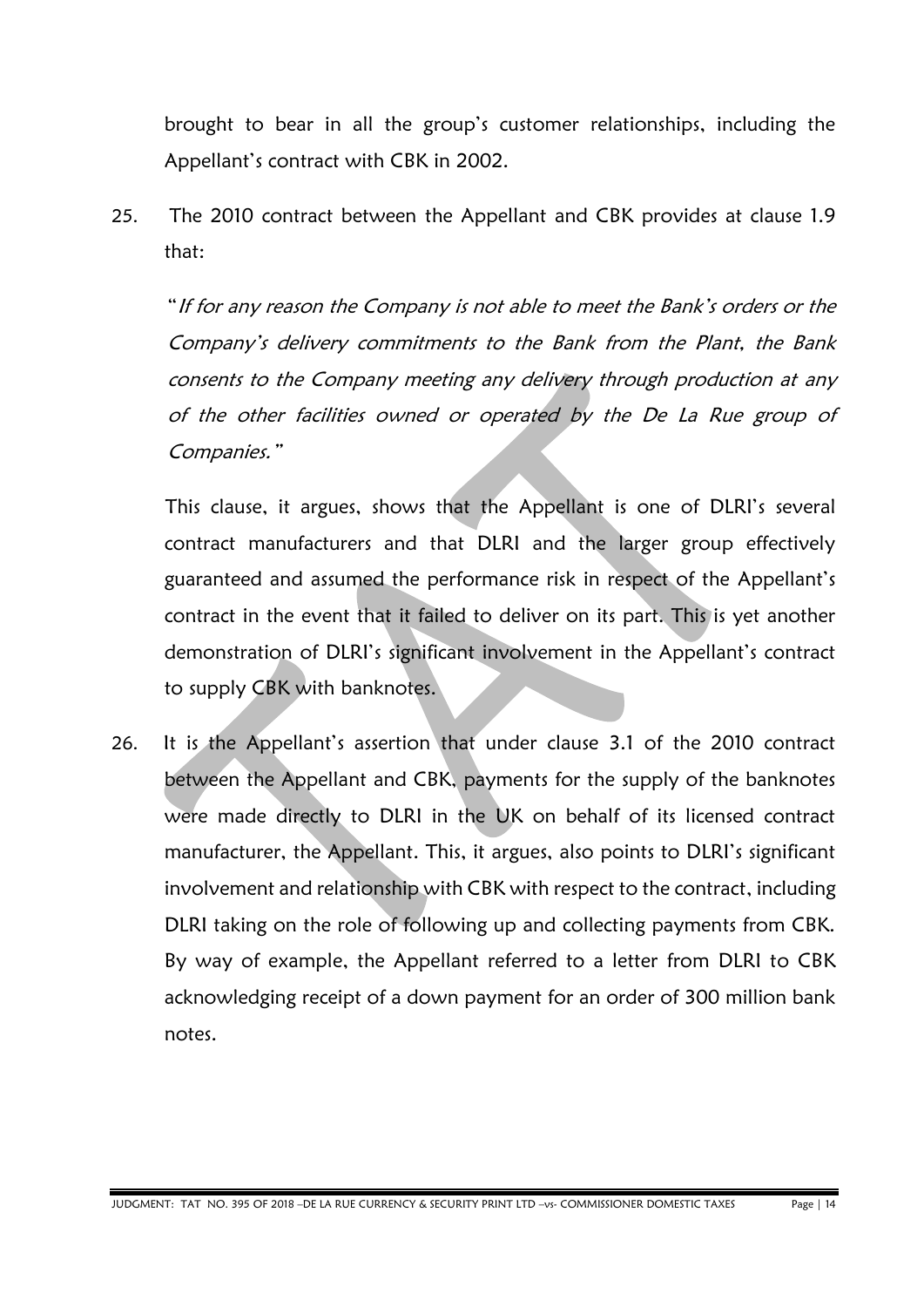brought to bear in all the group's customer relationships, including the Appellant's contract with CBK in 2002.

25. The 2010 contract between the Appellant and CBK provides at clause 1.9 that:

    "*If for any reason the Company is not able to meet the Bank's orders or the Company's delivery commitments to the Bank from the Plant, the Bank consents to the Company meeting any delivery through production at any of the other facilities owned or operated by the De La Rue group of Companies.*"

    This clause, it argues, shows that the Appellant is one of DLRI's several contract manufacturers and that DLRI and the larger group effectively guaranteed and assumed the performance risk in respect of the Appellant's contract in the event that it failed to deliver on its part. This is yet another demonstration of DLRI's significant involvement in the Appellant's contract to supply CBK with banknotes.

26. It is the Appellant's assertion that under clause 3.1 of the 2010 contract between the Appellant and CBK, payments for the supply of the banknotes were made directly to DLRI in the UK on behalf of its licensed contract manufacturer, the Appellant. This, it argues, also points to DLRI's significant involvement and relationship with CBK with respect to the contract, including DLRI taking on the role of following up and collecting payments from CBK. By way of example, the Appellant referred to a letter from DLRI to CBK acknowledging receipt of a down payment for an order of 300 million bank notes.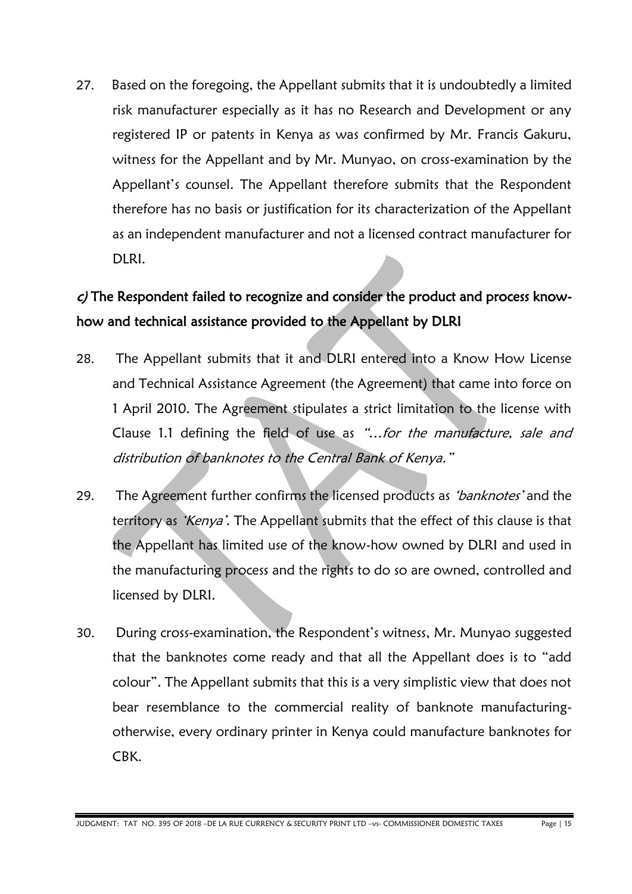27. Based on the foregoing, the Appellant submits that it is undoubtedly a limited risk manufacturer especially as it has no Research and Development or any registered IP or patents in Kenya as was confirmed by Mr. Francis Gakuru, witness for the Appellant and by Mr. Munyao, on cross-examination by the Appellant's counsel. The Appellant therefore submits that the Respondent therefore has no basis or justification for its characterization of the Appellant as an independent manufacturer and not a licensed contract manufacturer for DLRI.

**c) The Respondent failed to recognize and consider the product and process know-how and technical assistance provided to the Appellant by DLRI**

28. The Appellant submits that it and DLRI entered into a Know How License and Technical Assistance Agreement (the Agreement) that came into force on 1 April 2010. The Agreement stipulates a strict limitation to the license with Clause 1.1 defining the field of use as *"…for the manufacture, sale and distribution of banknotes to the Central Bank of Kenya."*

29. The Agreement further confirms the licensed products as *'banknotes'* and the territory as *'Kenya'*. The Appellant submits that the effect of this clause is that the Appellant has limited use of the know-how owned by DLRI and used in the manufacturing process and the rights to do so are owned, controlled and licensed by DLRI.

30. During cross-examination, the Respondent's witness, Mr. Munyao suggested that the banknotes come ready and that all the Appellant does is to "add colour". The Appellant submits that this is a very simplistic view that does not bear resemblance to the commercial reality of banknote manufacturing-otherwise, every ordinary printer in Kenya could manufacture banknotes for CBK.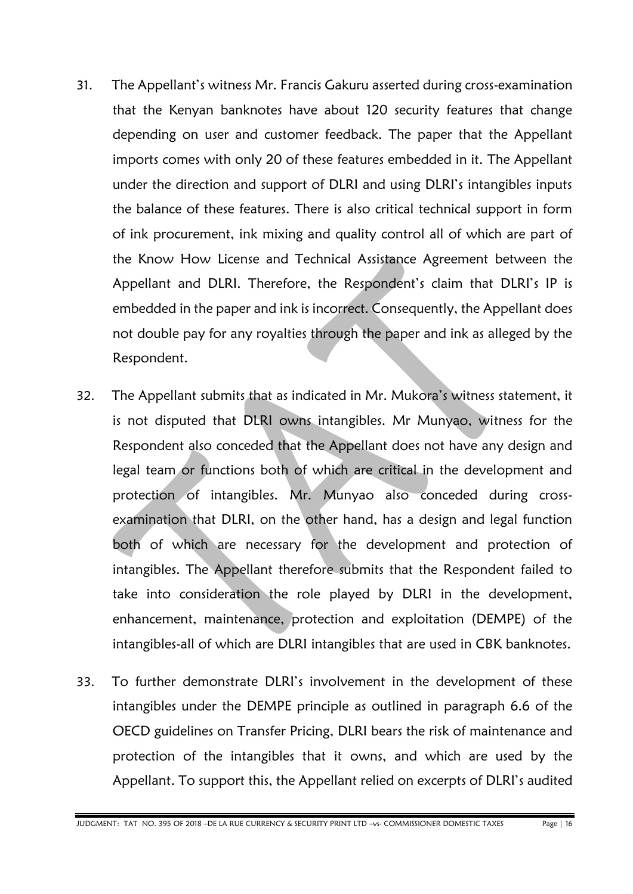31. The Appellant's witness Mr. Francis Gakuru asserted during cross-examination that the Kenyan banknotes have about 120 security features that change depending on user and customer feedback. The paper that the Appellant imports comes with only 20 of these features embedded in it. The Appellant under the direction and support of DLRI and using DLRI's intangibles inputs the balance of these features. There is also critical technical support in form of ink procurement, ink mixing and quality control all of which are part of the Know How License and Technical Assistance Agreement between the Appellant and DLRI. Therefore, the Respondent's claim that DLRI's IP is embedded in the paper and ink is incorrect. Consequently, the Appellant does not double pay for any royalties through the paper and ink as alleged by the Respondent.

32. The Appellant submits that as indicated in Mr. Mukora's witness statement, it is not disputed that DLRI owns intangibles. Mr Munyao, witness for the Respondent also conceded that the Appellant does not have any design and legal team or functions both of which are critical in the development and protection of intangibles. Mr. Munyao also conceded during cross-examination that DLRI, on the other hand, has a design and legal function both of which are necessary for the development and protection of intangibles. The Appellant therefore submits that the Respondent failed to take into consideration the role played by DLRI in the development, enhancement, maintenance, protection and exploitation (DEMPE) of the intangibles-all of which are DLRI intangibles that are used in CBK banknotes.

33. To further demonstrate DLRI's involvement in the development of these intangibles under the DEMPE principle as outlined in paragraph 6.6 of the OECD guidelines on Transfer Pricing, DLRI bears the risk of maintenance and protection of the intangibles that it owns, and which are used by the Appellant. To support this, the Appellant relied on excerpts of DLRI's audited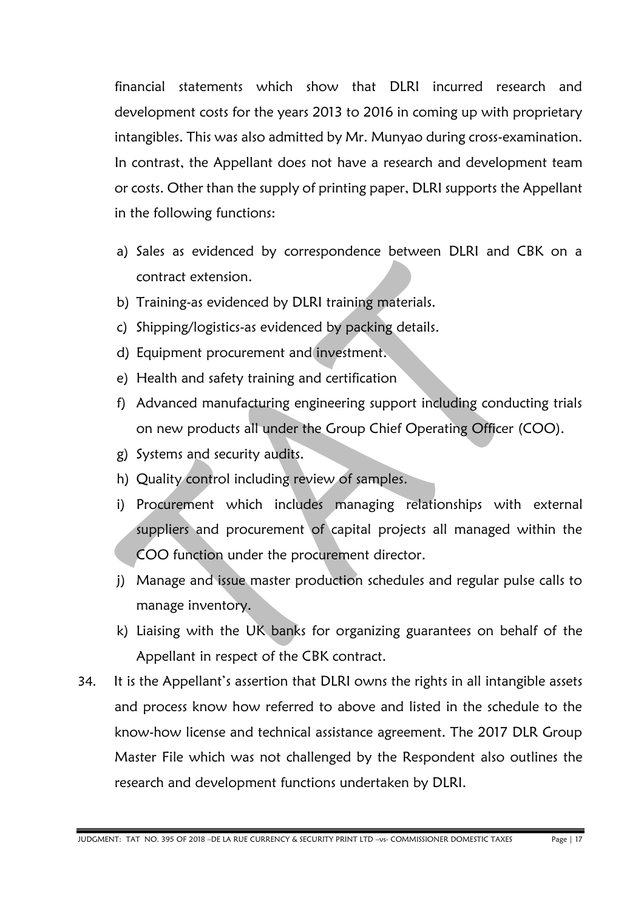financial statements which show that DLRI incurred research and development costs for the years 2013 to 2016 in coming up with proprietary intangibles. This was also admitted by Mr. Munyao during cross-examination. In contrast, the Appellant does not have a research and development team or costs. Other than the supply of printing paper, DLRI supports the Appellant in the following functions:

a) Sales as evidenced by correspondence between DLRI and CBK on a contract extension.
b) Training-as evidenced by DLRI training materials.
c) Shipping/logistics-as evidenced by packing details.
d) Equipment procurement and investment.
e) Health and safety training and certification
f) Advanced manufacturing engineering support including conducting trials on new products all under the Group Chief Operating Officer (COO).
g) Systems and security audits.
h) Quality control including review of samples.
i) Procurement which includes managing relationships with external suppliers and procurement of capital projects all managed within the COO function under the procurement director.
j) Manage and issue master production schedules and regular pulse calls to manage inventory.
k) Liaising with the UK banks for organizing guarantees on behalf of the Appellant in respect of the CBK contract.

34. It is the Appellant's assertion that DLRI owns the rights in all intangible assets and process know how referred to above and listed in the schedule to the know-how license and technical assistance agreement. The 2017 DLR Group Master File which was not challenged by the Respondent also outlines the research and development functions undertaken by DLRI.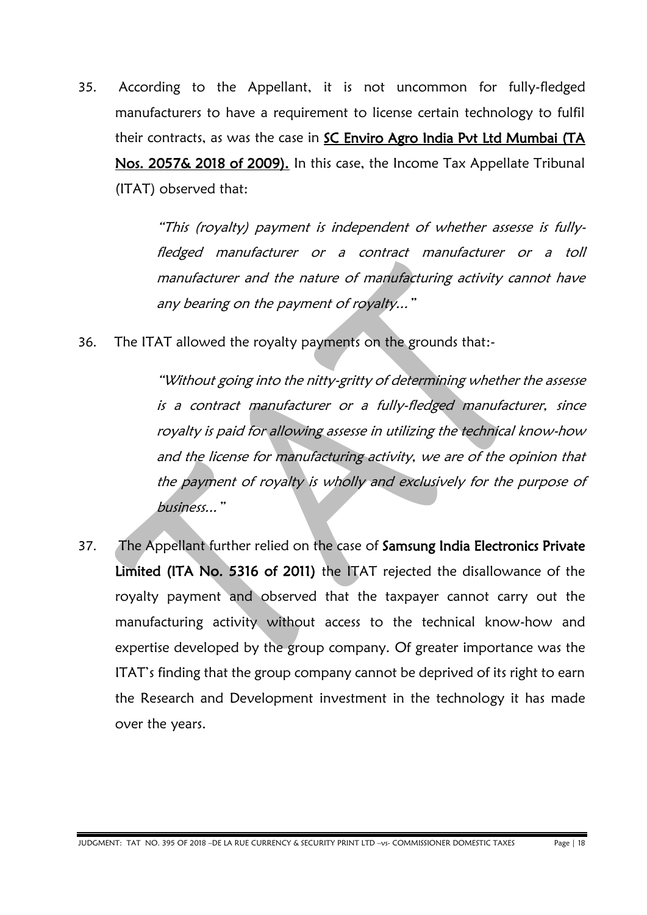35. According to the Appellant, it is not uncommon for fully-fledged manufacturers to have a requirement to license certain technology to fulfil their contracts, as was the case in **SC Enviro Agro India Pvt Ltd Mumbai (TA Nos. 2057& 2018 of 2009).** In this case, the Income Tax Appellate Tribunal (ITAT) observed that:

> *"This (royalty) payment is independent of whether assese is fully-fledged manufacturer or a contract manufacturer or a toll manufacturer and the nature of manufacturing activity cannot have any bearing on the payment of royalty…"*

36. The ITAT allowed the royalty payments on the grounds that:-

> *"Without going into the nitty-gritty of determining whether the assesse is a contract manufacturer or a fully-fledged manufacturer, since royalty is paid for allowing assesse in utilizing the technical know-how and the license for manufacturing activity, we are of the opinion that the payment of royalty is wholly and exclusively for the purpose of business…"*

37. The Appellant further relied on the case of **Samsung India Electronics Private Limited (ITA No. 5316 of 2011)** the ITAT rejected the disallowance of the royalty payment and observed that the taxpayer cannot carry out the manufacturing activity without access to the technical know-how and expertise developed by the group company. Of greater importance was the ITAT's finding that the group company cannot be deprived of its right to earn the Research and Development investment in the technology it has made over the years.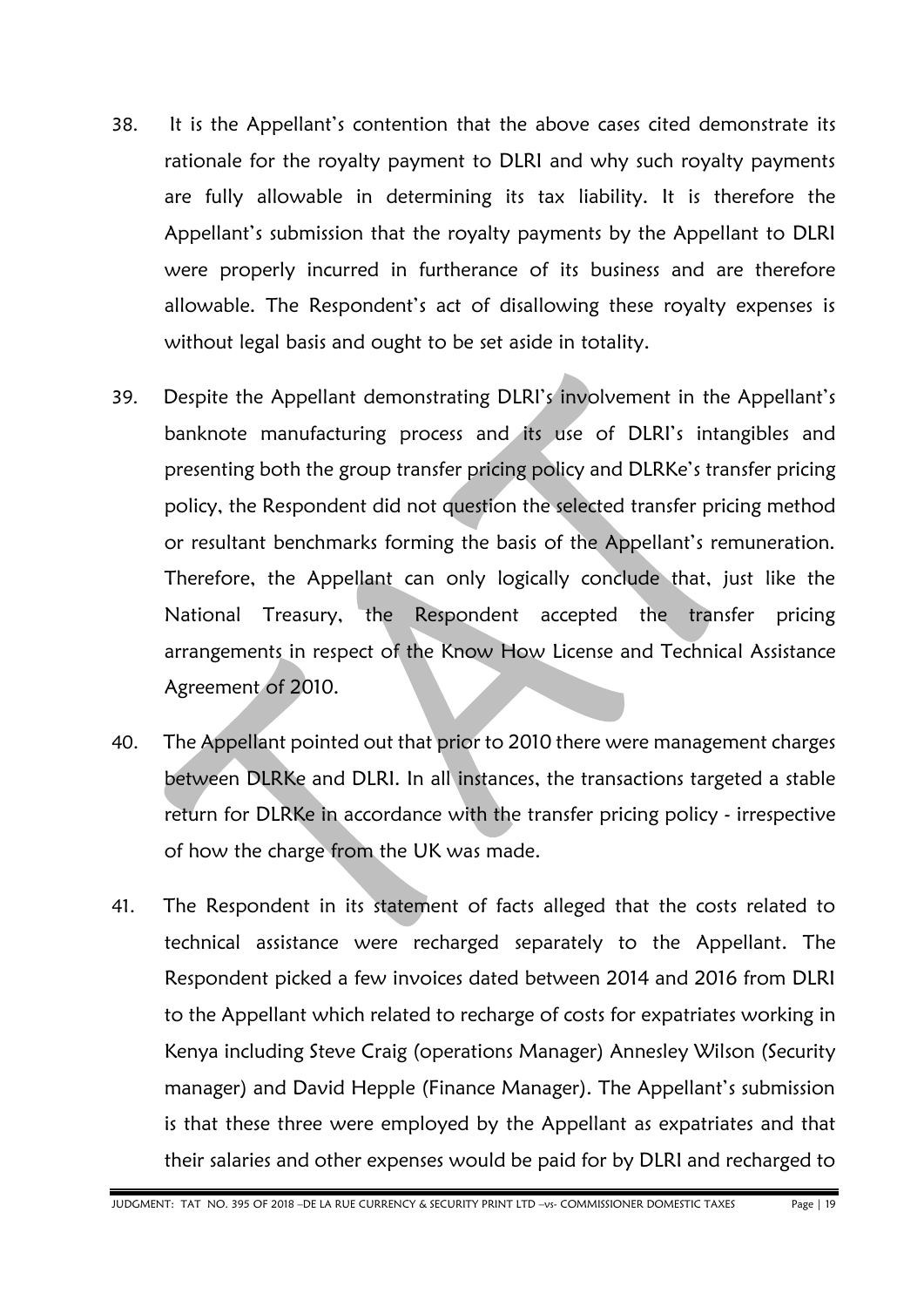38. It is the Appellant's contention that the above cases cited demonstrate its rationale for the royalty payment to DLRI and why such royalty payments are fully allowable in determining its tax liability. It is therefore the Appellant's submission that the royalty payments by the Appellant to DLRI were properly incurred in furtherance of its business and are therefore allowable. The Respondent's act of disallowing these royalty expenses is without legal basis and ought to be set aside in totality.

39. Despite the Appellant demonstrating DLRI's involvement in the Appellant's banknote manufacturing process and its use of DLRI's intangibles and presenting both the group transfer pricing policy and DLRKe's transfer pricing policy, the Respondent did not question the selected transfer pricing method or resultant benchmarks forming the basis of the Appellant's remuneration. Therefore, the Appellant can only logically conclude that, just like the National Treasury, the Respondent accepted the transfer pricing arrangements in respect of the Know How License and Technical Assistance Agreement of 2010.

40. The Appellant pointed out that prior to 2010 there were management charges between DLRKe and DLRI. In all instances, the transactions targeted a stable return for DLRKe in accordance with the transfer pricing policy - irrespective of how the charge from the UK was made.

41. The Respondent in its statement of facts alleged that the costs related to technical assistance were recharged separately to the Appellant. The Respondent picked a few invoices dated between 2014 and 2016 from DLRI to the Appellant which related to recharge of costs for expatriates working in Kenya including Steve Craig (operations Manager) Annesley Wilson (Security manager) and David Hepple (Finance Manager). The Appellant's submission is that these three were employed by the Appellant as expatriates and that their salaries and other expenses would be paid for by DLRI and recharged to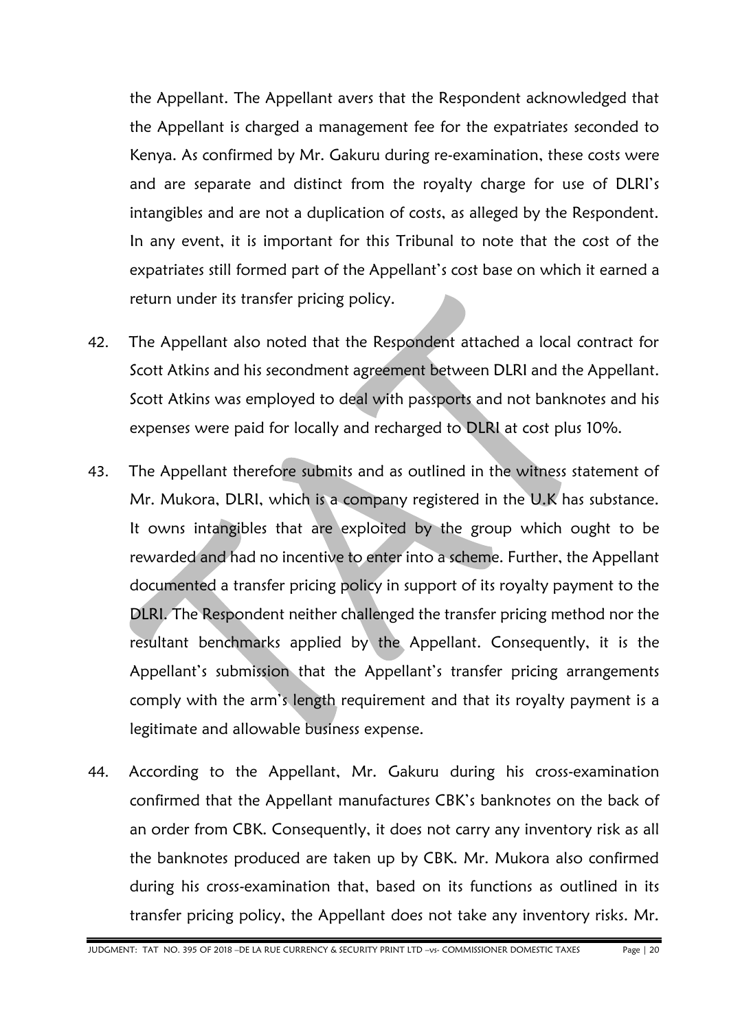the Appellant. The Appellant avers that the Respondent acknowledged that the Appellant is charged a management fee for the expatriates seconded to Kenya. As confirmed by Mr. Gakuru during re-examination, these costs were and are separate and distinct from the royalty charge for use of DLRI's intangibles and are not a duplication of costs, as alleged by the Respondent. In any event, it is important for this Tribunal to note that the cost of the expatriates still formed part of the Appellant's cost base on which it earned a return under its transfer pricing policy.

42. The Appellant also noted that the Respondent attached a local contract for Scott Atkins and his secondment agreement between DLRI and the Appellant. Scott Atkins was employed to deal with passports and not banknotes and his expenses were paid for locally and recharged to DLRI at cost plus 10%.

43. The Appellant therefore submits and as outlined in the witness statement of Mr. Mukora, DLRI, which is a company registered in the U.K has substance. It owns intangibles that are exploited by the group which ought to be rewarded and had no incentive to enter into a scheme. Further, the Appellant documented a transfer pricing policy in support of its royalty payment to the DLRI. The Respondent neither challenged the transfer pricing method nor the resultant benchmarks applied by the Appellant. Consequently, it is the Appellant's submission that the Appellant's transfer pricing arrangements comply with the arm's length requirement and that its royalty payment is a legitimate and allowable business expense.

44. According to the Appellant, Mr. Gakuru during his cross-examination confirmed that the Appellant manufactures CBK's banknotes on the back of an order from CBK. Consequently, it does not carry any inventory risk as all the banknotes produced are taken up by CBK. Mr. Mukora also confirmed during his cross-examination that, based on its functions as outlined in its transfer pricing policy, the Appellant does not take any inventory risks. Mr.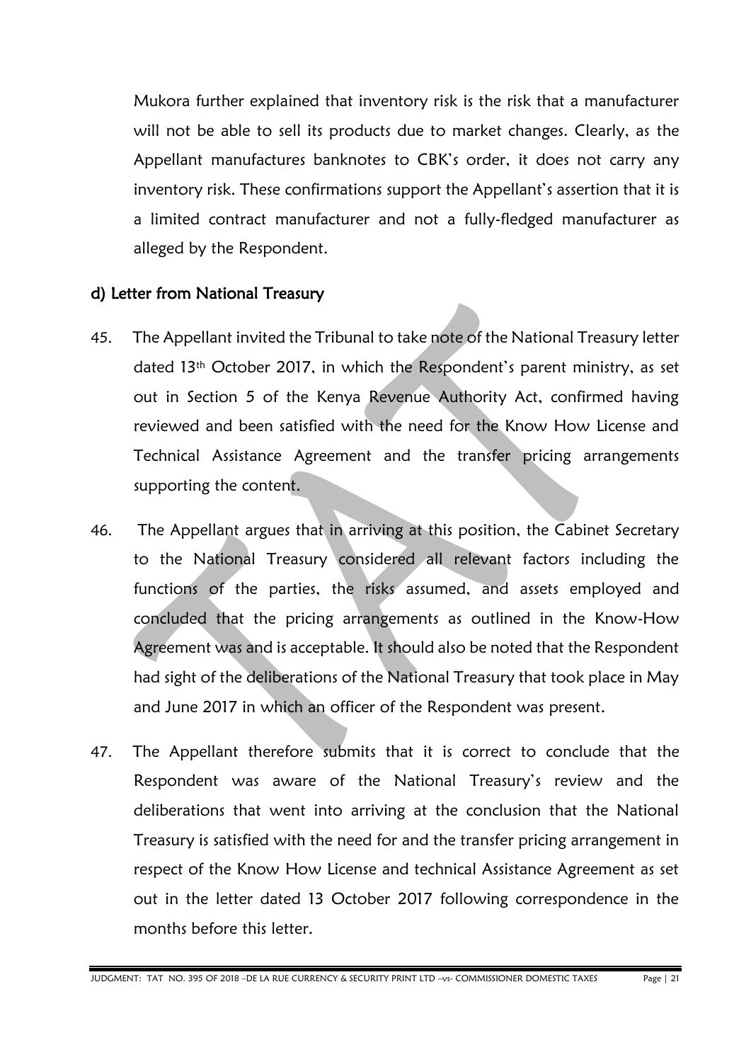Mukora further explained that inventory risk is the risk that a manufacturer will not be able to sell its products due to market changes. Clearly, as the Appellant manufactures banknotes to CBK's order, it does not carry any inventory risk. These confirmations support the Appellant's assertion that it is a limited contract manufacturer and not a fully-fledged manufacturer as alleged by the Respondent.

### d) Letter from National Treasury

45. The Appellant invited the Tribunal to take note of the National Treasury letter dated 13th October 2017, in which the Respondent's parent ministry, as set out in Section 5 of the Kenya Revenue Authority Act, confirmed having reviewed and been satisfied with the need for the Know How License and Technical Assistance Agreement and the transfer pricing arrangements supporting the content.

46. The Appellant argues that in arriving at this position, the Cabinet Secretary to the National Treasury considered all relevant factors including the functions of the parties, the risks assumed, and assets employed and concluded that the pricing arrangements as outlined in the Know-How Agreement was and is acceptable. It should also be noted that the Respondent had sight of the deliberations of the National Treasury that took place in May and June 2017 in which an officer of the Respondent was present.

47. The Appellant therefore submits that it is correct to conclude that the Respondent was aware of the National Treasury's review and the deliberations that went into arriving at the conclusion that the National Treasury is satisfied with the need for and the transfer pricing arrangement in respect of the Know How License and technical Assistance Agreement as set out in the letter dated 13 October 2017 following correspondence in the months before this letter.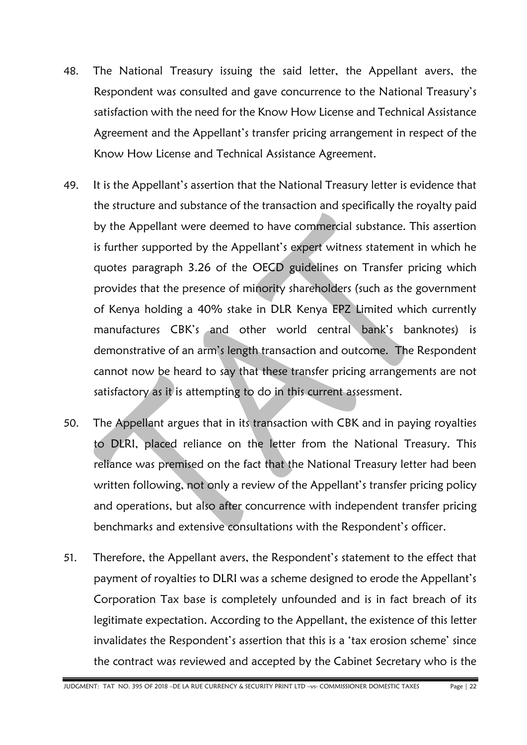48. The National Treasury issuing the said letter, the Appellant avers, the Respondent was consulted and gave concurrence to the National Treasury's satisfaction with the need for the Know How License and Technical Assistance Agreement and the Appellant's transfer pricing arrangement in respect of the Know How License and Technical Assistance Agreement.

49. It is the Appellant's assertion that the National Treasury letter is evidence that the structure and substance of the transaction and specifically the royalty paid by the Appellant were deemed to have commercial substance. This assertion is further supported by the Appellant's expert witness statement in which he quotes paragraph 3.26 of the OECD guidelines on Transfer pricing which provides that the presence of minority shareholders (such as the government of Kenya holding a 40% stake in DLR Kenya EPZ Limited which currently manufactures CBK's and other world central bank's banknotes) is demonstrative of an arm's length transaction and outcome. The Respondent cannot now be heard to say that these transfer pricing arrangements are not satisfactory as it is attempting to do in this current assessment.

50. The Appellant argues that in its transaction with CBK and in paying royalties to DLRI, placed reliance on the letter from the National Treasury. This reliance was premised on the fact that the National Treasury letter had been written following, not only a review of the Appellant's transfer pricing policy and operations, but also after concurrence with independent transfer pricing benchmarks and extensive consultations with the Respondent's officer.

51. Therefore, the Appellant avers, the Respondent's statement to the effect that payment of royalties to DLRI was a scheme designed to erode the Appellant's Corporation Tax base is completely unfounded and is in fact breach of its legitimate expectation. According to the Appellant, the existence of this letter invalidates the Respondent's assertion that this is a 'tax erosion scheme' since the contract was reviewed and accepted by the Cabinet Secretary who is the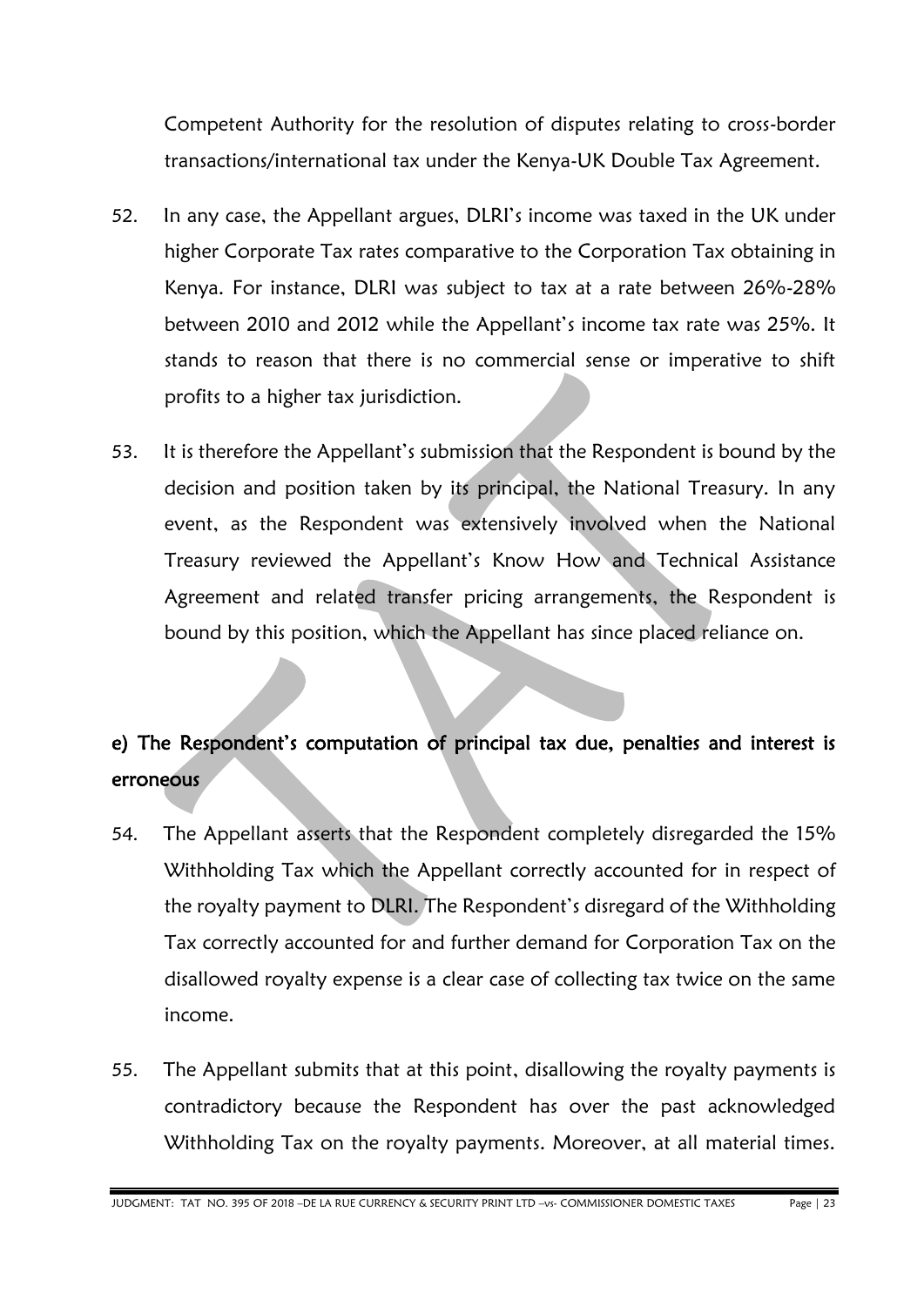Competent Authority for the resolution of disputes relating to cross-border transactions/international tax under the Kenya-UK Double Tax Agreement.

52. In any case, the Appellant argues, DLRI's income was taxed in the UK under higher Corporate Tax rates comparative to the Corporation Tax obtaining in Kenya. For instance, DLRI was subject to tax at a rate between 26%-28% between 2010 and 2012 while the Appellant's income tax rate was 25%. It stands to reason that there is no commercial sense or imperative to shift profits to a higher tax jurisdiction.

53. It is therefore the Appellant's submission that the Respondent is bound by the decision and position taken by its principal, the National Treasury. In any event, as the Respondent was extensively involved when the National Treasury reviewed the Appellant's Know How and Technical Assistance Agreement and related transfer pricing arrangements, the Respondent is bound by this position, which the Appellant has since placed reliance on.

**e) The Respondent's computation of principal tax due, penalties and interest is erroneous**

54. The Appellant asserts that the Respondent completely disregarded the 15% Withholding Tax which the Appellant correctly accounted for in respect of the royalty payment to DLRI. The Respondent's disregard of the Withholding Tax correctly accounted for and further demand for Corporation Tax on the disallowed royalty expense is a clear case of collecting tax twice on the same income.

55. The Appellant submits that at this point, disallowing the royalty payments is contradictory because the Respondent has over the past acknowledged Withholding Tax on the royalty payments. Moreover, at all material times.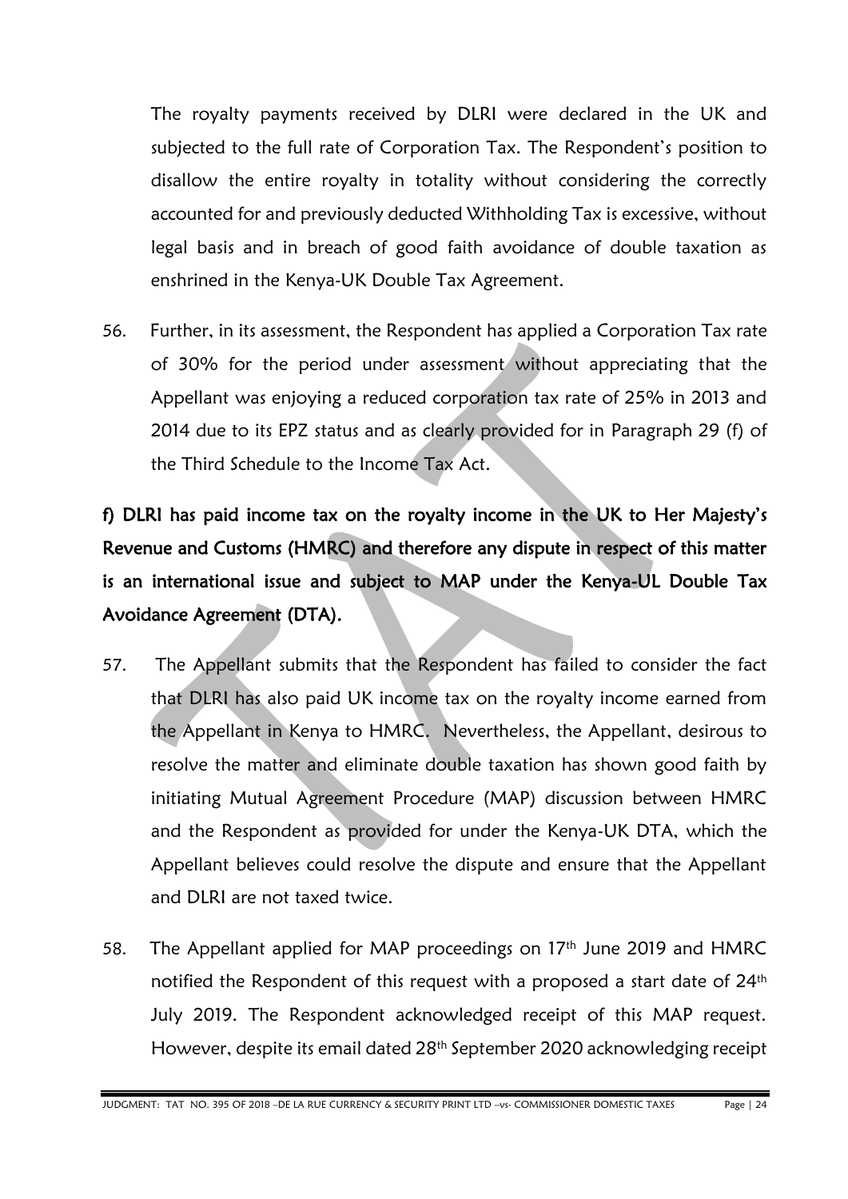The royalty payments received by DLRI were declared in the UK and subjected to the full rate of Corporation Tax. The Respondent's position to disallow the entire royalty in totality without considering the correctly accounted for and previously deducted Withholding Tax is excessive, without legal basis and in breach of good faith avoidance of double taxation as enshrined in the Kenya-UK Double Tax Agreement.

56. Further, in its assessment, the Respondent has applied a Corporation Tax rate of 30% for the period under assessment without appreciating that the Appellant was enjoying a reduced corporation tax rate of 25% in 2013 and 2014 due to its EPZ status and as clearly provided for in Paragraph 29 (f) of the Third Schedule to the Income Tax Act.

**f) DLRI has paid income tax on the royalty income in the UK to Her Majesty's Revenue and Customs (HMRC) and therefore any dispute in respect of this matter is an international issue and subject to MAP under the Kenya-UL Double Tax Avoidance Agreement (DTA).**

57. The Appellant submits that the Respondent has failed to consider the fact that DLRI has also paid UK income tax on the royalty income earned from the Appellant in Kenya to HMRC. Nevertheless, the Appellant, desirous to resolve the matter and eliminate double taxation has shown good faith by initiating Mutual Agreement Procedure (MAP) discussion between HMRC and the Respondent as provided for under the Kenya-UK DTA, which the Appellant believes could resolve the dispute and ensure that the Appellant and DLRI are not taxed twice.

58. The Appellant applied for MAP proceedings on 17th June 2019 and HMRC notified the Respondent of this request with a proposed a start date of 24th July 2019. The Respondent acknowledged receipt of this MAP request. However, despite its email dated 28th September 2020 acknowledging receipt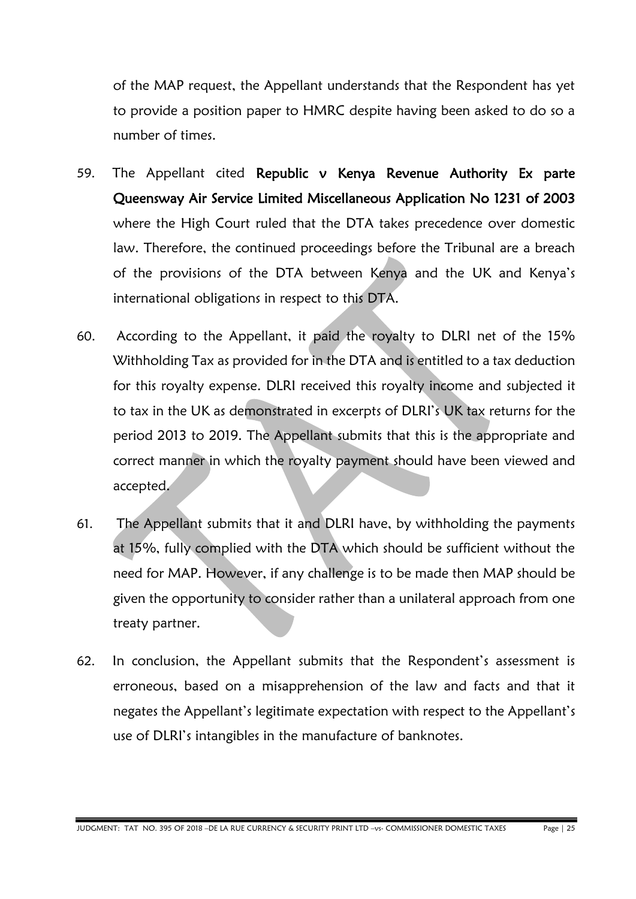of the MAP request, the Appellant understands that the Respondent has yet to provide a position paper to HMRC despite having been asked to do so a number of times.

59. The Appellant cited **Republic v Kenya Revenue Authority Ex parte Queensway Air Service Limited Miscellaneous Application No 1231 of 2003** where the High Court ruled that the DTA takes precedence over domestic law. Therefore, the continued proceedings before the Tribunal are a breach of the provisions of the DTA between Kenya and the UK and Kenya's international obligations in respect to this DTA.

60. According to the Appellant, it paid the royalty to DLRI net of the 15% Withholding Tax as provided for in the DTA and is entitled to a tax deduction for this royalty expense. DLRI received this royalty income and subjected it to tax in the UK as demonstrated in excerpts of DLRI's UK tax returns for the period 2013 to 2019. The Appellant submits that this is the appropriate and correct manner in which the royalty payment should have been viewed and accepted.

61. The Appellant submits that it and DLRI have, by withholding the payments at 15%, fully complied with the DTA which should be sufficient without the need for MAP. However, if any challenge is to be made then MAP should be given the opportunity to consider rather than a unilateral approach from one treaty partner.

62. In conclusion, the Appellant submits that the Respondent's assessment is erroneous, based on a misapprehension of the law and facts and that it negates the Appellant's legitimate expectation with respect to the Appellant's use of DLRI's intangibles in the manufacture of banknotes.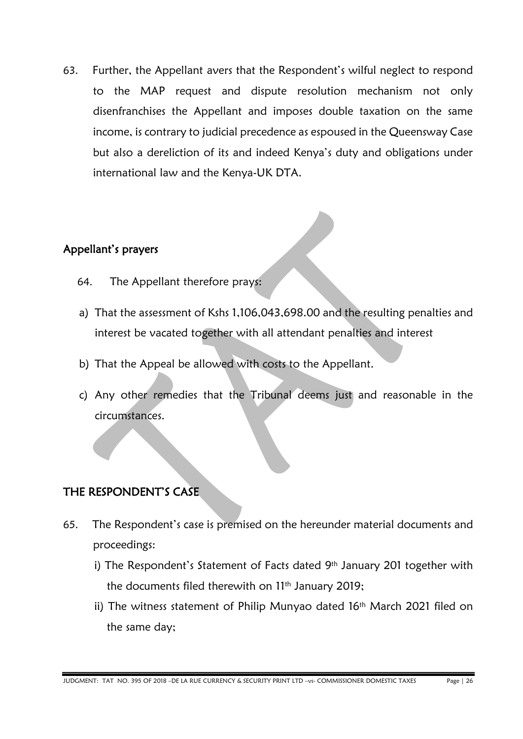63. Further, the Appellant avers that the Respondent's wilful neglect to respond to the MAP request and dispute resolution mechanism not only disenfranchises the Appellant and imposes double taxation on the same income, is contrary to judicial precedence as espoused in the Queensway Case but also a dereliction of its and indeed Kenya's duty and obligations under international law and the Kenya-UK DTA.

## Appellant's prayers

64. The Appellant therefore prays:

a) That the assessment of Kshs 1,106,043,698.00 and the resulting penalties and interest be vacated together with all attendant penalties and interest

b) That the Appeal be allowed with costs to the Appellant.

c) Any other remedies that the Tribunal deems just and reasonable in the circumstances.

## THE RESPONDENT'S CASE

65. The Respondent's case is premised on the hereunder material documents and proceedings:

i) The Respondent's Statement of Facts dated 9th January 201 together with the documents filed therewith on 11th January 2019;

ii) The witness statement of Philip Munyao dated 16th March 2021 filed on the same day;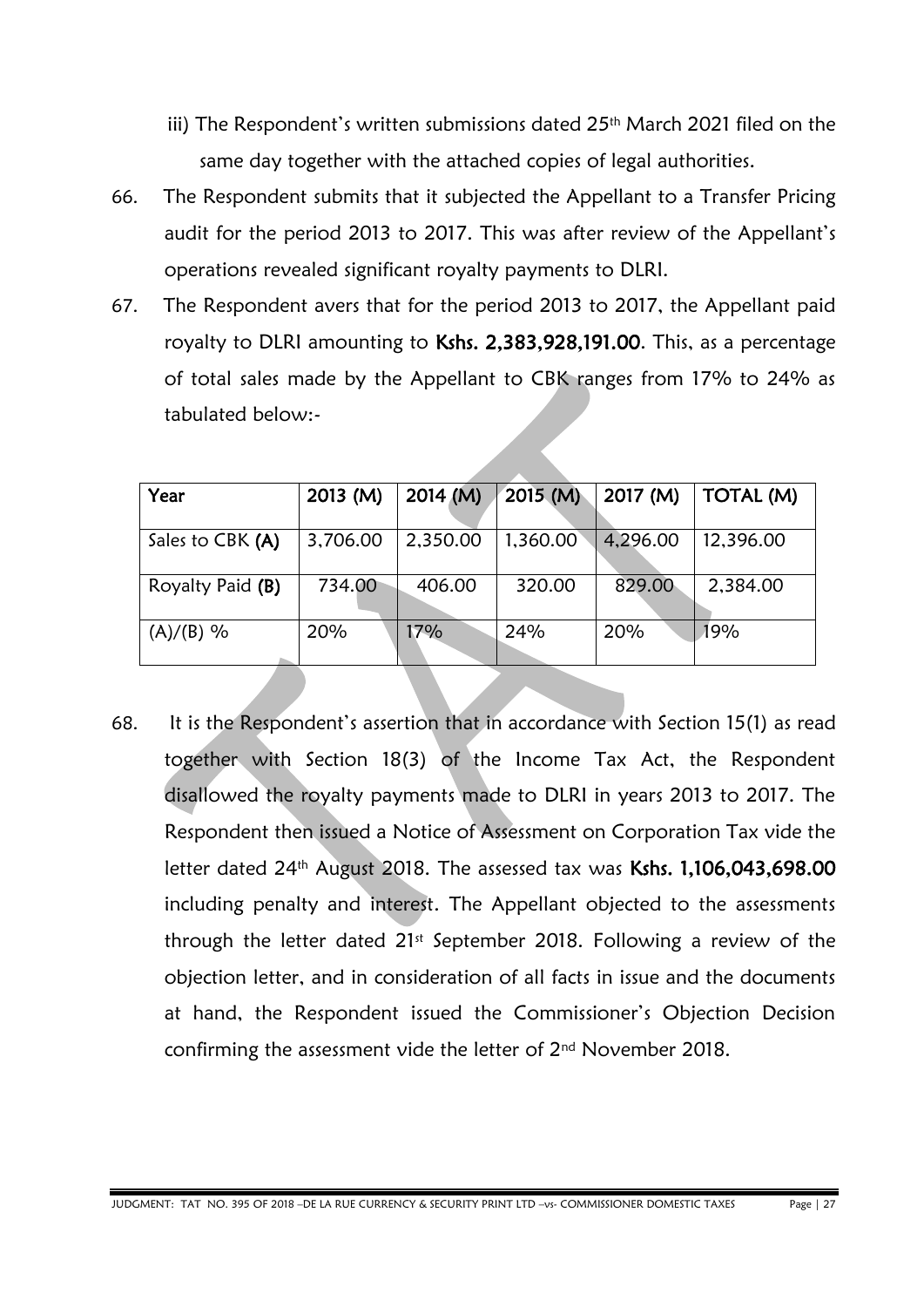iii) The Respondent's written submissions dated 25th March 2021 filed on the same day together with the attached copies of legal authorities.

66. The Respondent submits that it subjected the Appellant to a Transfer Pricing audit for the period 2013 to 2017. This was after review of the Appellant's operations revealed significant royalty payments to DLRI.

67. The Respondent avers that for the period 2013 to 2017, the Appellant paid royalty to DLRI amounting to **Kshs. 2,383,928,191.00**. This, as a percentage of total sales made by the Appellant to CBK ranges from 17% to 24% as tabulated below:-

| Year | 2013 (M) | 2014 (M) | 2015 (M) | 2017 (M) | TOTAL (M) |
|---|---|---|---|---|---|
| Sales to CBK **(A)** | 3,706.00 | 2,350.00 | 1,360.00 | 4,296.00 | 12,396.00 |
| Royalty Paid **(B)** | 734.00 | 406.00 | 320.00 | 829.00 | 2,384.00 |
| (A)/(B) % | 20% | 17% | 24% | 20% | 19% |

68. It is the Respondent's assertion that in accordance with Section 15(1) as read together with Section 18(3) of the Income Tax Act, the Respondent disallowed the royalty payments made to DLRI in years 2013 to 2017. The Respondent then issued a Notice of Assessment on Corporation Tax vide the letter dated 24th August 2018. The assessed tax was **Kshs. 1,106,043,698.00** including penalty and interest. The Appellant objected to the assessments through the letter dated 21st September 2018. Following a review of the objection letter, and in consideration of all facts in issue and the documents at hand, the Respondent issued the Commissioner's Objection Decision confirming the assessment vide the letter of 2nd November 2018.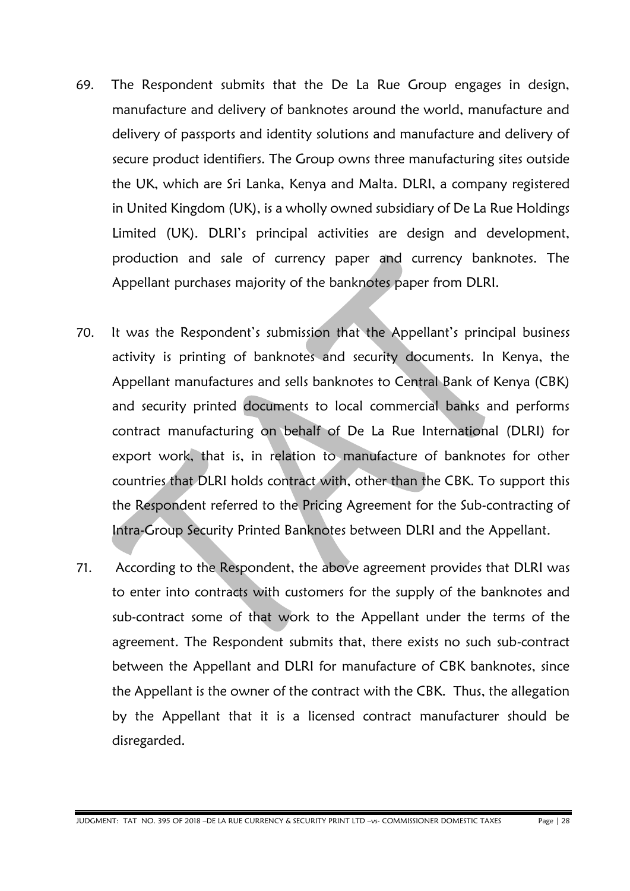69. The Respondent submits that the De La Rue Group engages in design, manufacture and delivery of banknotes around the world, manufacture and delivery of passports and identity solutions and manufacture and delivery of secure product identifiers. The Group owns three manufacturing sites outside the UK, which are Sri Lanka, Kenya and Malta. DLRI, a company registered in United Kingdom (UK), is a wholly owned subsidiary of De La Rue Holdings Limited (UK). DLRI's principal activities are design and development, production and sale of currency paper and currency banknotes. The Appellant purchases majority of the banknotes paper from DLRI.

70. It was the Respondent's submission that the Appellant's principal business activity is printing of banknotes and security documents. In Kenya, the Appellant manufactures and sells banknotes to Central Bank of Kenya (CBK) and security printed documents to local commercial banks and performs contract manufacturing on behalf of De La Rue International (DLRI) for export work, that is, in relation to manufacture of banknotes for other countries that DLRI holds contract with, other than the CBK. To support this the Respondent referred to the Pricing Agreement for the Sub-contracting of Intra-Group Security Printed Banknotes between DLRI and the Appellant.

71. According to the Respondent, the above agreement provides that DLRI was to enter into contracts with customers for the supply of the banknotes and sub-contract some of that work to the Appellant under the terms of the agreement. The Respondent submits that, there exists no such sub-contract between the Appellant and DLRI for manufacture of CBK banknotes, since the Appellant is the owner of the contract with the CBK. Thus, the allegation by the Appellant that it is a licensed contract manufacturer should be disregarded.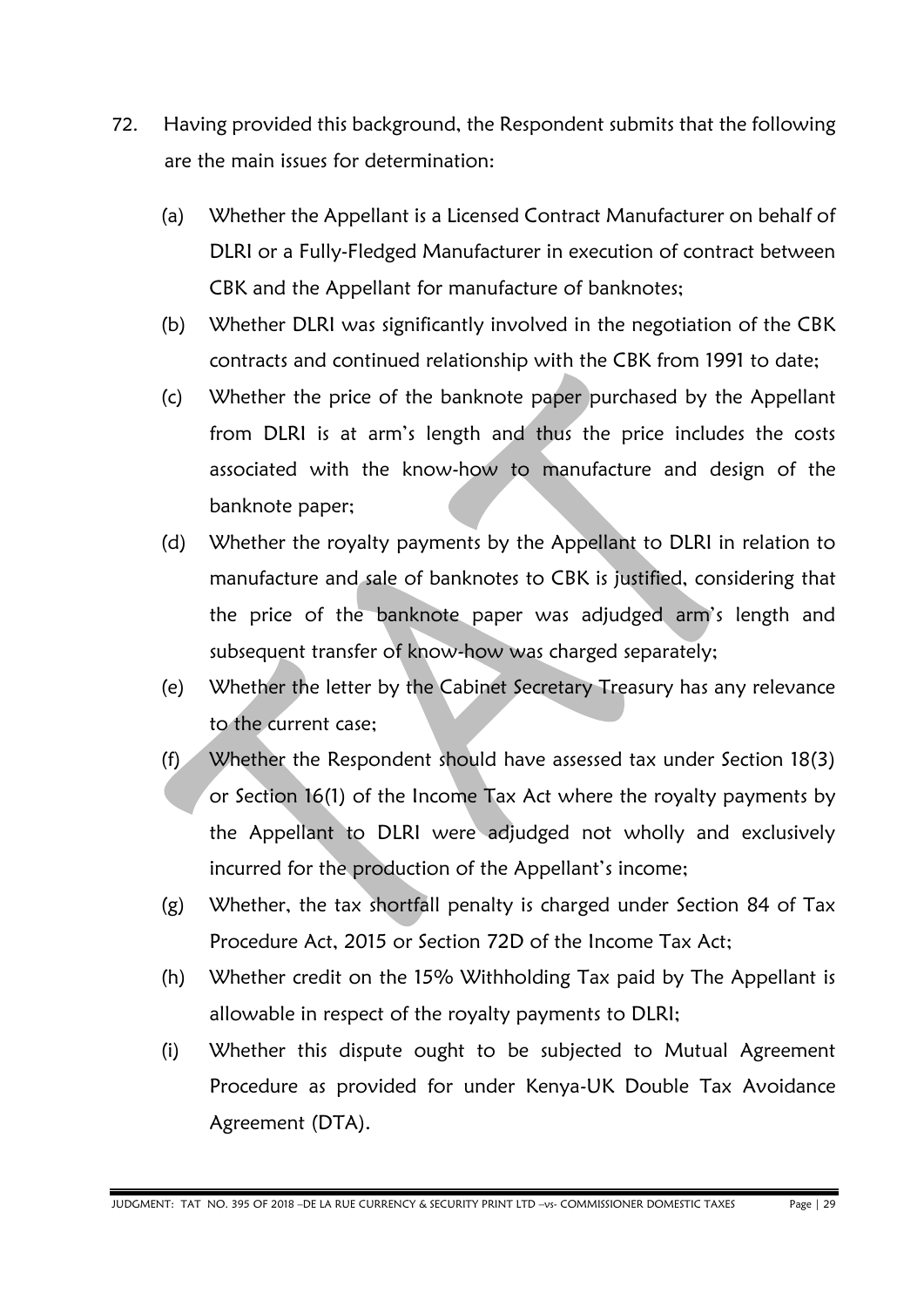72. Having provided this background, the Respondent submits that the following are the main issues for determination:

    (a) Whether the Appellant is a Licensed Contract Manufacturer on behalf of DLRI or a Fully-Fledged Manufacturer in execution of contract between CBK and the Appellant for manufacture of banknotes;

    (b) Whether DLRI was significantly involved in the negotiation of the CBK contracts and continued relationship with the CBK from 1991 to date;

    (c) Whether the price of the banknote paper purchased by the Appellant from DLRI is at arm's length and thus the price includes the costs associated with the know-how to manufacture and design of the banknote paper;

    (d) Whether the royalty payments by the Appellant to DLRI in relation to manufacture and sale of banknotes to CBK is justified, considering that the price of the banknote paper was adjudged arm's length and subsequent transfer of know-how was charged separately;

    (e) Whether the letter by the Cabinet Secretary Treasury has any relevance to the current case;

    (f) Whether the Respondent should have assessed tax under Section 18(3) or Section 16(1) of the Income Tax Act where the royalty payments by the Appellant to DLRI were adjudged not wholly and exclusively incurred for the production of the Appellant's income;

    (g) Whether, the tax shortfall penalty is charged under Section 84 of Tax Procedure Act, 2015 or Section 72D of the Income Tax Act;

    (h) Whether credit on the 15% Withholding Tax paid by The Appellant is allowable in respect of the royalty payments to DLRI;

    (i) Whether this dispute ought to be subjected to Mutual Agreement Procedure as provided for under Kenya-UK Double Tax Avoidance Agreement (DTA).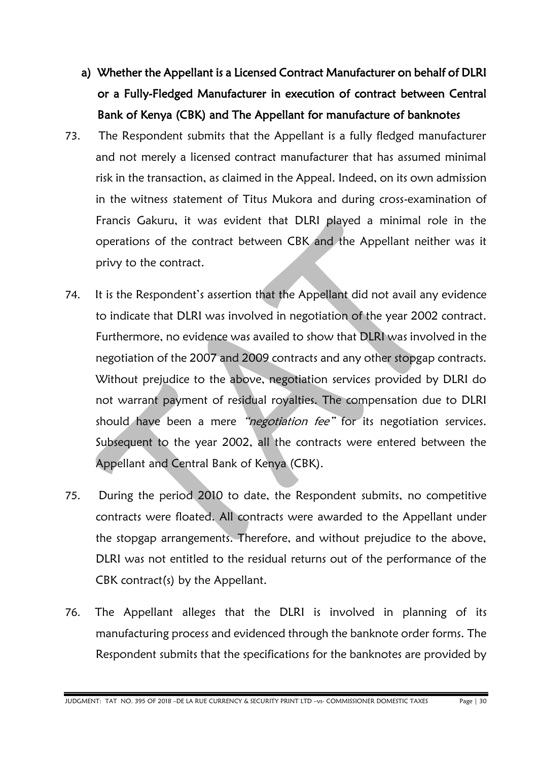a) **Whether the Appellant is a Licensed Contract Manufacturer on behalf of DLRI or a Fully-Fledged Manufacturer in execution of contract between Central Bank of Kenya (CBK) and The Appellant for manufacture of banknotes**

73. The Respondent submits that the Appellant is a fully fledged manufacturer and not merely a licensed contract manufacturer that has assumed minimal risk in the transaction, as claimed in the Appeal. Indeed, on its own admission in the witness statement of Titus Mukora and during cross-examination of Francis Gakuru, it was evident that DLRI played a minimal role in the operations of the contract between CBK and the Appellant neither was it privy to the contract.

74. It is the Respondent's assertion that the Appellant did not avail any evidence to indicate that DLRI was involved in negotiation of the year 2002 contract. Furthermore, no evidence was availed to show that DLRI was involved in the negotiation of the 2007 and 2009 contracts and any other stopgap contracts. Without prejudice to the above, negotiation services provided by DLRI do not warrant payment of residual royalties. The compensation due to DLRI should have been a mere *"negotiation fee"* for its negotiation services. Subsequent to the year 2002, all the contracts were entered between the Appellant and Central Bank of Kenya (CBK).

75. During the period 2010 to date, the Respondent submits, no competitive contracts were floated. All contracts were awarded to the Appellant under the stopgap arrangements. Therefore, and without prejudice to the above, DLRI was not entitled to the residual returns out of the performance of the CBK contract(s) by the Appellant.

76. The Appellant alleges that the DLRI is involved in planning of its manufacturing process and evidenced through the banknote order forms. The Respondent submits that the specifications for the banknotes are provided by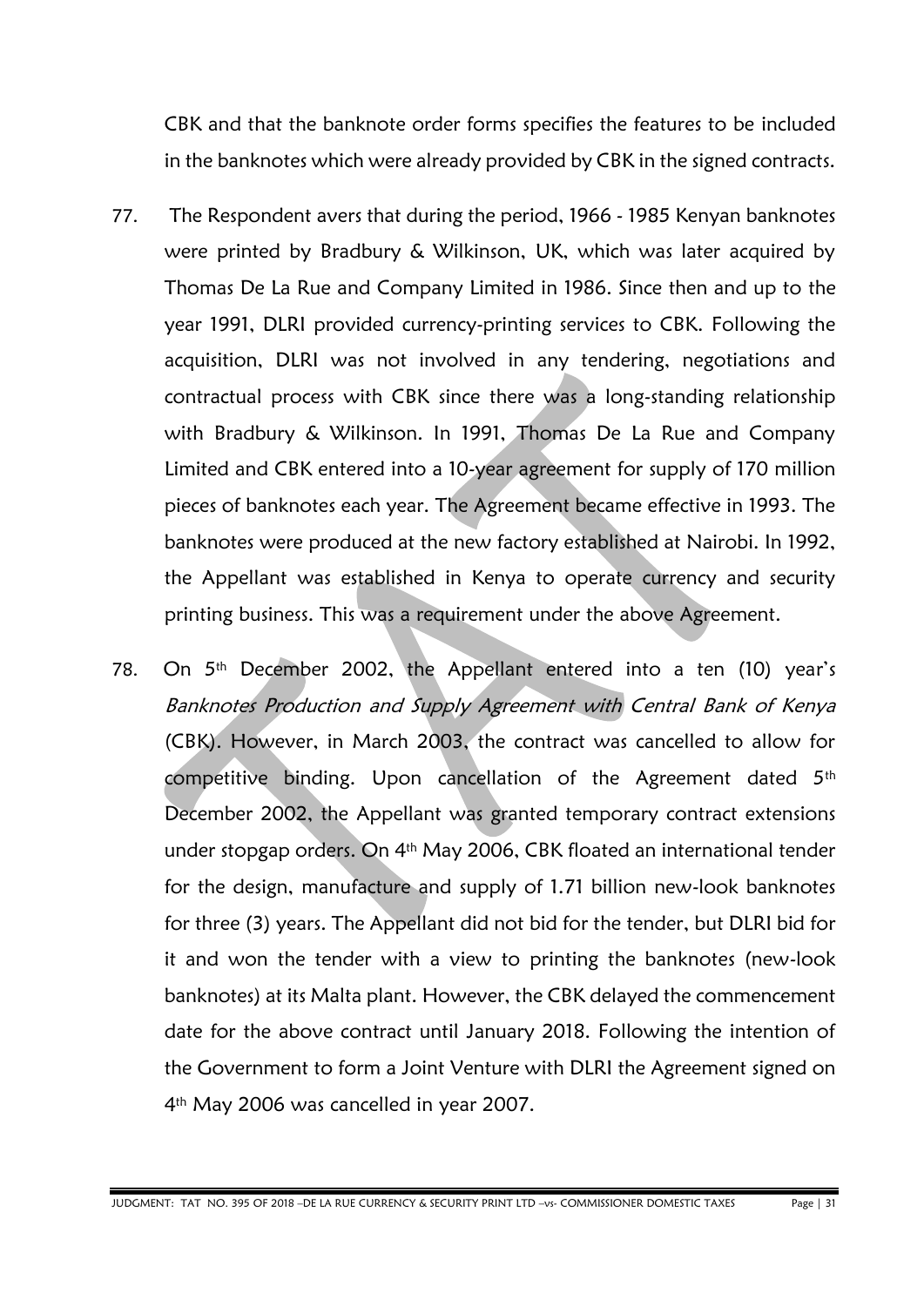CBK and that the banknote order forms specifies the features to be included in the banknotes which were already provided by CBK in the signed contracts.

77. The Respondent avers that during the period, 1966 - 1985 Kenyan banknotes were printed by Bradbury & Wilkinson, UK, which was later acquired by Thomas De La Rue and Company Limited in 1986. Since then and up to the year 1991, DLRI provided currency-printing services to CBK. Following the acquisition, DLRI was not involved in any tendering, negotiations and contractual process with CBK since there was a long-standing relationship with Bradbury & Wilkinson. In 1991, Thomas De La Rue and Company Limited and CBK entered into a 10-year agreement for supply of 170 million pieces of banknotes each year. The Agreement became effective in 1993. The banknotes were produced at the new factory established at Nairobi. In 1992, the Appellant was established in Kenya to operate currency and security printing business. This was a requirement under the above Agreement.

78. On 5th December 2002, the Appellant entered into a ten (10) year's *Banknotes Production and Supply Agreement with Central Bank of Kenya* (CBK). However, in March 2003, the contract was cancelled to allow for competitive binding. Upon cancellation of the Agreement dated 5th December 2002, the Appellant was granted temporary contract extensions under stopgap orders. On 4th May 2006, CBK floated an international tender for the design, manufacture and supply of 1.71 billion new-look banknotes for three (3) years. The Appellant did not bid for the tender, but DLRI bid for it and won the tender with a view to printing the banknotes (new-look banknotes) at its Malta plant. However, the CBK delayed the commencement date for the above contract until January 2018. Following the intention of the Government to form a Joint Venture with DLRI the Agreement signed on 4th May 2006 was cancelled in year 2007.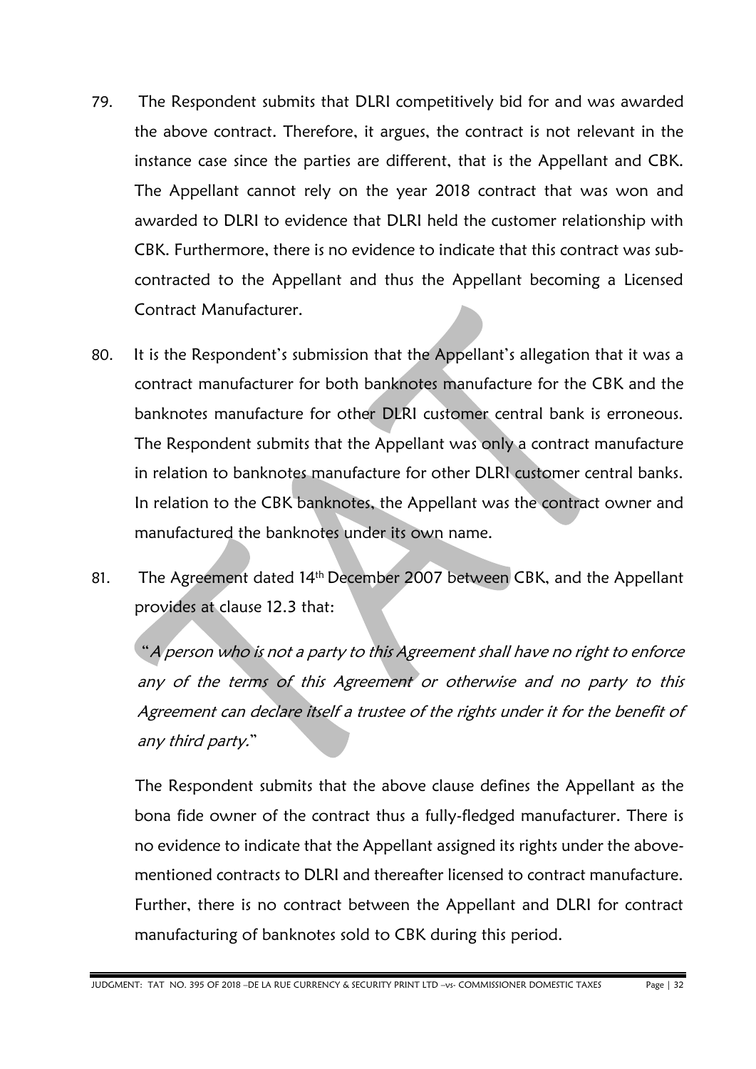79. The Respondent submits that DLRI competitively bid for and was awarded the above contract. Therefore, it argues, the contract is not relevant in the instance case since the parties are different, that is the Appellant and CBK. The Appellant cannot rely on the year 2018 contract that was won and awarded to DLRI to evidence that DLRI held the customer relationship with CBK. Furthermore, there is no evidence to indicate that this contract was sub-contracted to the Appellant and thus the Appellant becoming a Licensed Contract Manufacturer.

80. It is the Respondent's submission that the Appellant's allegation that it was a contract manufacturer for both banknotes manufacture for the CBK and the banknotes manufacture for other DLRI customer central bank is erroneous. The Respondent submits that the Appellant was only a contract manufacture in relation to banknotes manufacture for other DLRI customer central banks. In relation to the CBK banknotes, the Appellant was the contract owner and manufactured the banknotes under its own name.

81. The Agreement dated 14th December 2007 between CBK, and the Appellant provides at clause 12.3 that:

   "*A person who is not a party to this Agreement shall have no right to enforce any of the terms of this Agreement or otherwise and no party to this Agreement can declare itself a trustee of the rights under it for the benefit of any third party.*"

   The Respondent submits that the above clause defines the Appellant as the bona fide owner of the contract thus a fully-fledged manufacturer. There is no evidence to indicate that the Appellant assigned its rights under the above-mentioned contracts to DLRI and thereafter licensed to contract manufacture. Further, there is no contract between the Appellant and DLRI for contract manufacturing of banknotes sold to CBK during this period.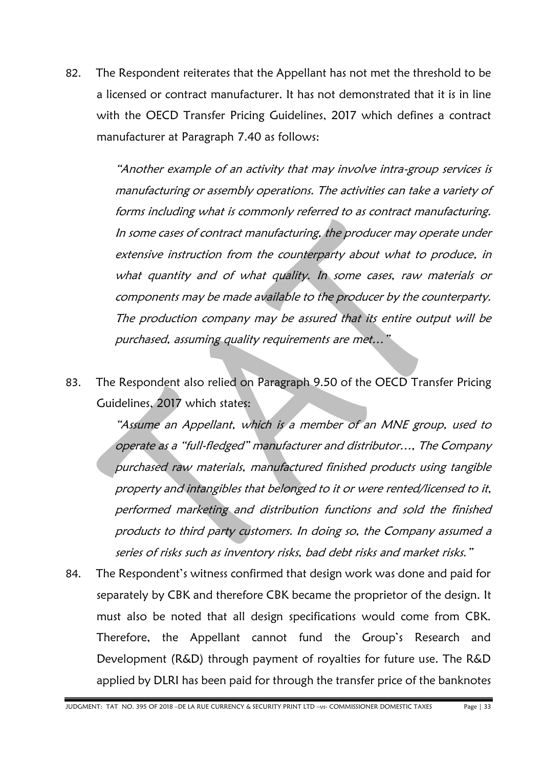82. The Respondent reiterates that the Appellant has not met the threshold to be a licensed or contract manufacturer. It has not demonstrated that it is in line with the OECD Transfer Pricing Guidelines, 2017 which defines a contract manufacturer at Paragraph 7.40 as follows:

   *"Another example of an activity that may involve intra-group services is manufacturing or assembly operations. The activities can take a variety of forms including what is commonly referred to as contract manufacturing. In some cases of contract manufacturing, the producer may operate under extensive instruction from the counterparty about what to produce, in what quantity and of what quality. In some cases, raw materials or components may be made available to the producer by the counterparty. The production company may be assured that its entire output will be purchased, assuming quality requirements are met…"*

83. The Respondent also relied on Paragraph 9.50 of the OECD Transfer Pricing Guidelines, 2017 which states:

   *"Assume an Appellant, which is a member of an MNE group, used to operate as a "full-fledged" manufacturer and distributor…, The Company purchased raw materials, manufactured finished products using tangible property and intangibles that belonged to it or were rented/licensed to it, performed marketing and distribution functions and sold the finished products to third party customers. In doing so, the Company assumed a series of risks such as inventory risks, bad debt risks and market risks."*

84. The Respondent's witness confirmed that design work was done and paid for separately by CBK and therefore CBK became the proprietor of the design. It must also be noted that all design specifications would come from CBK. Therefore, the Appellant cannot fund the Group's Research and Development (R&D) through payment of royalties for future use. The R&D applied by DLRI has been paid for through the transfer price of the banknotes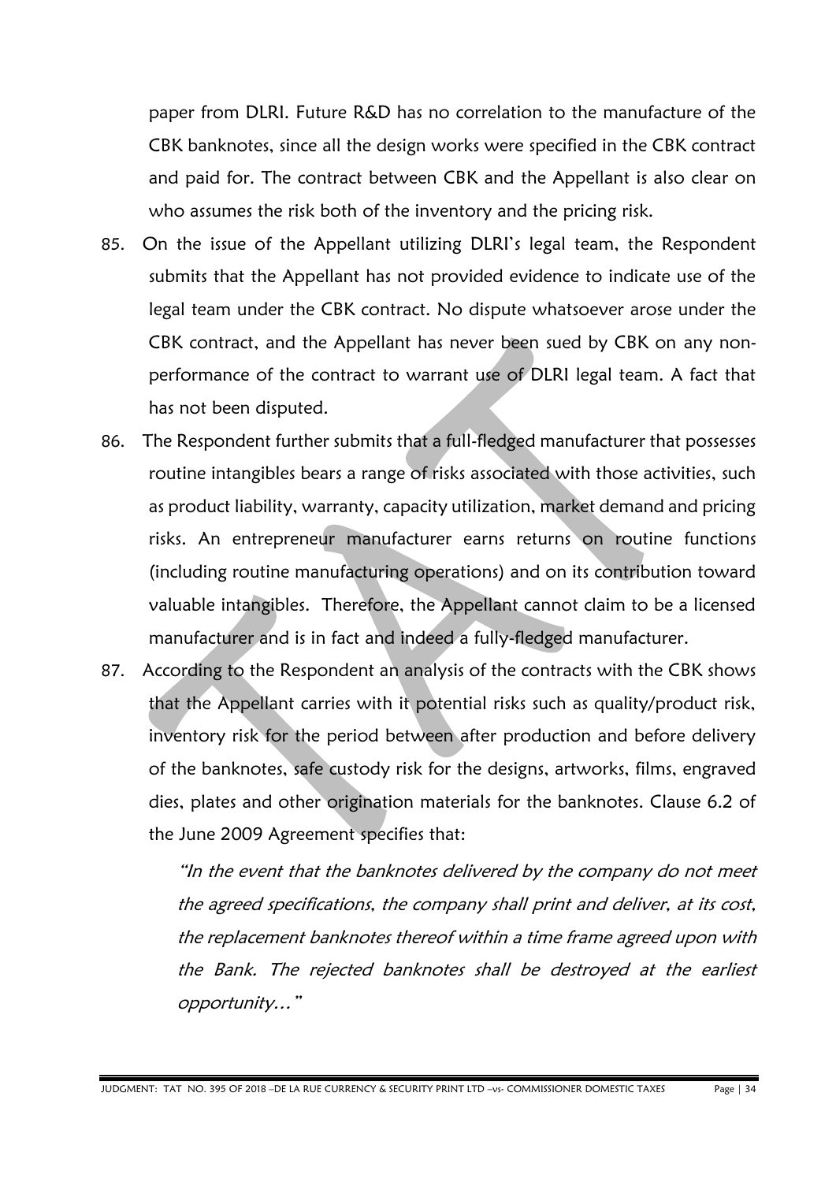paper from DLRI. Future R&D has no correlation to the manufacture of the CBK banknotes, since all the design works were specified in the CBK contract and paid for. The contract between CBK and the Appellant is also clear on who assumes the risk both of the inventory and the pricing risk.

85. On the issue of the Appellant utilizing DLRI's legal team, the Respondent submits that the Appellant has not provided evidence to indicate use of the legal team under the CBK contract. No dispute whatsoever arose under the CBK contract, and the Appellant has never been sued by CBK on any non-performance of the contract to warrant use of DLRI legal team. A fact that has not been disputed.

86. The Respondent further submits that a full-fledged manufacturer that possesses routine intangibles bears a range of risks associated with those activities, such as product liability, warranty, capacity utilization, market demand and pricing risks. An entrepreneur manufacturer earns returns on routine functions (including routine manufacturing operations) and on its contribution toward valuable intangibles. Therefore, the Appellant cannot claim to be a licensed manufacturer and is in fact and indeed a fully-fledged manufacturer.

87. According to the Respondent an analysis of the contracts with the CBK shows that the Appellant carries with it potential risks such as quality/product risk, inventory risk for the period between after production and before delivery of the banknotes, safe custody risk for the designs, artworks, films, engraved dies, plates and other origination materials for the banknotes. Clause 6.2 of the June 2009 Agreement specifies that:

> *"In the event that the banknotes delivered by the company do not meet the agreed specifications, the company shall print and deliver, at its cost, the replacement banknotes thereof within a time frame agreed upon with the Bank. The rejected banknotes shall be destroyed at the earliest opportunity…"*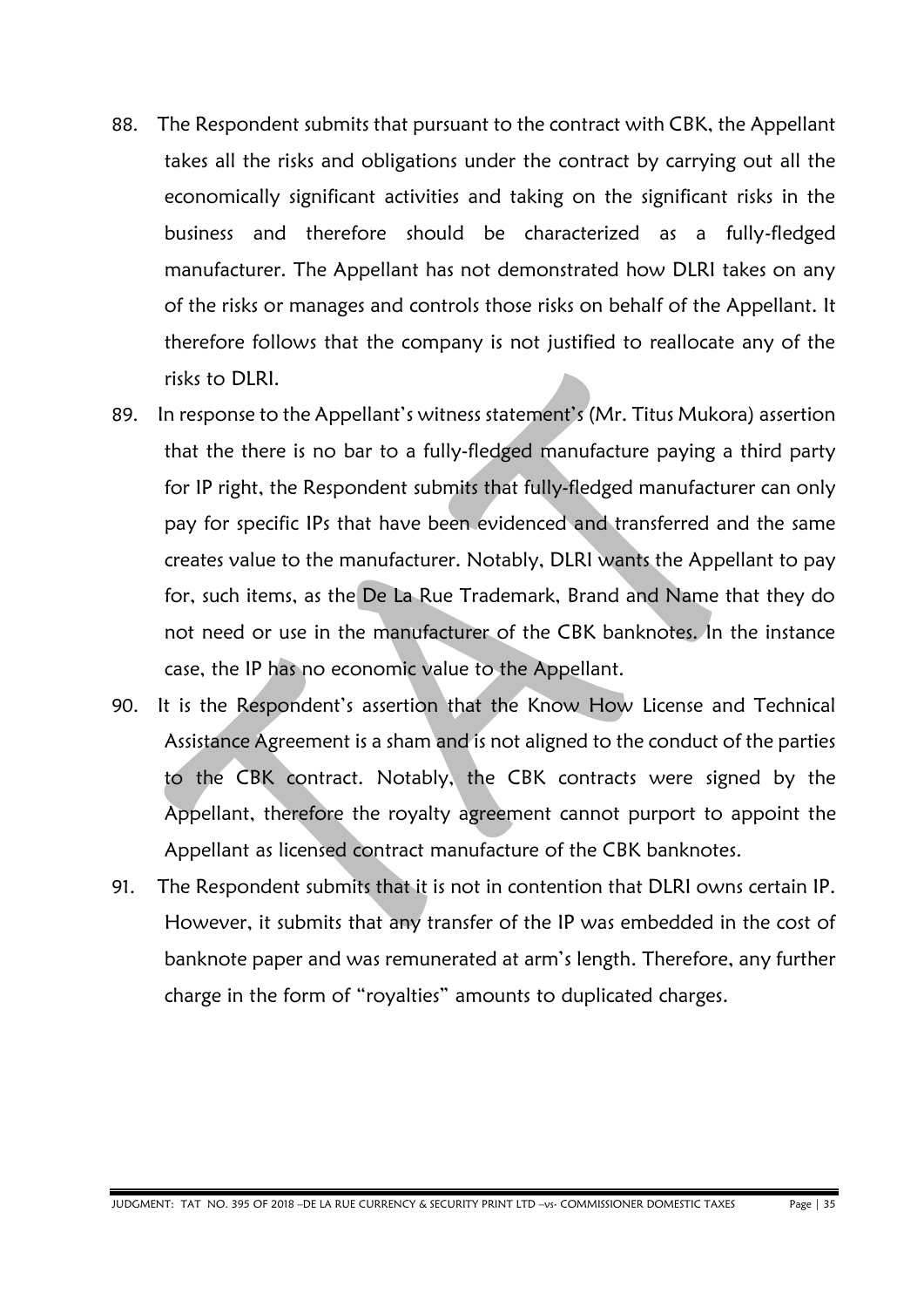88. The Respondent submits that pursuant to the contract with CBK, the Appellant takes all the risks and obligations under the contract by carrying out all the economically significant activities and taking on the significant risks in the business and therefore should be characterized as a fully-fledged manufacturer. The Appellant has not demonstrated how DLRI takes on any of the risks or manages and controls those risks on behalf of the Appellant. It therefore follows that the company is not justified to reallocate any of the risks to DLRI.

89. In response to the Appellant's witness statement's (Mr. Titus Mukora) assertion that the there is no bar to a fully-fledged manufacture paying a third party for IP right, the Respondent submits that fully-fledged manufacturer can only pay for specific IPs that have been evidenced and transferred and the same creates value to the manufacturer. Notably, DLRI wants the Appellant to pay for, such items, as the De La Rue Trademark, Brand and Name that they do not need or use in the manufacturer of the CBK banknotes. In the instance case, the IP has no economic value to the Appellant.

90. It is the Respondent's assertion that the Know How License and Technical Assistance Agreement is a sham and is not aligned to the conduct of the parties to the CBK contract. Notably, the CBK contracts were signed by the Appellant, therefore the royalty agreement cannot purport to appoint the Appellant as licensed contract manufacture of the CBK banknotes.

91. The Respondent submits that it is not in contention that DLRI owns certain IP. However, it submits that any transfer of the IP was embedded in the cost of banknote paper and was remunerated at arm's length. Therefore, any further charge in the form of "royalties" amounts to duplicated charges.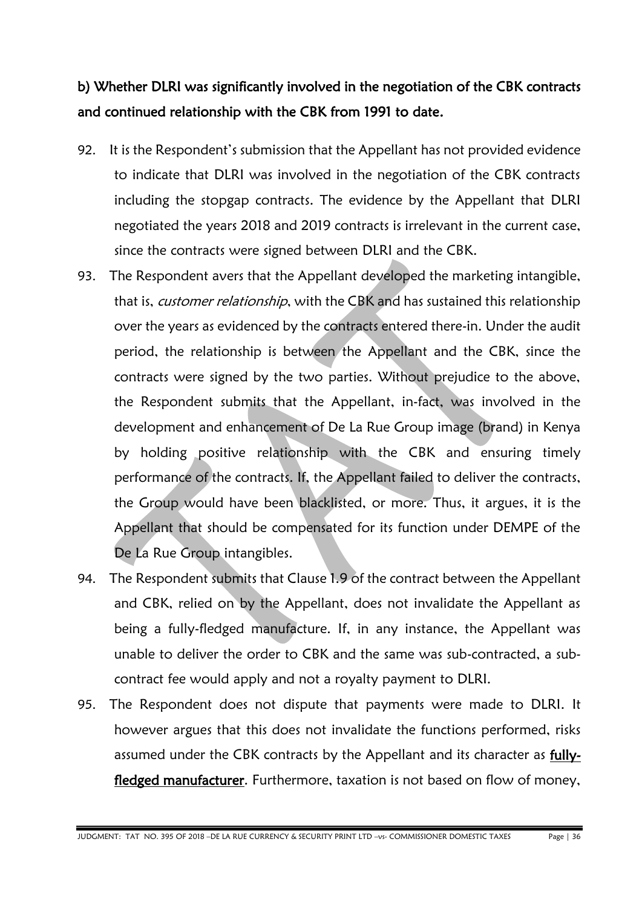**b) Whether DLRI was significantly involved in the negotiation of the CBK contracts and continued relationship with the CBK from 1991 to date.**

92. It is the Respondent's submission that the Appellant has not provided evidence to indicate that DLRI was involved in the negotiation of the CBK contracts including the stopgap contracts. The evidence by the Appellant that DLRI negotiated the years 2018 and 2019 contracts is irrelevant in the current case, since the contracts were signed between DLRI and the CBK.

93. The Respondent avers that the Appellant developed the marketing intangible, that is, *customer relationship*, with the CBK and has sustained this relationship over the years as evidenced by the contracts entered there-in. Under the audit period, the relationship is between the Appellant and the CBK, since the contracts were signed by the two parties. Without prejudice to the above, the Respondent submits that the Appellant, in-fact, was involved in the development and enhancement of De La Rue Group image (brand) in Kenya by holding positive relationship with the CBK and ensuring timely performance of the contracts. If, the Appellant failed to deliver the contracts, the Group would have been blacklisted, or more. Thus, it argues, it is the Appellant that should be compensated for its function under DEMPE of the De La Rue Group intangibles.

94. The Respondent submits that Clause 1.9 of the contract between the Appellant and CBK, relied on by the Appellant, does not invalidate the Appellant as being a fully-fledged manufacture. If, in any instance, the Appellant was unable to deliver the order to CBK and the same was sub-contracted, a sub-contract fee would apply and not a royalty payment to DLRI.

95. The Respondent does not dispute that payments were made to DLRI. It however argues that this does not invalidate the functions performed, risks assumed under the CBK contracts by the Appellant and its character as **fully-fledged manufacturer**. Furthermore, taxation is not based on flow of money,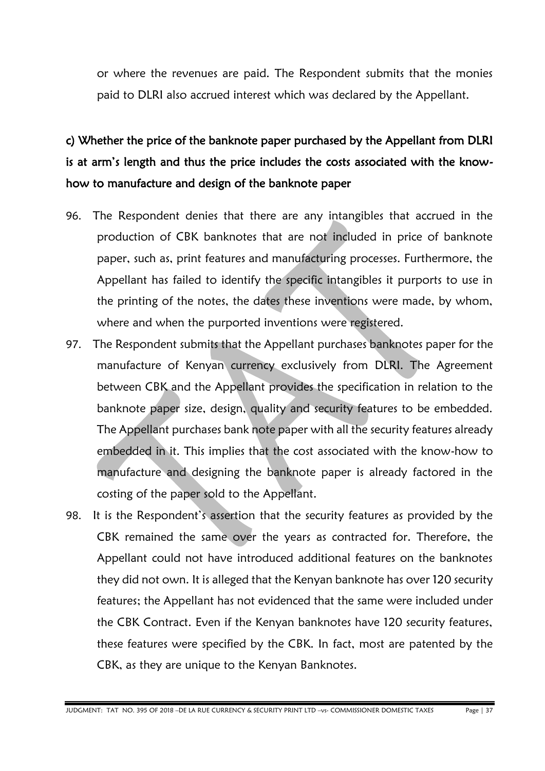or where the revenues are paid. The Respondent submits that the monies paid to DLRI also accrued interest which was declared by the Appellant.

### c) Whether the price of the banknote paper purchased by the Appellant from DLRI is at arm's length and thus the price includes the costs associated with the know-how to manufacture and design of the banknote paper

96. The Respondent denies that there are any intangibles that accrued in the production of CBK banknotes that are not included in price of banknote paper, such as, print features and manufacturing processes. Furthermore, the Appellant has failed to identify the specific intangibles it purports to use in the printing of the notes, the dates these inventions were made, by whom, where and when the purported inventions were registered.
97. The Respondent submits that the Appellant purchases banknotes paper for the manufacture of Kenyan currency exclusively from DLRI. The Agreement between CBK and the Appellant provides the specification in relation to the banknote paper size, design, quality and security features to be embedded. The Appellant purchases bank note paper with all the security features already embedded in it. This implies that the cost associated with the know-how to manufacture and designing the banknote paper is already factored in the costing of the paper sold to the Appellant.
98. It is the Respondent's assertion that the security features as provided by the CBK remained the same over the years as contracted for. Therefore, the Appellant could not have introduced additional features on the banknotes they did not own. It is alleged that the Kenyan banknote has over 120 security features; the Appellant has not evidenced that the same were included under the CBK Contract. Even if the Kenyan banknotes have 120 security features, these features were specified by the CBK. In fact, most are patented by the CBK, as they are unique to the Kenyan Banknotes.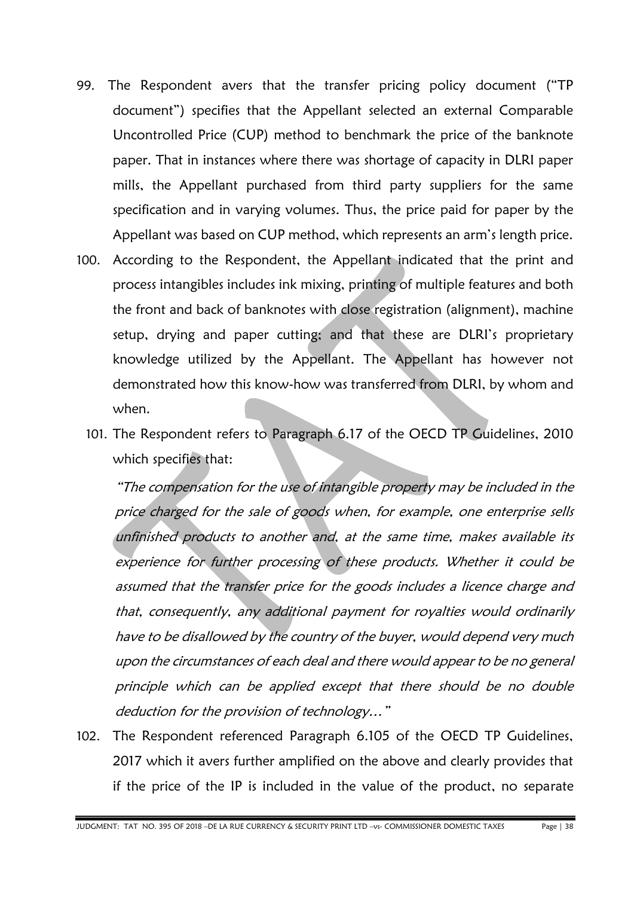99. The Respondent avers that the transfer pricing policy document ("TP document") specifies that the Appellant selected an external Comparable Uncontrolled Price (CUP) method to benchmark the price of the banknote paper. That in instances where there was shortage of capacity in DLRI paper mills, the Appellant purchased from third party suppliers for the same specification and in varying volumes. Thus, the price paid for paper by the Appellant was based on CUP method, which represents an arm's length price.

100. According to the Respondent, the Appellant indicated that the print and process intangibles includes ink mixing, printing of multiple features and both the front and back of banknotes with close registration (alignment), machine setup, drying and paper cutting; and that these are DLRI's proprietary knowledge utilized by the Appellant. The Appellant has however not demonstrated how this know-how was transferred from DLRI, by whom and when.

101. The Respondent refers to Paragraph 6.17 of the OECD TP Guidelines, 2010 which specifies that:

*"The compensation for the use of intangible property may be included in the price charged for the sale of goods when, for example, one enterprise sells unfinished products to another and, at the same time, makes available its experience for further processing of these products. Whether it could be assumed that the transfer price for the goods includes a licence charge and that, consequently, any additional payment for royalties would ordinarily have to be disallowed by the country of the buyer, would depend very much upon the circumstances of each deal and there would appear to be no general principle which can be applied except that there should be no double deduction for the provision of technology…"*

102. The Respondent referenced Paragraph 6.105 of the OECD TP Guidelines, 2017 which it avers further amplified on the above and clearly provides that if the price of the IP is included in the value of the product, no separate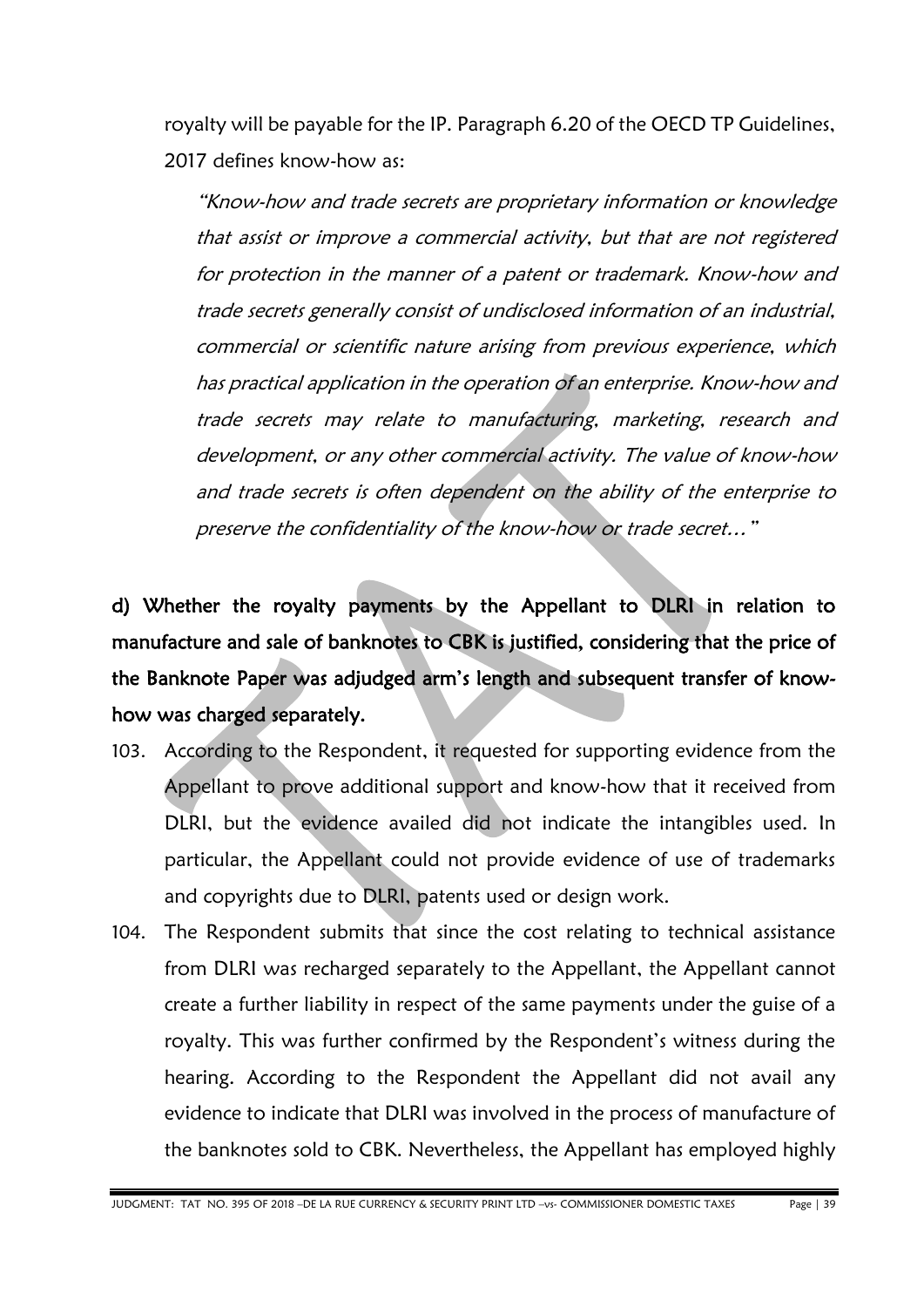royalty will be payable for the IP. Paragraph 6.20 of the OECD TP Guidelines, 2017 defines know-how as:

> *"Know-how and trade secrets are proprietary information or knowledge that assist or improve a commercial activity, but that are not registered for protection in the manner of a patent or trademark. Know-how and trade secrets generally consist of undisclosed information of an industrial, commercial or scientific nature arising from previous experience, which has practical application in the operation of an enterprise. Know-how and trade secrets may relate to manufacturing, marketing, research and development, or any other commercial activity. The value of know-how and trade secrets is often dependent on the ability of the enterprise to preserve the confidentiality of the know-how or trade secret…"*

**d) Whether the royalty payments by the Appellant to DLRI in relation to manufacture and sale of banknotes to CBK is justified, considering that the price of the Banknote Paper was adjudged arm's length and subsequent transfer of know-how was charged separately.**

103. According to the Respondent, it requested for supporting evidence from the Appellant to prove additional support and know-how that it received from DLRI, but the evidence availed did not indicate the intangibles used. In particular, the Appellant could not provide evidence of use of trademarks and copyrights due to DLRI, patents used or design work.

104. The Respondent submits that since the cost relating to technical assistance from DLRI was recharged separately to the Appellant, the Appellant cannot create a further liability in respect of the same payments under the guise of a royalty. This was further confirmed by the Respondent's witness during the hearing. According to the Respondent the Appellant did not avail any evidence to indicate that DLRI was involved in the process of manufacture of the banknotes sold to CBK. Nevertheless, the Appellant has employed highly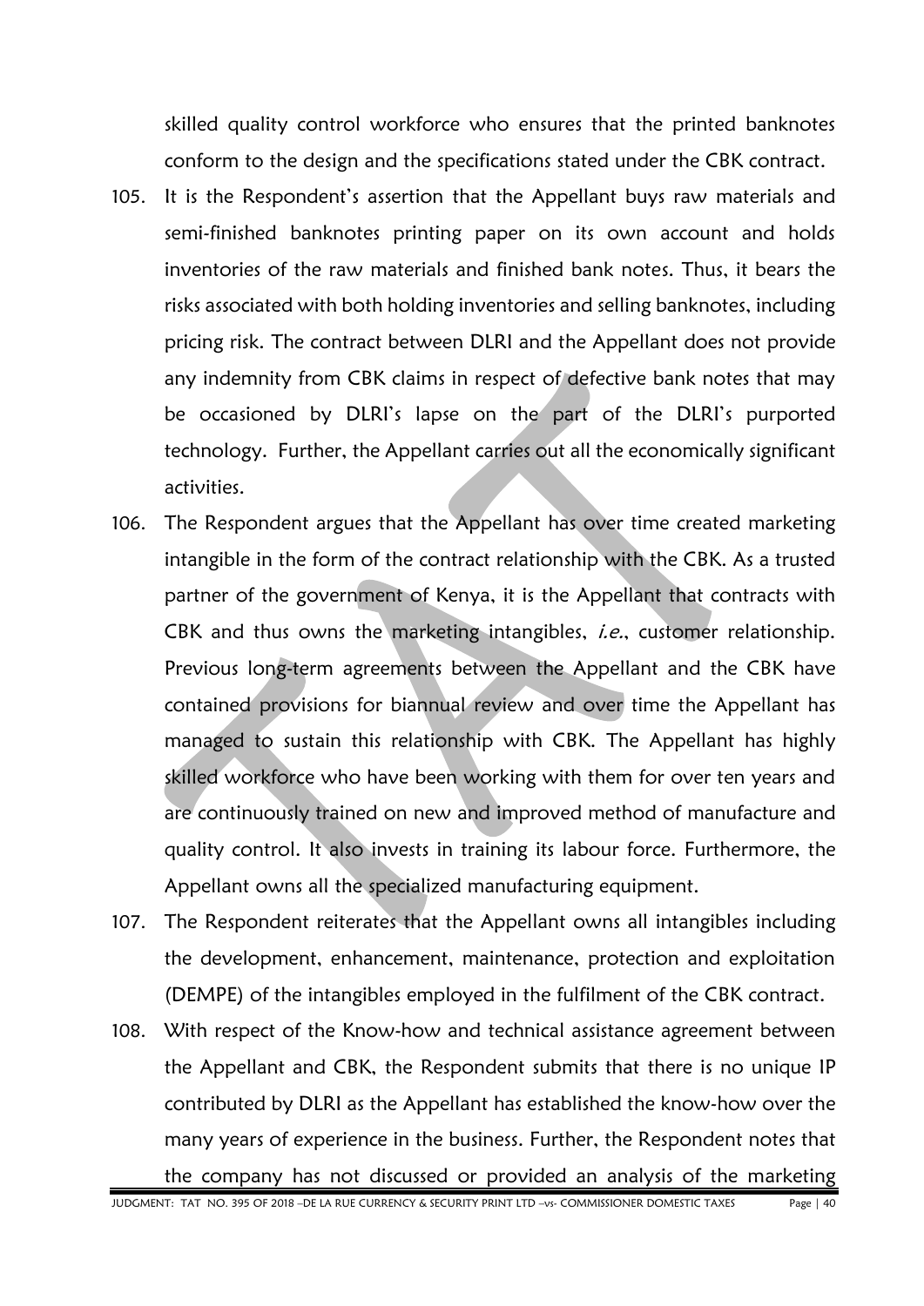skilled quality control workforce who ensures that the printed banknotes conform to the design and the specifications stated under the CBK contract.

105. It is the Respondent's assertion that the Appellant buys raw materials and semi-finished banknotes printing paper on its own account and holds inventories of the raw materials and finished bank notes. Thus, it bears the risks associated with both holding inventories and selling banknotes, including pricing risk. The contract between DLRI and the Appellant does not provide any indemnity from CBK claims in respect of defective bank notes that may be occasioned by DLRI's lapse on the part of the DLRI's purported technology. Further, the Appellant carries out all the economically significant activities.

106. The Respondent argues that the Appellant has over time created marketing intangible in the form of the contract relationship with the CBK. As a trusted partner of the government of Kenya, it is the Appellant that contracts with CBK and thus owns the marketing intangibles, *i.e.*, customer relationship. Previous long-term agreements between the Appellant and the CBK have contained provisions for biannual review and over time the Appellant has managed to sustain this relationship with CBK. The Appellant has highly skilled workforce who have been working with them for over ten years and are continuously trained on new and improved method of manufacture and quality control. It also invests in training its labour force. Furthermore, the Appellant owns all the specialized manufacturing equipment.

107. The Respondent reiterates that the Appellant owns all intangibles including the development, enhancement, maintenance, protection and exploitation (DEMPE) of the intangibles employed in the fulfilment of the CBK contract.

108. With respect of the Know-how and technical assistance agreement between the Appellant and CBK, the Respondent submits that there is no unique IP contributed by DLRI as the Appellant has established the know-how over the many years of experience in the business. Further, the Respondent notes that the company has not discussed or provided an analysis of the marketing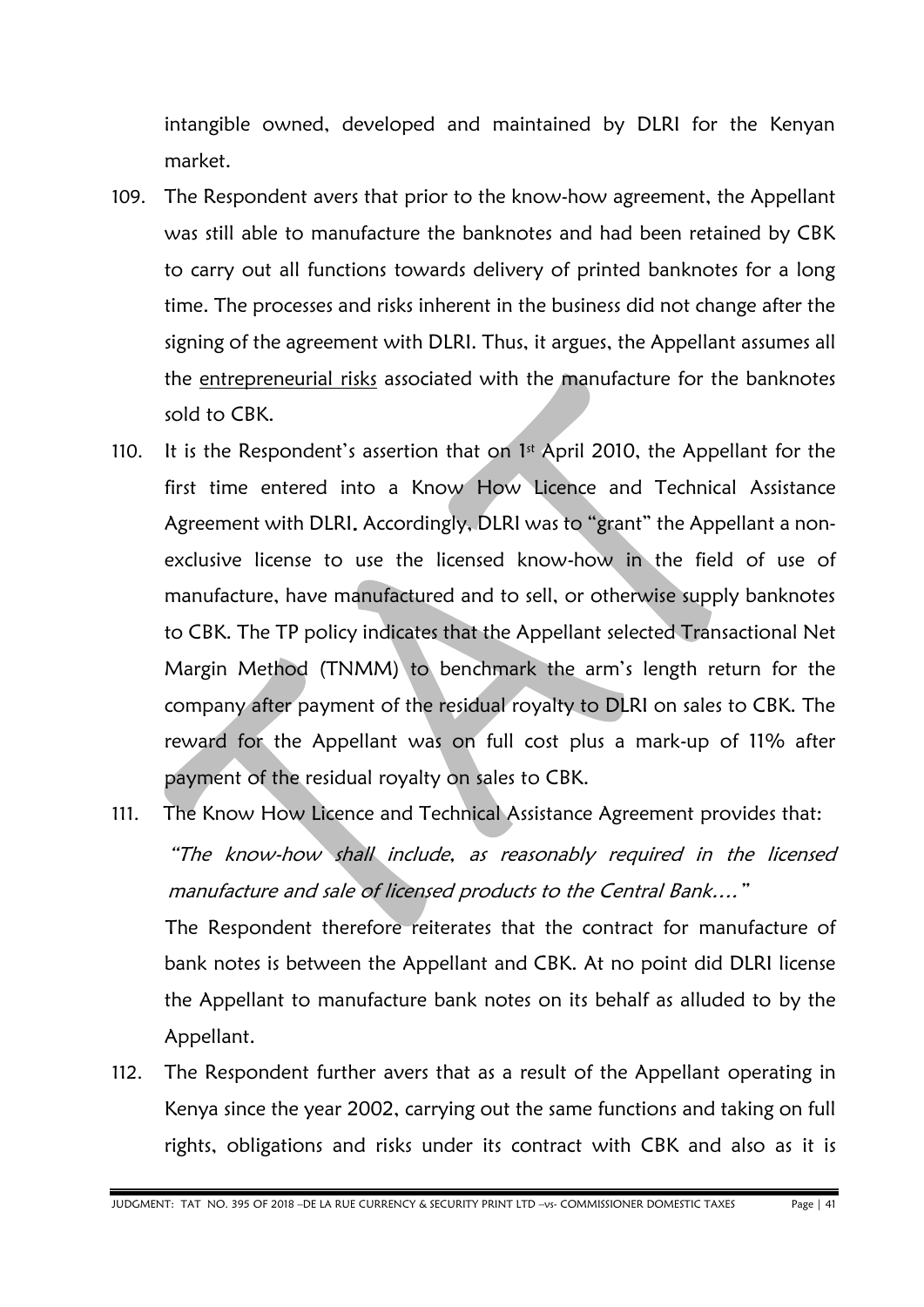intangible owned, developed and maintained by DLRI for the Kenyan market.

109. The Respondent avers that prior to the know-how agreement, the Appellant was still able to manufacture the banknotes and had been retained by CBK to carry out all functions towards delivery of printed banknotes for a long time. The processes and risks inherent in the business did not change after the signing of the agreement with DLRI. Thus, it argues, the Appellant assumes all the <u>entrepreneurial risks</u> associated with the manufacture for the banknotes sold to CBK.

110. It is the Respondent's assertion that on 1st April 2010, the Appellant for the first time entered into a Know How Licence and Technical Assistance Agreement with DLRI**.** Accordingly, DLRI was to "grant" the Appellant a non-exclusive license to use the licensed know-how in the field of use of manufacture, have manufactured and to sell, or otherwise supply banknotes to CBK. The TP policy indicates that the Appellant selected Transactional Net Margin Method (TNMM) to benchmark the arm's length return for the company after payment of the residual royalty to DLRI on sales to CBK. The reward for the Appellant was on full cost plus a mark-up of 11% after payment of the residual royalty on sales to CBK.

111. The Know How Licence and Technical Assistance Agreement provides that:

*"The know-how shall include, as reasonably required in the licensed manufacture and sale of licensed products to the Central Bank…."*

The Respondent therefore reiterates that the contract for manufacture of bank notes is between the Appellant and CBK. At no point did DLRI license the Appellant to manufacture bank notes on its behalf as alluded to by the Appellant.

112. The Respondent further avers that as a result of the Appellant operating in Kenya since the year 2002, carrying out the same functions and taking on full rights, obligations and risks under its contract with CBK and also as it is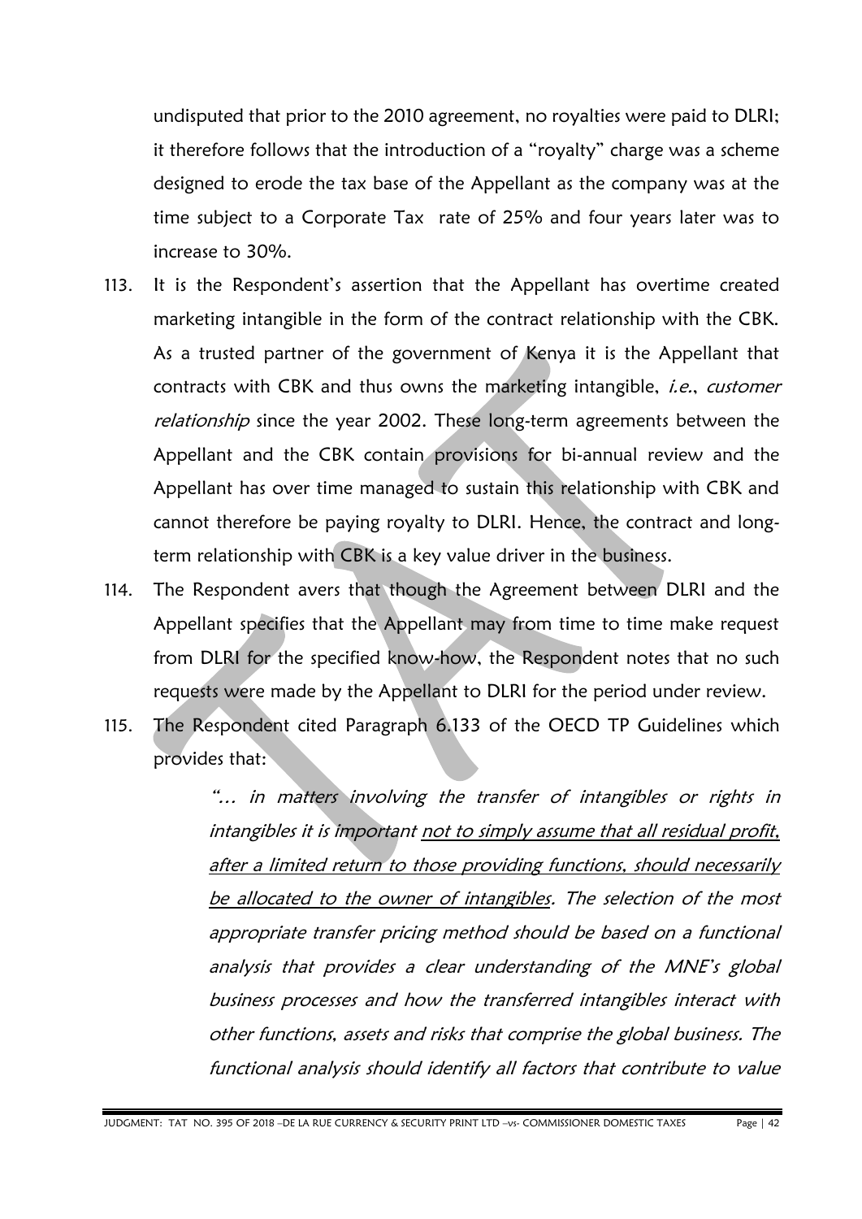undisputed that prior to the 2010 agreement, no royalties were paid to DLRI; it therefore follows that the introduction of a "royalty" charge was a scheme designed to erode the tax base of the Appellant as the company was at the time subject to a Corporate Tax rate of 25% and four years later was to increase to 30%.

113. It is the Respondent's assertion that the Appellant has overtime created marketing intangible in the form of the contract relationship with the CBK. As a trusted partner of the government of Kenya it is the Appellant that contracts with CBK and thus owns the marketing intangible, *i.e.*, *customer relationship* since the year 2002. These long-term agreements between the Appellant and the CBK contain provisions for bi-annual review and the Appellant has over time managed to sustain this relationship with CBK and cannot therefore be paying royalty to DLRI. Hence, the contract and long-term relationship with CBK is a key value driver in the business.

114. The Respondent avers that though the Agreement between DLRI and the Appellant specifies that the Appellant may from time to time make request from DLRI for the specified know-how, the Respondent notes that no such requests were made by the Appellant to DLRI for the period under review.

115. The Respondent cited Paragraph 6.133 of the OECD TP Guidelines which provides that:

> *"… in matters involving the transfer of intangibles or rights in intangibles it is important <u>not to simply assume that all residual profit, after a limited return to those providing functions, should necessarily be allocated to the owner of intangibles</u>. The selection of the most appropriate transfer pricing method should be based on a functional analysis that provides a clear understanding of the MNE's global business processes and how the transferred intangibles interact with other functions, assets and risks that comprise the global business. The functional analysis should identify all factors that contribute to value*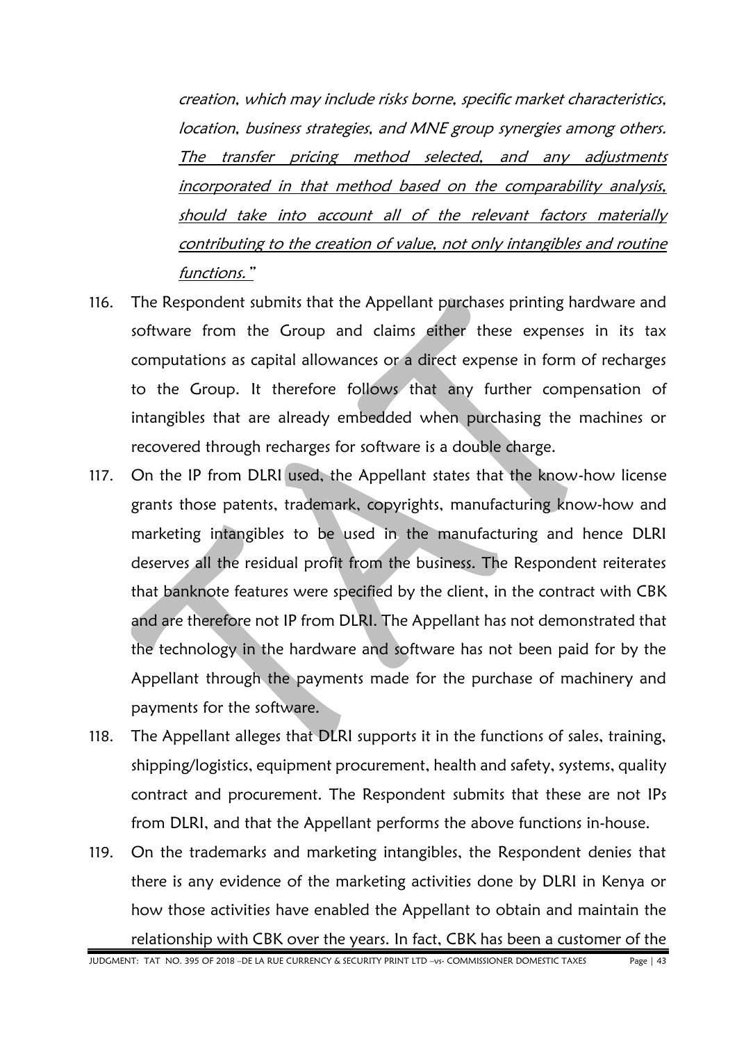*creation, which may include risks borne, specific market characteristics, location, business strategies, and MNE group synergies among others. The transfer pricing method selected, and any adjustments incorporated in that method based on the comparability analysis, should take into account all of the relevant factors materially contributing to the creation of value, not only intangibles and routine functions."*

116. The Respondent submits that the Appellant purchases printing hardware and software from the Group and claims either these expenses in its tax computations as capital allowances or a direct expense in form of recharges to the Group. It therefore follows that any further compensation of intangibles that are already embedded when purchasing the machines or recovered through recharges for software is a double charge.

117. On the IP from DLRI used, the Appellant states that the know-how license grants those patents, trademark, copyrights, manufacturing know-how and marketing intangibles to be used in the manufacturing and hence DLRI deserves all the residual profit from the business. The Respondent reiterates that banknote features were specified by the client, in the contract with CBK and are therefore not IP from DLRI. The Appellant has not demonstrated that the technology in the hardware and software has not been paid for by the Appellant through the payments made for the purchase of machinery and payments for the software.

118. The Appellant alleges that DLRI supports it in the functions of sales, training, shipping/logistics, equipment procurement, health and safety, systems, quality contract and procurement. The Respondent submits that these are not IPs from DLRI, and that the Appellant performs the above functions in-house.

119. On the trademarks and marketing intangibles, the Respondent denies that there is any evidence of the marketing activities done by DLRI in Kenya or how those activities have enabled the Appellant to obtain and maintain the relationship with CBK over the years. In fact, CBK has been a customer of the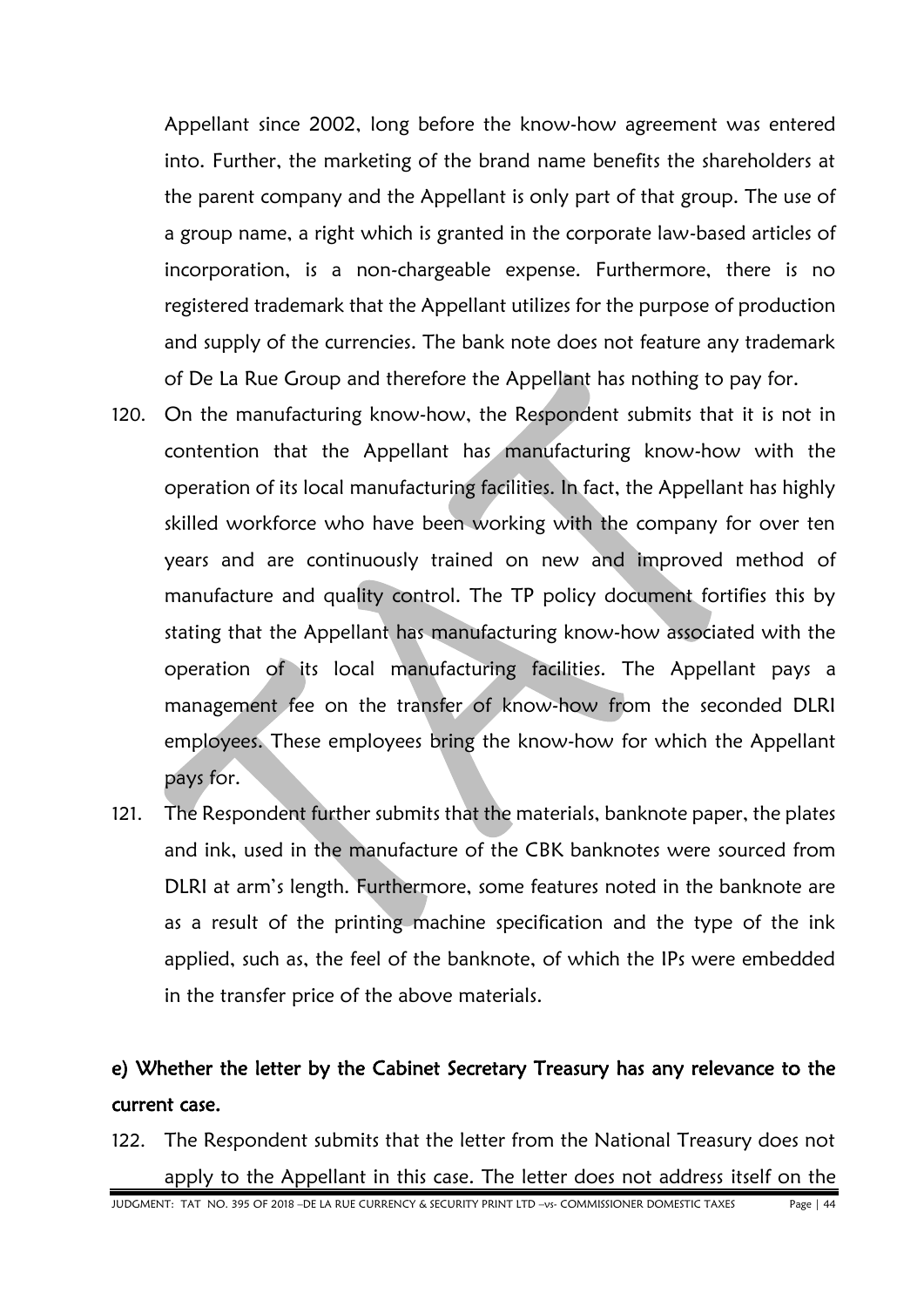Appellant since 2002, long before the know-how agreement was entered into. Further, the marketing of the brand name benefits the shareholders at the parent company and the Appellant is only part of that group. The use of a group name, a right which is granted in the corporate law-based articles of incorporation, is a non-chargeable expense. Furthermore, there is no registered trademark that the Appellant utilizes for the purpose of production and supply of the currencies. The bank note does not feature any trademark of De La Rue Group and therefore the Appellant has nothing to pay for.

120. On the manufacturing know-how, the Respondent submits that it is not in contention that the Appellant has manufacturing know-how with the operation of its local manufacturing facilities. In fact, the Appellant has highly skilled workforce who have been working with the company for over ten years and are continuously trained on new and improved method of manufacture and quality control. The TP policy document fortifies this by stating that the Appellant has manufacturing know-how associated with the operation of its local manufacturing facilities. The Appellant pays a management fee on the transfer of know-how from the seconded DLRI employees. These employees bring the know-how for which the Appellant pays for.

121. The Respondent further submits that the materials, banknote paper, the plates and ink, used in the manufacture of the CBK banknotes were sourced from DLRI at arm's length. Furthermore, some features noted in the banknote are as a result of the printing machine specification and the type of the ink applied, such as, the feel of the banknote, of which the IPs were embedded in the transfer price of the above materials.

**e) Whether the letter by the Cabinet Secretary Treasury has any relevance to the current case.**

122. The Respondent submits that the letter from the National Treasury does not apply to the Appellant in this case. The letter does not address itself on the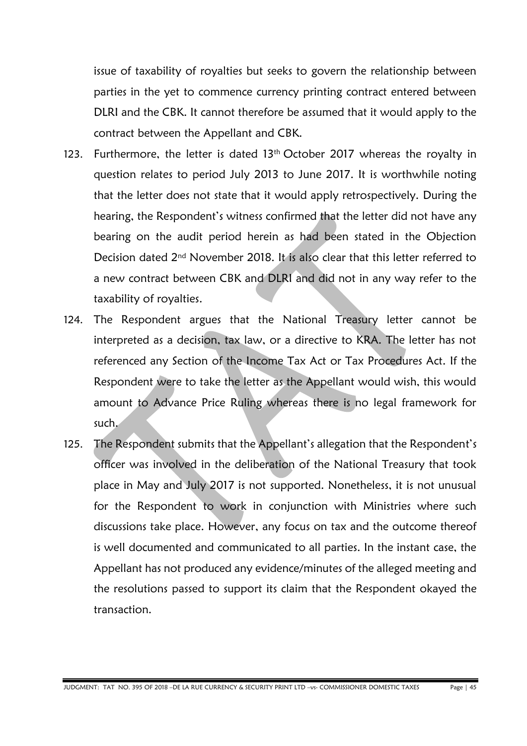issue of taxability of royalties but seeks to govern the relationship between parties in the yet to commence currency printing contract entered between DLRI and the CBK. It cannot therefore be assumed that it would apply to the contract between the Appellant and CBK.

123. Furthermore, the letter is dated 13th October 2017 whereas the royalty in question relates to period July 2013 to June 2017. It is worthwhile noting that the letter does not state that it would apply retrospectively. During the hearing, the Respondent's witness confirmed that the letter did not have any bearing on the audit period herein as had been stated in the Objection Decision dated 2nd November 2018. It is also clear that this letter referred to a new contract between CBK and DLRI and did not in any way refer to the taxability of royalties.

124. The Respondent argues that the National Treasury letter cannot be interpreted as a decision, tax law, or a directive to KRA. The letter has not referenced any Section of the Income Tax Act or Tax Procedures Act. If the Respondent were to take the letter as the Appellant would wish, this would amount to Advance Price Ruling whereas there is no legal framework for such.

125. The Respondent submits that the Appellant's allegation that the Respondent's officer was involved in the deliberation of the National Treasury that took place in May and July 2017 is not supported. Nonetheless, it is not unusual for the Respondent to work in conjunction with Ministries where such discussions take place. However, any focus on tax and the outcome thereof is well documented and communicated to all parties. In the instant case, the Appellant has not produced any evidence/minutes of the alleged meeting and the resolutions passed to support its claim that the Respondent okayed the transaction.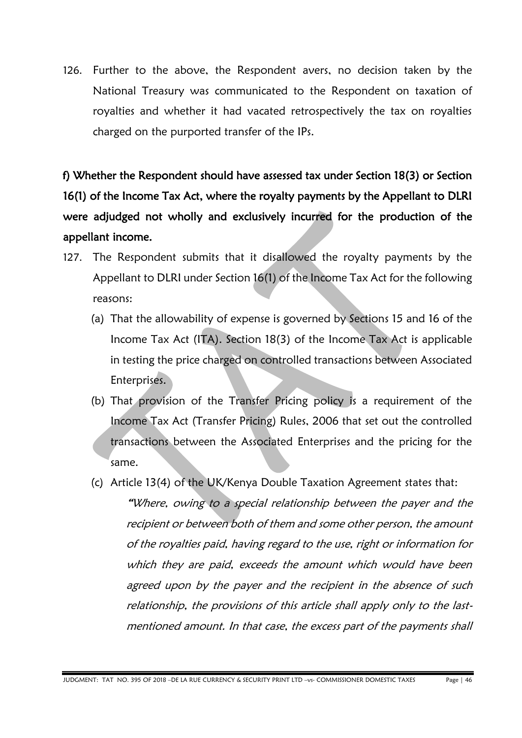126. Further to the above, the Respondent avers, no decision taken by the National Treasury was communicated to the Respondent on taxation of royalties and whether it had vacated retrospectively the tax on royalties charged on the purported transfer of the IPs.

**f) Whether the Respondent should have assessed tax under Section 18(3) or Section 16(1) of the Income Tax Act, where the royalty payments by the Appellant to DLRI were adjudged not wholly and exclusively incurred for the production of the appellant income.**

127. The Respondent submits that it disallowed the royalty payments by the Appellant to DLRI under Section 16(1) of the Income Tax Act for the following reasons:

   (a) That the allowability of expense is governed by Sections 15 and 16 of the Income Tax Act (ITA). Section 18(3) of the Income Tax Act is applicable in testing the price charged on controlled transactions between Associated Enterprises.

   (b) That provision of the Transfer Pricing policy is a requirement of the Income Tax Act (Transfer Pricing) Rules, 2006 that set out the controlled transactions between the Associated Enterprises and the pricing for the same.

   (c) Article 13(4) of the UK/Kenya Double Taxation Agreement states that:

   *"Where, owing to a special relationship between the payer and the recipient or between both of them and some other person, the amount of the royalties paid, having regard to the use, right or information for which they are paid, exceeds the amount which would have been agreed upon by the payer and the recipient in the absence of such relationship, the provisions of this article shall apply only to the last-mentioned amount. In that case, the excess part of the payments shall*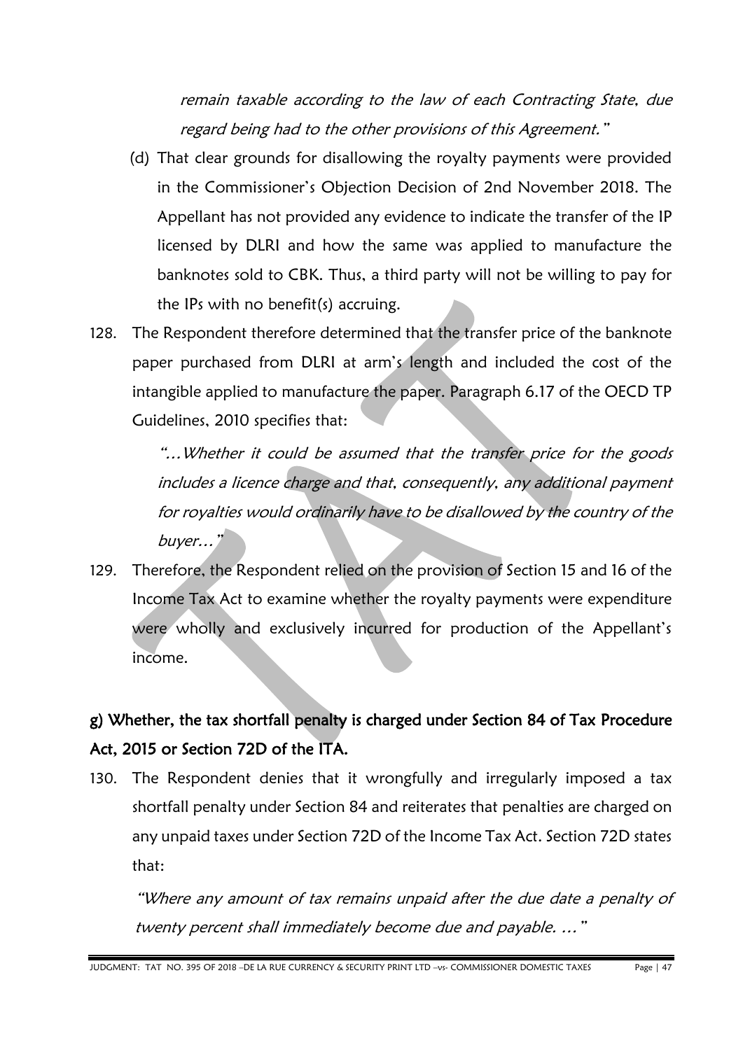*remain taxable according to the law of each Contracting State, due regard being had to the other provisions of this Agreement."*

(d) That clear grounds for disallowing the royalty payments were provided in the Commissioner's Objection Decision of 2nd November 2018. The Appellant has not provided any evidence to indicate the transfer of the IP licensed by DLRI and how the same was applied to manufacture the banknotes sold to CBK. Thus, a third party will not be willing to pay for the IPs with no benefit(s) accruing.

128. The Respondent therefore determined that the transfer price of the banknote paper purchased from DLRI at arm's length and included the cost of the intangible applied to manufacture the paper. Paragraph 6.17 of the OECD TP Guidelines, 2010 specifies that:

*"…Whether it could be assumed that the transfer price for the goods includes a licence charge and that, consequently, any additional payment for royalties would ordinarily have to be disallowed by the country of the buyer…"*

129. Therefore, the Respondent relied on the provision of Section 15 and 16 of the Income Tax Act to examine whether the royalty payments were expenditure were wholly and exclusively incurred for production of the Appellant's income.

## g) Whether, the tax shortfall penalty is charged under Section 84 of Tax Procedure Act, 2015 or Section 72D of the ITA.

130. The Respondent denies that it wrongfully and irregularly imposed a tax shortfall penalty under Section 84 and reiterates that penalties are charged on any unpaid taxes under Section 72D of the Income Tax Act. Section 72D states that:

*"Where any amount of tax remains unpaid after the due date a penalty of twenty percent shall immediately become due and payable. …"*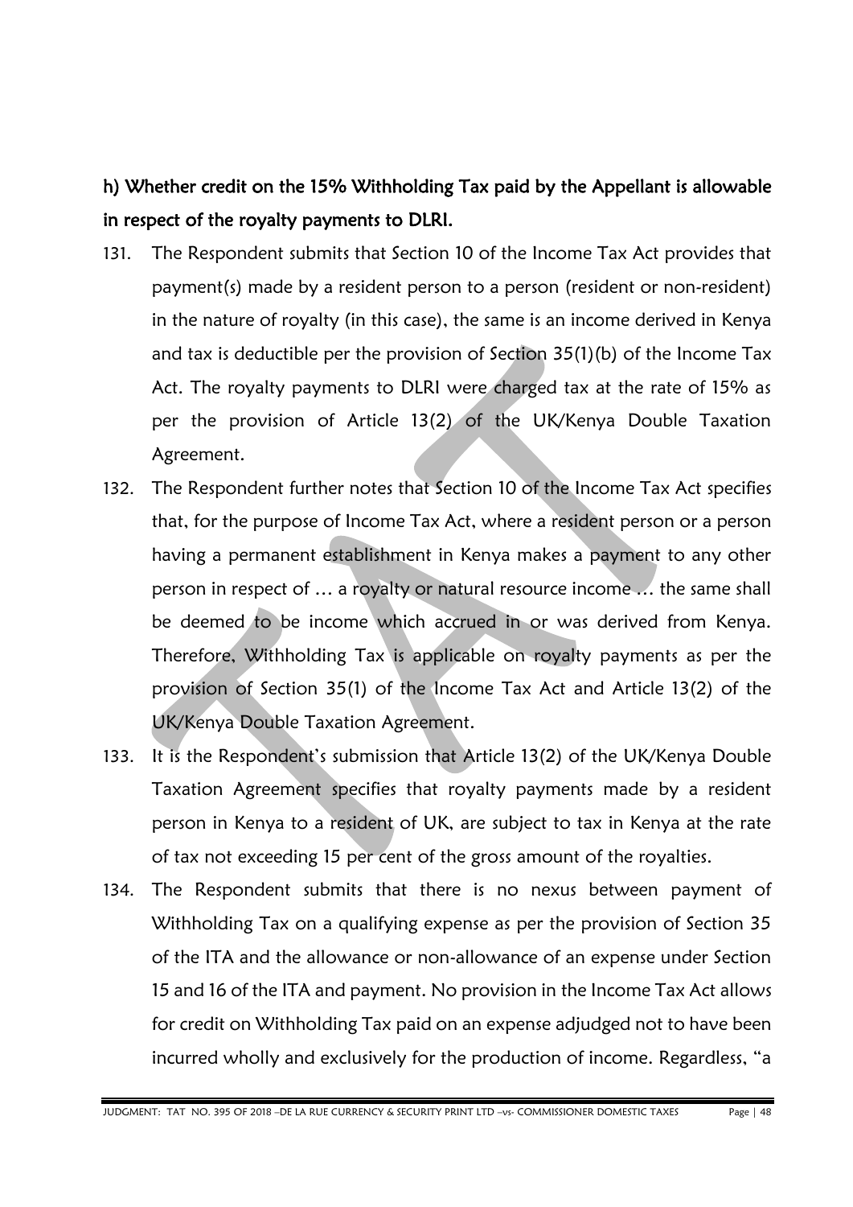**h) Whether credit on the 15% Withholding Tax paid by the Appellant is allowable in respect of the royalty payments to DLRI.**

131. The Respondent submits that Section 10 of the Income Tax Act provides that payment(s) made by a resident person to a person (resident or non-resident) in the nature of royalty (in this case), the same is an income derived in Kenya and tax is deductible per the provision of Section 35(1)(b) of the Income Tax Act. The royalty payments to DLRI were charged tax at the rate of 15% as per the provision of Article 13(2) of the UK/Kenya Double Taxation Agreement.

132. The Respondent further notes that Section 10 of the Income Tax Act specifies that, for the purpose of Income Tax Act, where a resident person or a person having a permanent establishment in Kenya makes a payment to any other person in respect of … a royalty or natural resource income … the same shall be deemed to be income which accrued in or was derived from Kenya. Therefore, Withholding Tax is applicable on royalty payments as per the provision of Section 35(1) of the Income Tax Act and Article 13(2) of the UK/Kenya Double Taxation Agreement.

133. It is the Respondent's submission that Article 13(2) of the UK/Kenya Double Taxation Agreement specifies that royalty payments made by a resident person in Kenya to a resident of UK, are subject to tax in Kenya at the rate of tax not exceeding 15 per cent of the gross amount of the royalties.

134. The Respondent submits that there is no nexus between payment of Withholding Tax on a qualifying expense as per the provision of Section 35 of the ITA and the allowance or non-allowance of an expense under Section 15 and 16 of the ITA and payment. No provision in the Income Tax Act allows for credit on Withholding Tax paid on an expense adjudged not to have been incurred wholly and exclusively for the production of income. Regardless, "a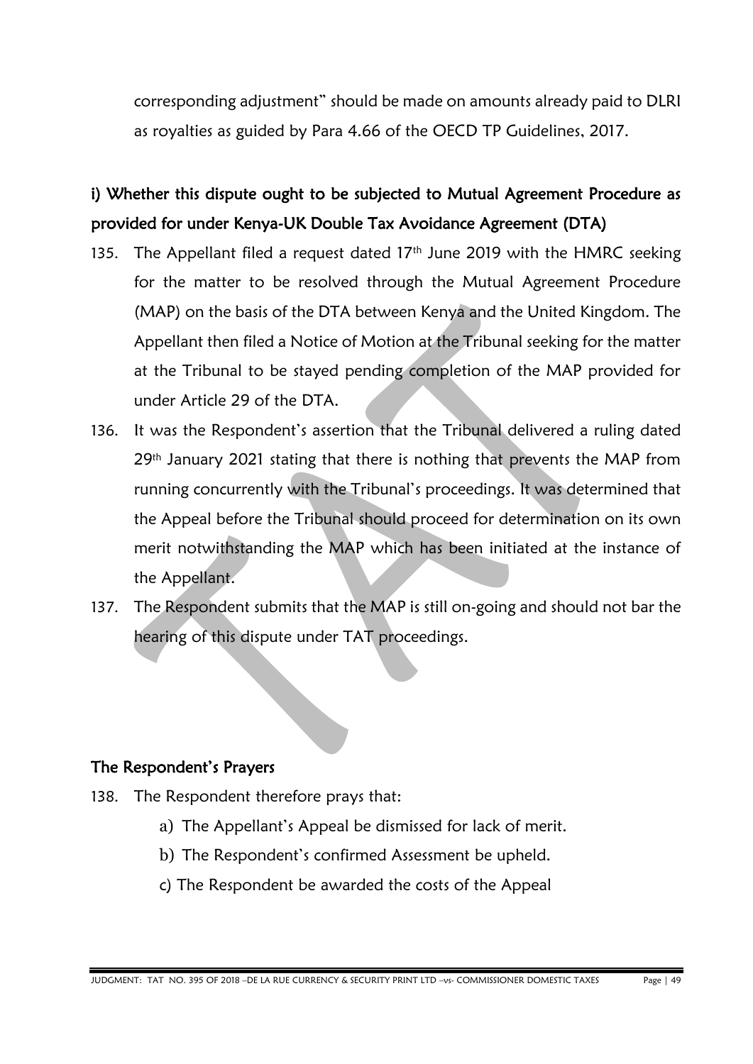corresponding adjustment" should be made on amounts already paid to DLRI as royalties as guided by Para 4.66 of the OECD TP Guidelines, 2017.

## i) Whether this dispute ought to be subjected to Mutual Agreement Procedure as provided for under Kenya-UK Double Tax Avoidance Agreement (DTA)

135. The Appellant filed a request dated 17th June 2019 with the HMRC seeking for the matter to be resolved through the Mutual Agreement Procedure (MAP) on the basis of the DTA between Kenya and the United Kingdom. The Appellant then filed a Notice of Motion at the Tribunal seeking for the matter at the Tribunal to be stayed pending completion of the MAP provided for under Article 29 of the DTA.

136. It was the Respondent's assertion that the Tribunal delivered a ruling dated 29th January 2021 stating that there is nothing that prevents the MAP from running concurrently with the Tribunal's proceedings. It was determined that the Appeal before the Tribunal should proceed for determination on its own merit notwithstanding the MAP which has been initiated at the instance of the Appellant.

137. The Respondent submits that the MAP is still on-going and should not bar the hearing of this dispute under TAT proceedings.

## The Respondent's Prayers

138. The Respondent therefore prays that:

    a) The Appellant's Appeal be dismissed for lack of merit.

    b) The Respondent's confirmed Assessment be upheld.

    c) The Respondent be awarded the costs of the Appeal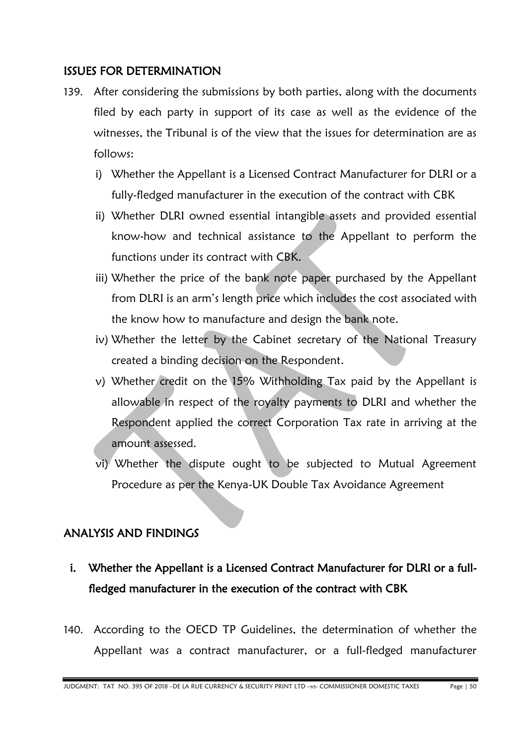## ISSUES FOR DETERMINATION

139. After considering the submissions by both parties, along with the documents filed by each party in support of its case as well as the evidence of the witnesses, the Tribunal is of the view that the issues for determination are as follows:

   i) Whether the Appellant is a Licensed Contract Manufacturer for DLRI or a fully-fledged manufacturer in the execution of the contract with CBK

   ii) Whether DLRI owned essential intangible assets and provided essential know-how and technical assistance to the Appellant to perform the functions under its contract with CBK.

   iii) Whether the price of the bank note paper purchased by the Appellant from DLRI is an arm's length price which includes the cost associated with the know how to manufacture and design the bank note.

   iv) Whether the letter by the Cabinet secretary of the National Treasury created a binding decision on the Respondent.

   v) Whether credit on the 15% Withholding Tax paid by the Appellant is allowable in respect of the royalty payments to DLRI and whether the Respondent applied the correct Corporation Tax rate in arriving at the amount assessed.

   vi) Whether the dispute ought to be subjected to Mutual Agreement Procedure as per the Kenya-UK Double Tax Avoidance Agreement

## ANALYSIS AND FINDINGS

### i. Whether the Appellant is a Licensed Contract Manufacturer for DLRI or a full-fledged manufacturer in the execution of the contract with CBK

140. According to the OECD TP Guidelines, the determination of whether the Appellant was a contract manufacturer, or a full-fledged manufacturer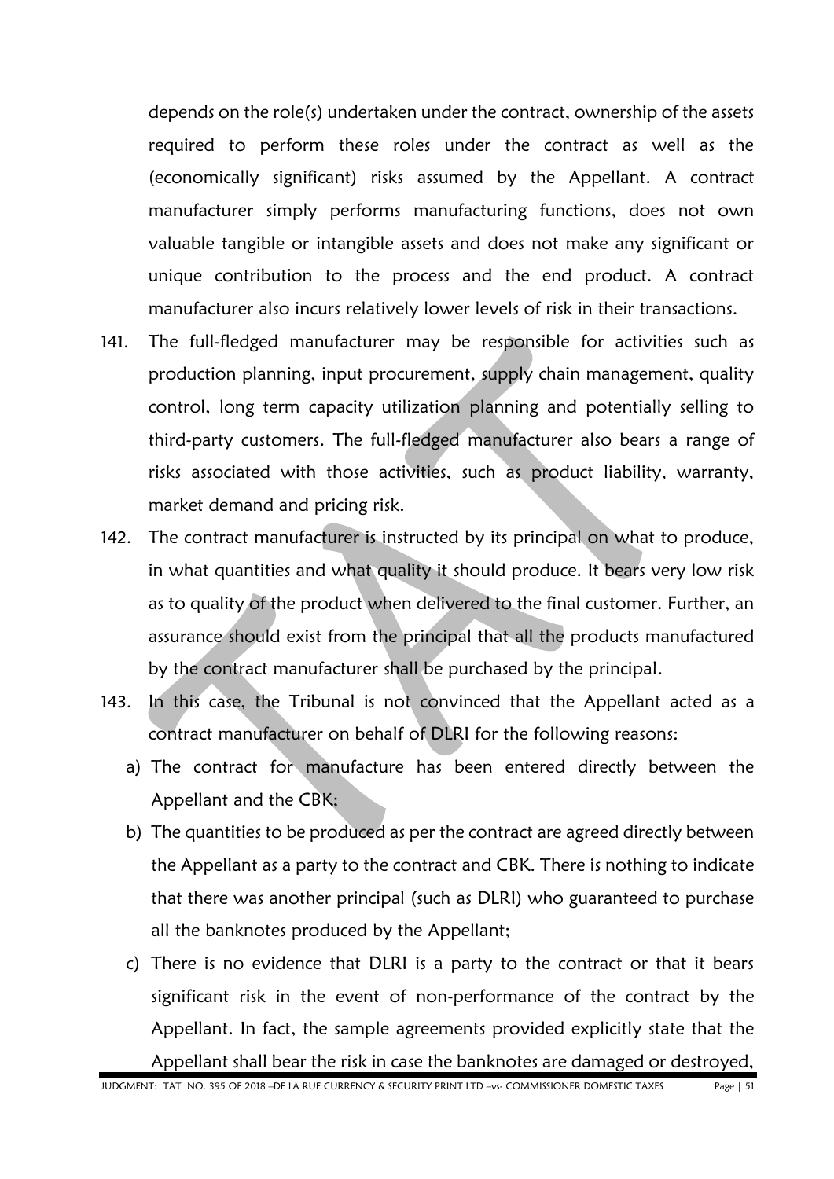depends on the role(s) undertaken under the contract, ownership of the assets required to perform these roles under the contract as well as the (economically significant) risks assumed by the Appellant. A contract manufacturer simply performs manufacturing functions, does not own valuable tangible or intangible assets and does not make any significant or unique contribution to the process and the end product. A contract manufacturer also incurs relatively lower levels of risk in their transactions.

141. The full-fledged manufacturer may be responsible for activities such as production planning, input procurement, supply chain management, quality control, long term capacity utilization planning and potentially selling to third-party customers. The full-fledged manufacturer also bears a range of risks associated with those activities, such as product liability, warranty, market demand and pricing risk.

142. The contract manufacturer is instructed by its principal on what to produce, in what quantities and what quality it should produce. It bears very low risk as to quality of the product when delivered to the final customer. Further, an assurance should exist from the principal that all the products manufactured by the contract manufacturer shall be purchased by the principal.

143. In this case, the Tribunal is not convinced that the Appellant acted as a contract manufacturer on behalf of DLRI for the following reasons:

   a) The contract for manufacture has been entered directly between the Appellant and the CBK;

   b) The quantities to be produced as per the contract are agreed directly between the Appellant as a party to the contract and CBK. There is nothing to indicate that there was another principal (such as DLRI) who guaranteed to purchase all the banknotes produced by the Appellant;

   c) There is no evidence that DLRI is a party to the contract or that it bears significant risk in the event of non-performance of the contract by the Appellant. In fact, the sample agreements provided explicitly state that the Appellant shall bear the risk in case the banknotes are damaged or destroyed,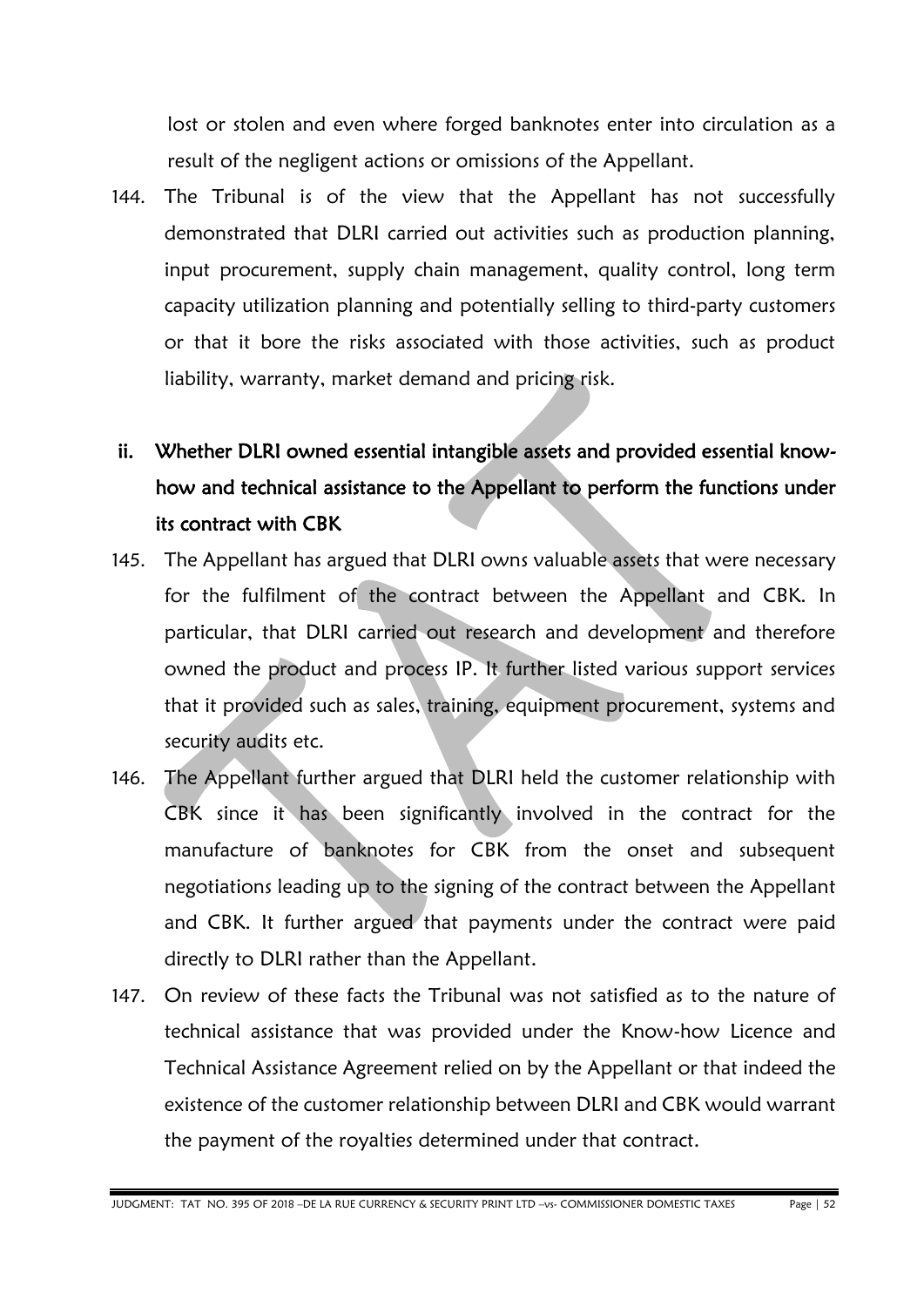lost or stolen and even where forged banknotes enter into circulation as a result of the negligent actions or omissions of the Appellant.

144. The Tribunal is of the view that the Appellant has not successfully demonstrated that DLRI carried out activities such as production planning, input procurement, supply chain management, quality control, long term capacity utilization planning and potentially selling to third-party customers or that it bore the risks associated with those activities, such as product liability, warranty, market demand and pricing risk.

**ii. Whether DLRI owned essential intangible assets and provided essential know-how and technical assistance to the Appellant to perform the functions under its contract with CBK**

145. The Appellant has argued that DLRI owns valuable assets that were necessary for the fulfilment of the contract between the Appellant and CBK. In particular, that DLRI carried out research and development and therefore owned the product and process IP. It further listed various support services that it provided such as sales, training, equipment procurement, systems and security audits etc.

146. The Appellant further argued that DLRI held the customer relationship with CBK since it has been significantly involved in the contract for the manufacture of banknotes for CBK from the onset and subsequent negotiations leading up to the signing of the contract between the Appellant and CBK. It further argued that payments under the contract were paid directly to DLRI rather than the Appellant.

147. On review of these facts the Tribunal was not satisfied as to the nature of technical assistance that was provided under the Know-how Licence and Technical Assistance Agreement relied on by the Appellant or that indeed the existence of the customer relationship between DLRI and CBK would warrant the payment of the royalties determined under that contract.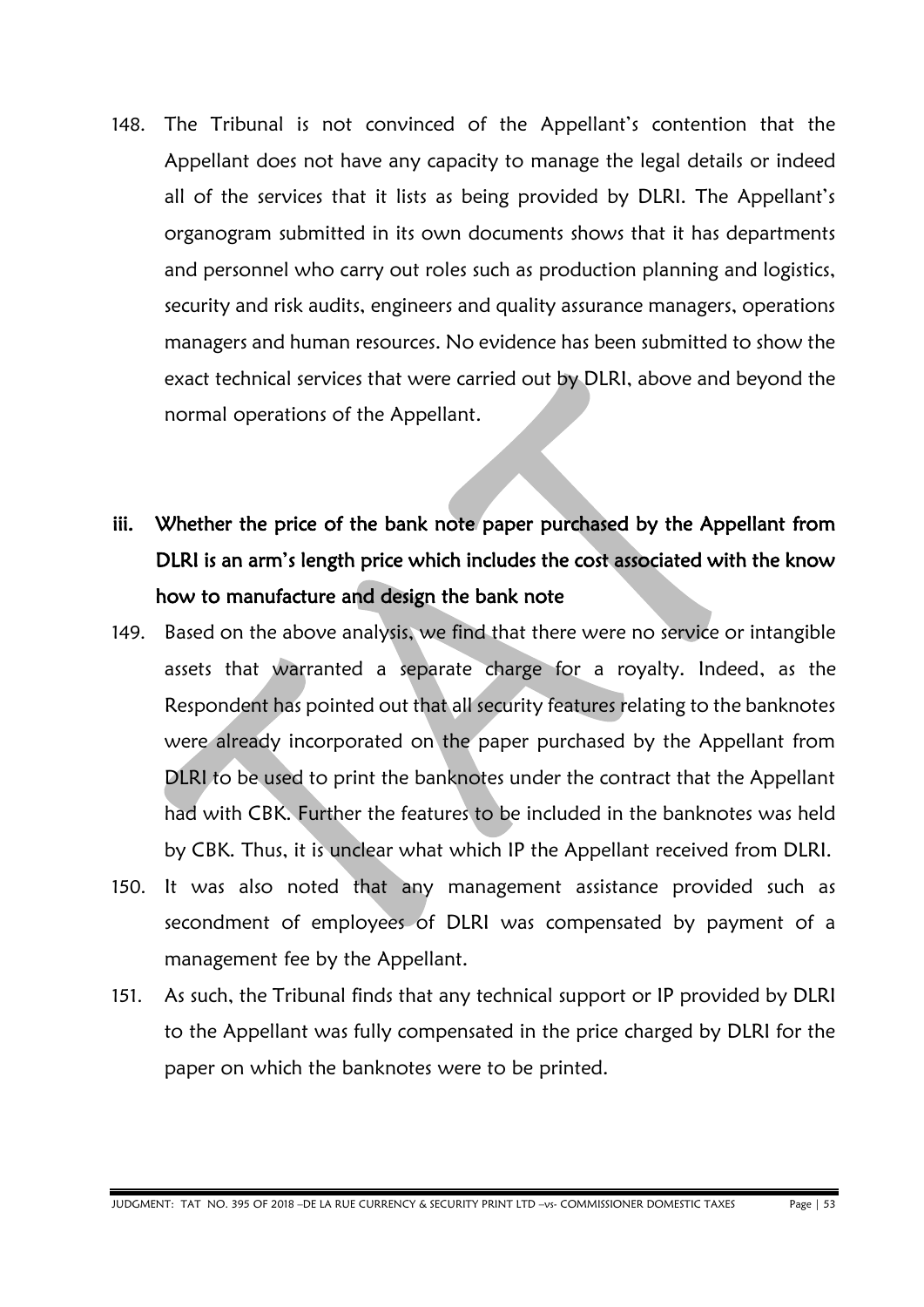148. The Tribunal is not convinced of the Appellant's contention that the Appellant does not have any capacity to manage the legal details or indeed all of the services that it lists as being provided by DLRI. The Appellant's organogram submitted in its own documents shows that it has departments and personnel who carry out roles such as production planning and logistics, security and risk audits, engineers and quality assurance managers, operations managers and human resources. No evidence has been submitted to show the exact technical services that were carried out by DLRI, above and beyond the normal operations of the Appellant.

### iii. Whether the price of the bank note paper purchased by the Appellant from DLRI is an arm's length price which includes the cost associated with the know how to manufacture and design the bank note

149. Based on the above analysis, we find that there were no service or intangible assets that warranted a separate charge for a royalty. Indeed, as the Respondent has pointed out that all security features relating to the banknotes were already incorporated on the paper purchased by the Appellant from DLRI to be used to print the banknotes under the contract that the Appellant had with CBK. Further the features to be included in the banknotes was held by CBK. Thus, it is unclear what which IP the Appellant received from DLRI.

150. It was also noted that any management assistance provided such as secondment of employees of DLRI was compensated by payment of a management fee by the Appellant.

151. As such, the Tribunal finds that any technical support or IP provided by DLRI to the Appellant was fully compensated in the price charged by DLRI for the paper on which the banknotes were to be printed.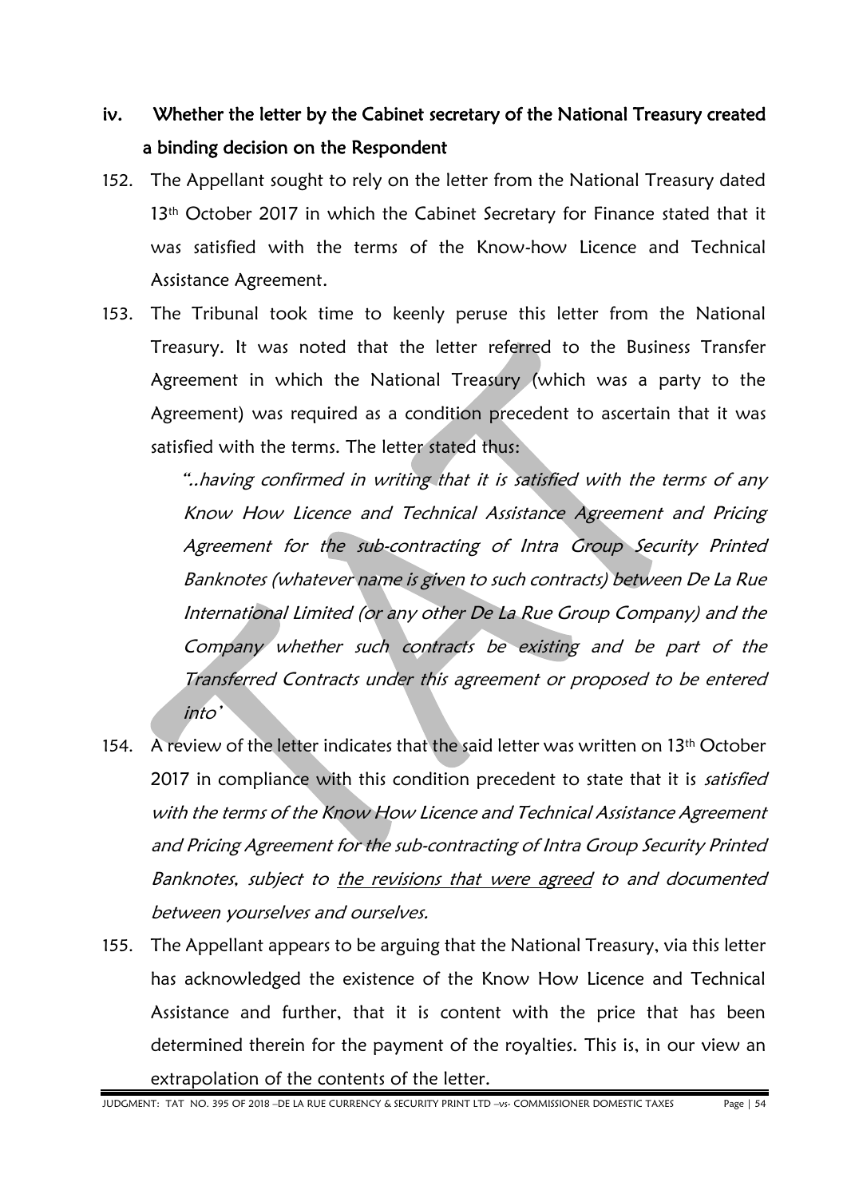## iv. Whether the letter by the Cabinet secretary of the National Treasury created a binding decision on the Respondent

152. The Appellant sought to rely on the letter from the National Treasury dated 13th October 2017 in which the Cabinet Secretary for Finance stated that it was satisfied with the terms of the Know-how Licence and Technical Assistance Agreement.

153. The Tribunal took time to keenly peruse this letter from the National Treasury. It was noted that the letter referred to the Business Transfer Agreement in which the National Treasury (which was a party to the Agreement) was required as a condition precedent to ascertain that it was satisfied with the terms. The letter stated thus:

 *"..having confirmed in writing that it is satisfied with the terms of any Know How Licence and Technical Assistance Agreement and Pricing Agreement for the sub-contracting of Intra Group Security Printed Banknotes (whatever name is given to such contracts) between De La Rue International Limited (or any other De La Rue Group Company) and the Company whether such contracts be existing and be part of the Transferred Contracts under this agreement or proposed to be entered into'*

154. A review of the letter indicates that the said letter was written on 13th October 2017 in compliance with this condition precedent to state that it is *satisfied with the terms of the Know How Licence and Technical Assistance Agreement and Pricing Agreement for the sub-contracting of Intra Group Security Printed Banknotes, subject to <u>the revisions that were agreed</u> to and documented between yourselves and ourselves.*

155. The Appellant appears to be arguing that the National Treasury, via this letter has acknowledged the existence of the Know How Licence and Technical Assistance and further, that it is content with the price that has been determined therein for the payment of the royalties. This is, in our view an extrapolation of the contents of the letter.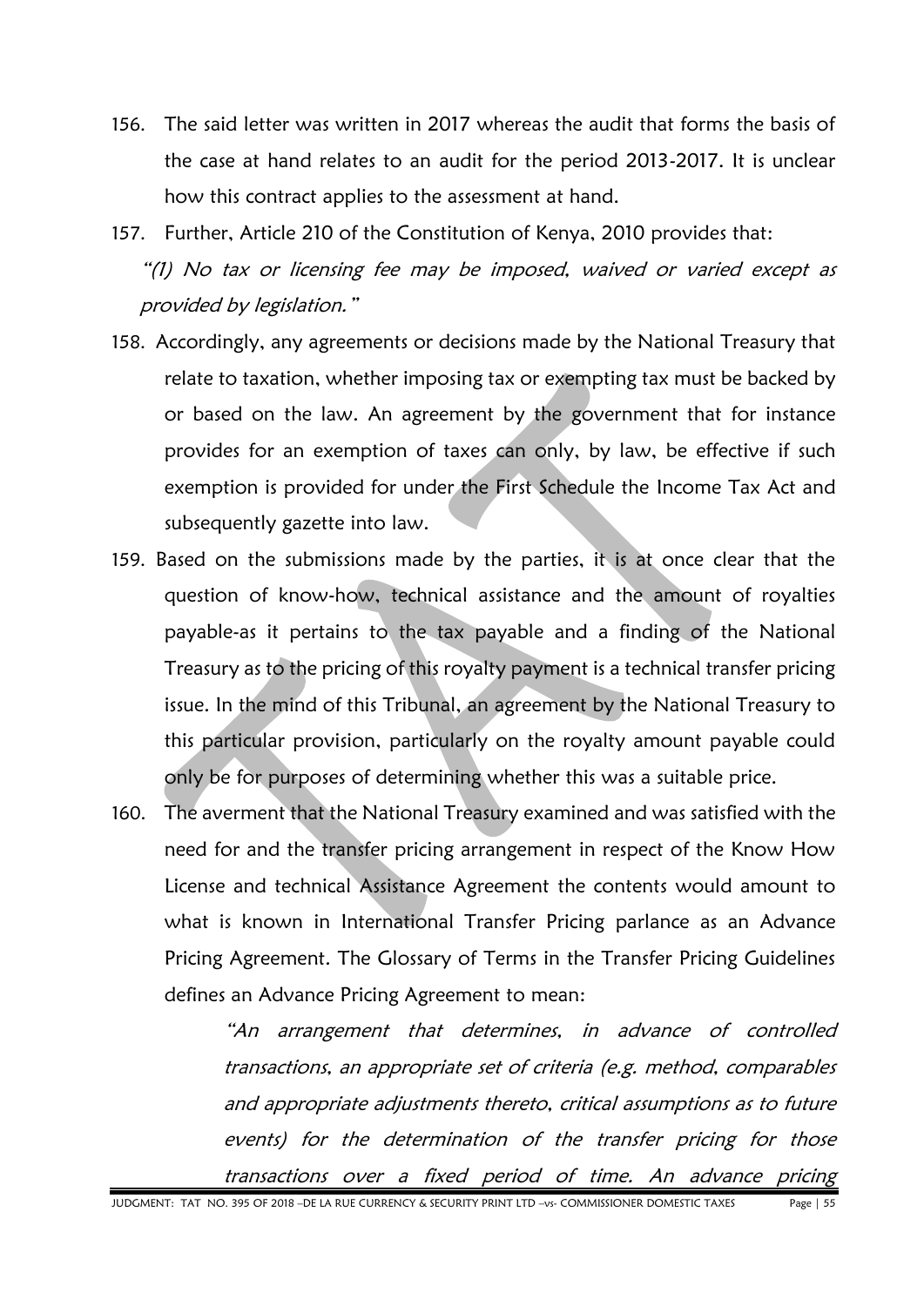156. The said letter was written in 2017 whereas the audit that forms the basis of the case at hand relates to an audit for the period 2013-2017. It is unclear how this contract applies to the assessment at hand.

157. Further, Article 210 of the Constitution of Kenya, 2010 provides that:

*"(1) No tax or licensing fee may be imposed, waived or varied except as provided by legislation."*

158. Accordingly, any agreements or decisions made by the National Treasury that relate to taxation, whether imposing tax or exempting tax must be backed by or based on the law. An agreement by the government that for instance provides for an exemption of taxes can only, by law, be effective if such exemption is provided for under the First Schedule the Income Tax Act and subsequently gazette into law.

159. Based on the submissions made by the parties, it is at once clear that the question of know-how, technical assistance and the amount of royalties payable-as it pertains to the tax payable and a finding of the National Treasury as to the pricing of this royalty payment is a technical transfer pricing issue. In the mind of this Tribunal, an agreement by the National Treasury to this particular provision, particularly on the royalty amount payable could only be for purposes of determining whether this was a suitable price.

160. The averment that the National Treasury examined and was satisfied with the need for and the transfer pricing arrangement in respect of the Know How License and technical Assistance Agreement the contents would amount to what is known in International Transfer Pricing parlance as an Advance Pricing Agreement. The Glossary of Terms in the Transfer Pricing Guidelines defines an Advance Pricing Agreement to mean:

> *"An arrangement that determines, in advance of controlled transactions, an appropriate set of criteria (e.g. method, comparables and appropriate adjustments thereto, critical assumptions as to future events) for the determination of the transfer pricing for those transactions over a fixed period of time. An advance pricing*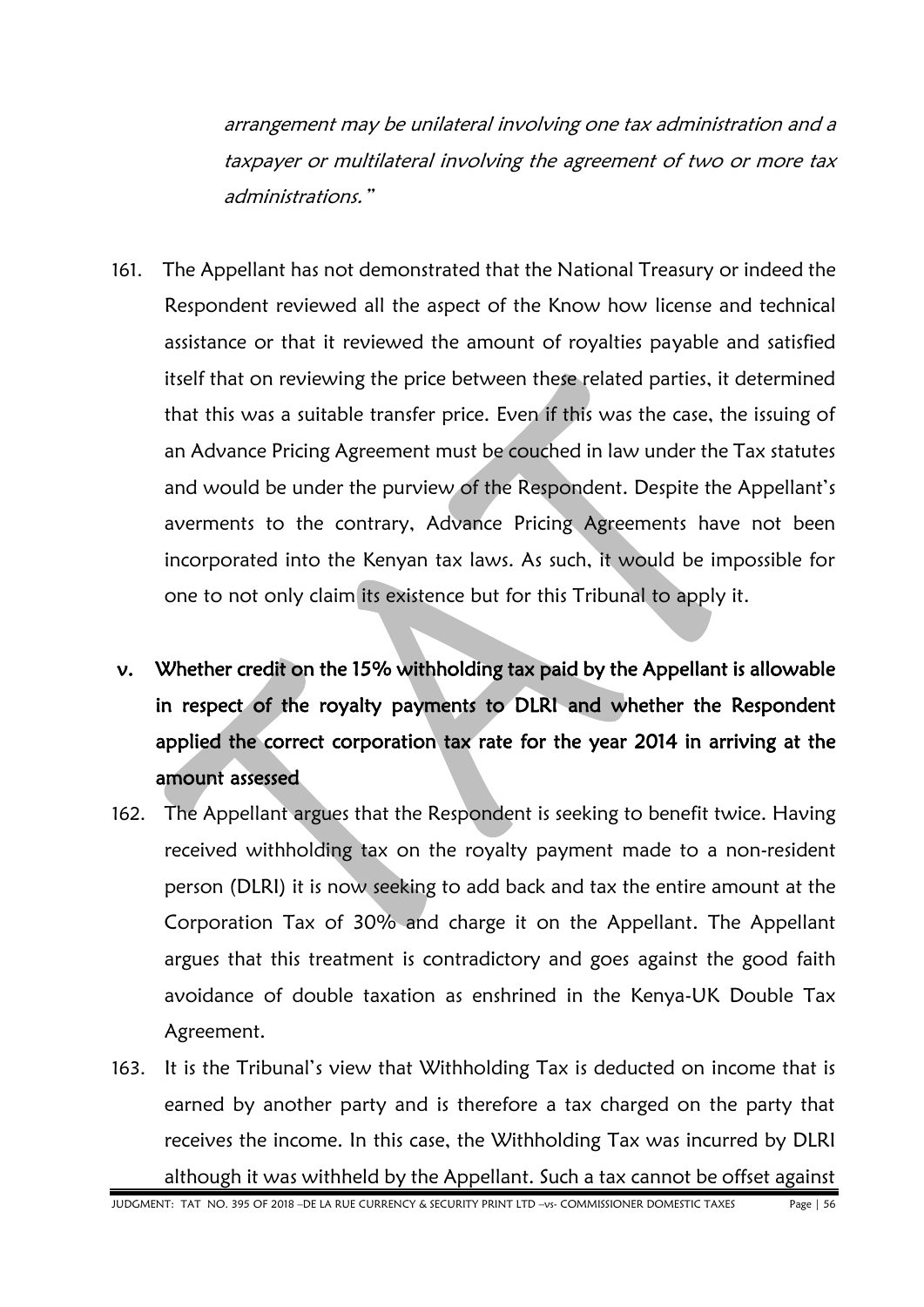*arrangement may be unilateral involving one tax administration and a taxpayer or multilateral involving the agreement of two or more tax administrations."*

161. The Appellant has not demonstrated that the National Treasury or indeed the Respondent reviewed all the aspect of the Know how license and technical assistance or that it reviewed the amount of royalties payable and satisfied itself that on reviewing the price between these related parties, it determined that this was a suitable transfer price. Even if this was the case, the issuing of an Advance Pricing Agreement must be couched in law under the Tax statutes and would be under the purview of the Respondent. Despite the Appellant's averments to the contrary, Advance Pricing Agreements have not been incorporated into the Kenyan tax laws. As such, it would be impossible for one to not only claim its existence but for this Tribunal to apply it.

**v. Whether credit on the 15% withholding tax paid by the Appellant is allowable in respect of the royalty payments to DLRI and whether the Respondent applied the correct corporation tax rate for the year 2014 in arriving at the amount assessed**

162. The Appellant argues that the Respondent is seeking to benefit twice. Having received withholding tax on the royalty payment made to a non-resident person (DLRI) it is now seeking to add back and tax the entire amount at the Corporation Tax of 30% and charge it on the Appellant. The Appellant argues that this treatment is contradictory and goes against the good faith avoidance of double taxation as enshrined in the Kenya-UK Double Tax Agreement.

163. It is the Tribunal's view that Withholding Tax is deducted on income that is earned by another party and is therefore a tax charged on the party that receives the income. In this case, the Withholding Tax was incurred by DLRI although it was withheld by the Appellant. Such a tax cannot be offset against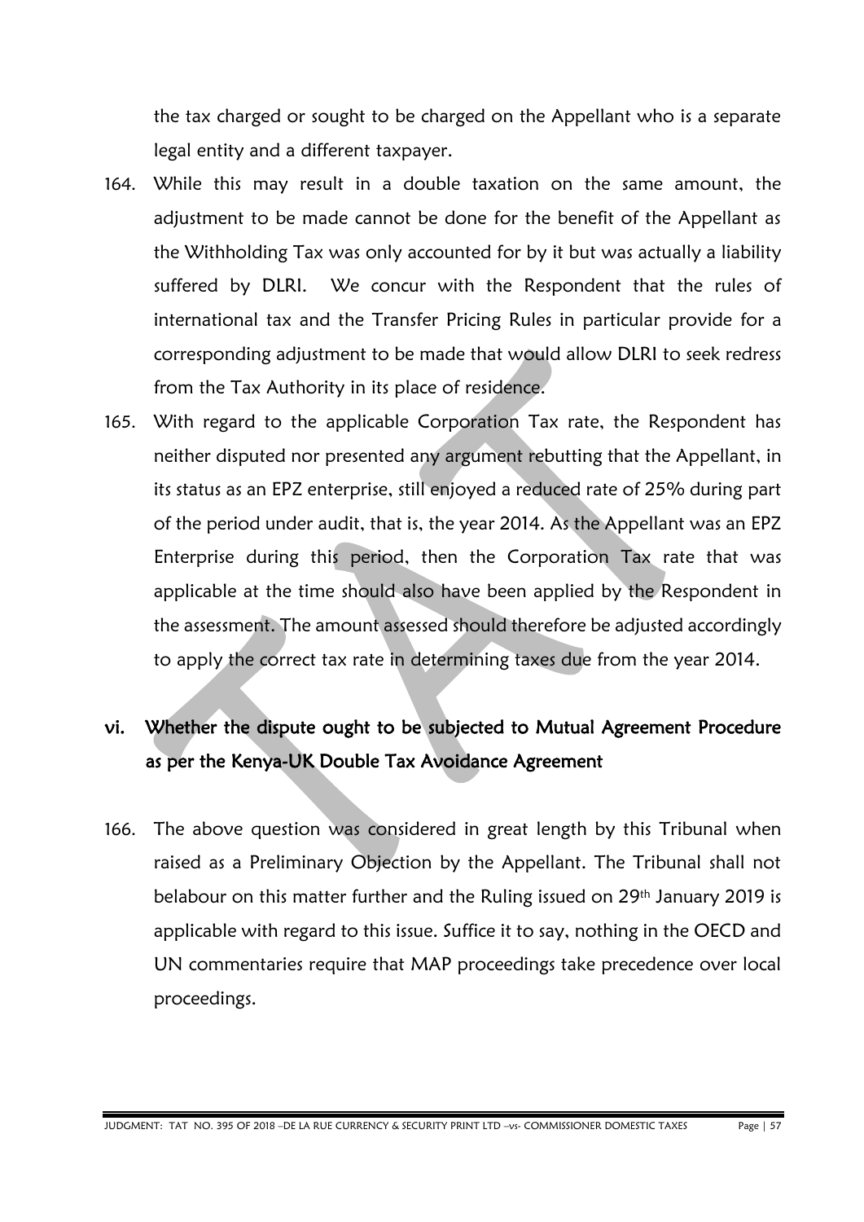the tax charged or sought to be charged on the Appellant who is a separate legal entity and a different taxpayer.

164. While this may result in a double taxation on the same amount, the adjustment to be made cannot be done for the benefit of the Appellant as the Withholding Tax was only accounted for by it but was actually a liability suffered by DLRI. We concur with the Respondent that the rules of international tax and the Transfer Pricing Rules in particular provide for a corresponding adjustment to be made that would allow DLRI to seek redress from the Tax Authority in its place of residence.

165. With regard to the applicable Corporation Tax rate, the Respondent has neither disputed nor presented any argument rebutting that the Appellant, in its status as an EPZ enterprise, still enjoyed a reduced rate of 25% during part of the period under audit, that is, the year 2014. As the Appellant was an EPZ Enterprise during this period, then the Corporation Tax rate that was applicable at the time should also have been applied by the Respondent in the assessment. The amount assessed should therefore be adjusted accordingly to apply the correct tax rate in determining taxes due from the year 2014.

## vi. Whether the dispute ought to be subjected to Mutual Agreement Procedure as per the Kenya-UK Double Tax Avoidance Agreement

166. The above question was considered in great length by this Tribunal when raised as a Preliminary Objection by the Appellant. The Tribunal shall not belabour on this matter further and the Ruling issued on 29th January 2019 is applicable with regard to this issue. Suffice it to say, nothing in the OECD and UN commentaries require that MAP proceedings take precedence over local proceedings.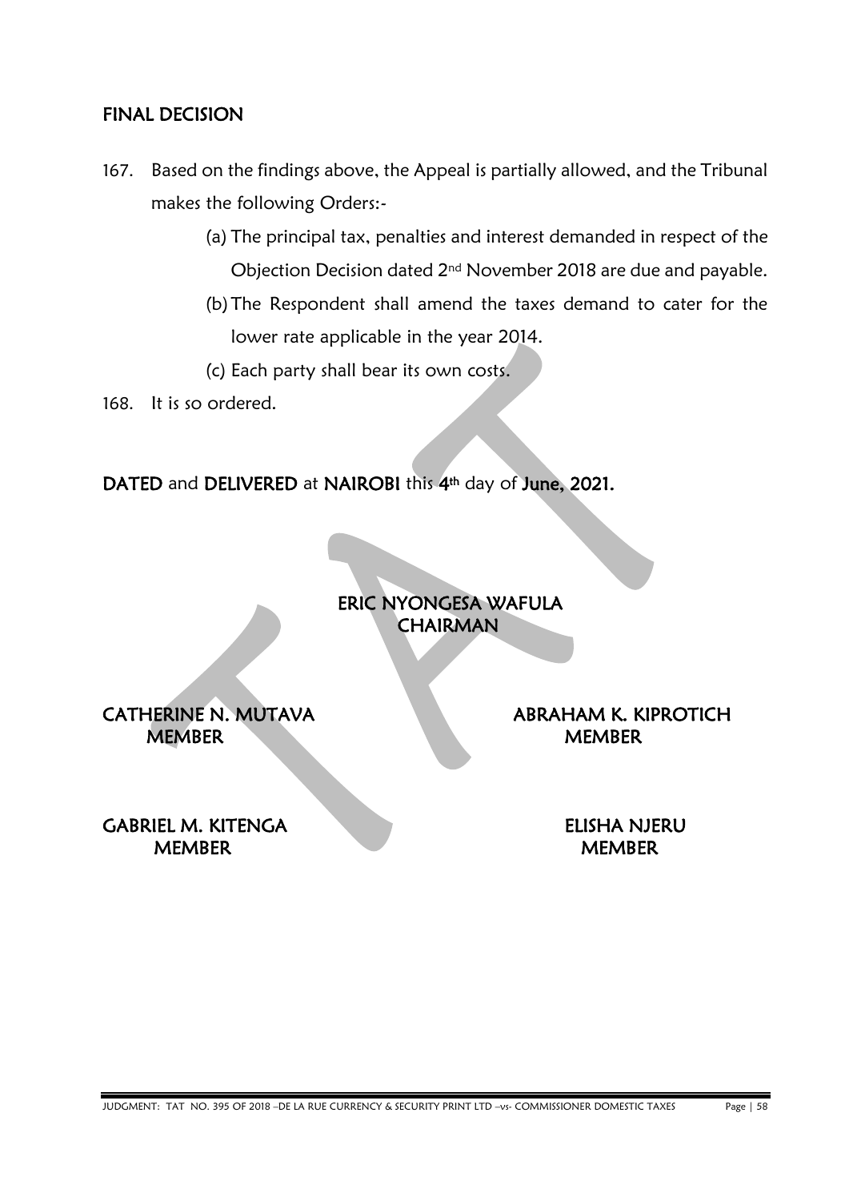## FINAL DECISION

167. Based on the findings above, the Appeal is partially allowed, and the Tribunal makes the following Orders:-

   (a) The principal tax, penalties and interest demanded in respect of the Objection Decision dated 2nd November 2018 are due and payable.

   (b) The Respondent shall amend the taxes demand to cater for the lower rate applicable in the year 2014.

   (c) Each party shall bear its own costs.

168. It is so ordered.

**DATED** and **DELIVERED** at **NAIROBI** this **4th** day of **June, 2021.**

**ERIC NYONGESA WAFULA**
**CHAIRMAN**

**CATHERINE N. MUTAVA**
**MEMBER**

**ABRAHAM K. KIPROTICH**
**MEMBER**

**GABRIEL M. KITENGA**
**MEMBER**

**ELISHA NJERU**
**MEMBER**